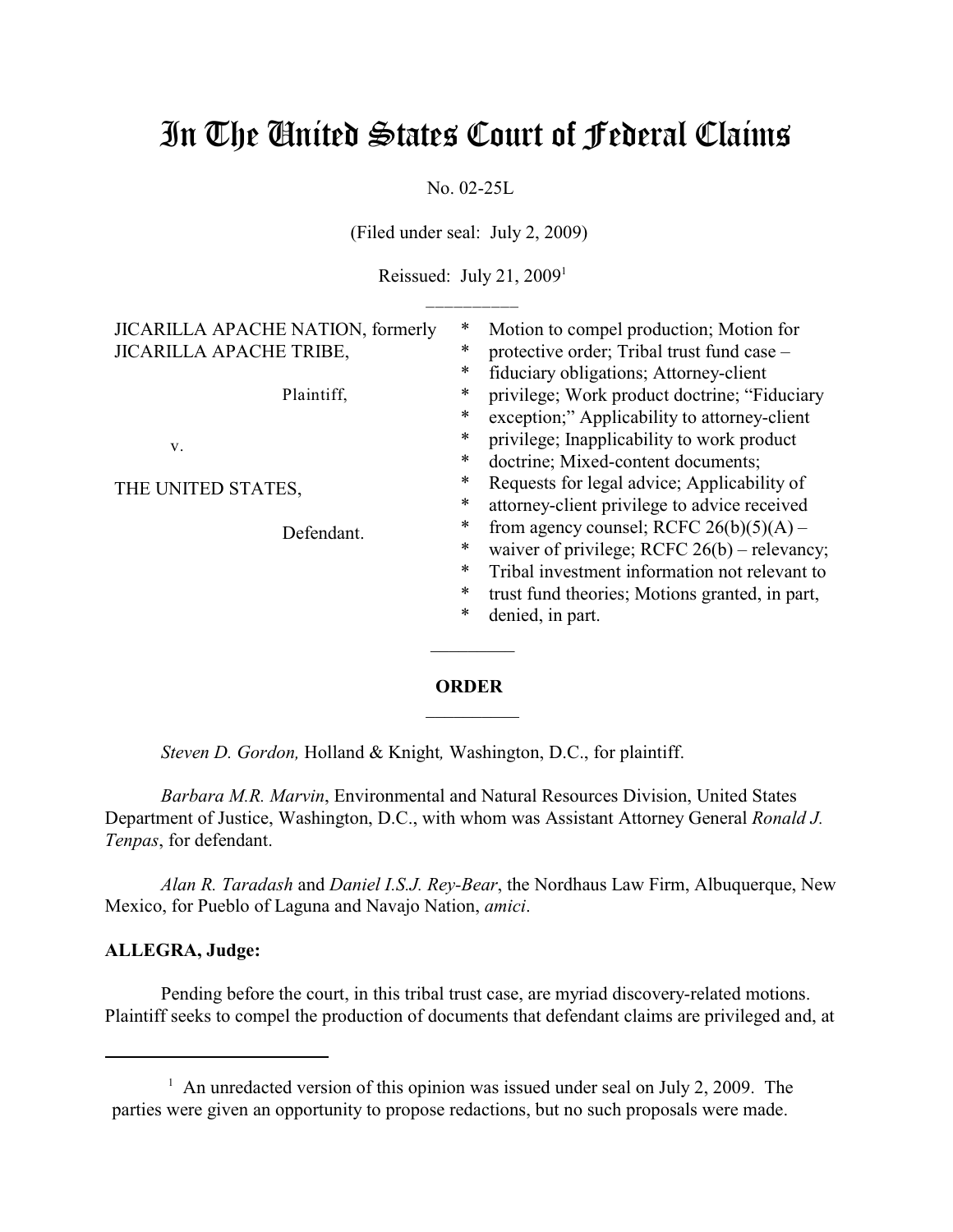# In The United States Court of Federal Claims

No. 02-25L

(Filed under seal: July 2, 2009)

Reissued: July 21, 2009[1]

__________

| | | |
|---|---|---|
| JICARILLA APACHE NATION, formerly JICARILLA APACHE TRIBE, | * | Motion to compel production; Motion for |
| | * | protective order; Tribal trust fund case – |
| Plaintiff, | * | fiduciary obligations; Attorney-client |
| | * | privilege; Work product doctrine; "Fiduciary |
| v. | * | exception;" Applicability to attorney-client |
| | * | privilege; Inapplicability to work product |
| THE UNITED STATES, | * | doctrine; Mixed-content documents; |
| | * | Requests for legal advice; Applicability of |
| Defendant. | * | attorney-client privilege to advice received |
| | * | from agency counsel; RCFC 26(b)(5)(A) – |
| | * | waiver of privilege; RCFC 26(b) – relevancy; |
| | * | Tribal investment information not relevant to |
| | * | trust fund theories; Motions granted, in part, |
| | * | denied, in part. |

__________

**ORDER**

__________

*Steven D. Gordon,* Holland & Knight*,* Washington, D.C., for plaintiff.

*Barbara M.R. Marvin*, Environmental and Natural Resources Division, United States Department of Justice, Washington, D.C., with whom was Assistant Attorney General *Ronald J. Tenpas*, for defendant.

*Alan R. Taradash* and *Daniel I.S.J. Rey-Bear*, the Nordhaus Law Firm, Albuquerque, New Mexico, for Pueblo of Laguna and Navajo Nation, *amici*.

**ALLEGRA, Judge:**

Pending before the court, in this tribal trust case, are myriad discovery-related motions. Plaintiff seeks to compel the production of documents that defendant claims are privileged and, at

---

[1] An unredacted version of this opinion was issued under seal on July 2, 2009. The parties were given an opportunity to propose redactions, but no such proposals were made.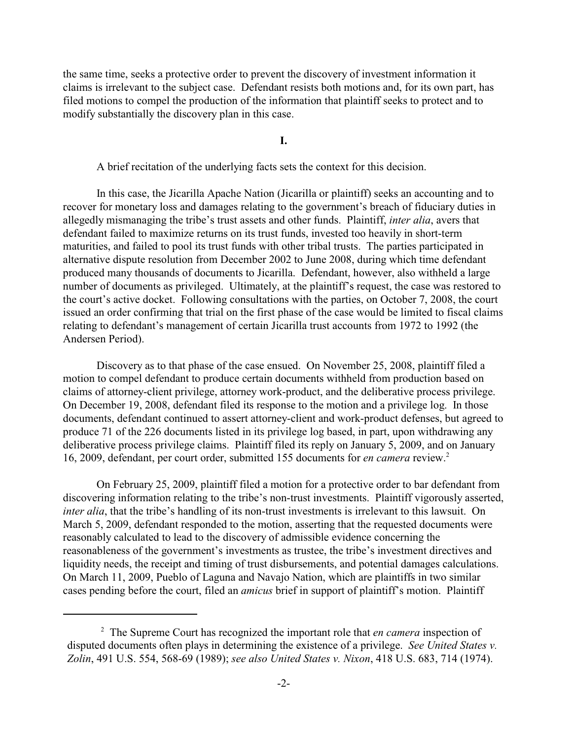the same time, seeks a protective order to prevent the discovery of investment information it claims is irrelevant to the subject case. Defendant resists both motions and, for its own part, has filed motions to compel the production of the information that plaintiff seeks to protect and to modify substantially the discovery plan in this case.

## I.

A brief recitation of the underlying facts sets the context for this decision.

In this case, the Jicarilla Apache Nation (Jicarilla or plaintiff) seeks an accounting and to recover for monetary loss and damages relating to the government's breach of fiduciary duties in allegedly mismanaging the tribe's trust assets and other funds. Plaintiff, *inter alia*, avers that defendant failed to maximize returns on its trust funds, invested too heavily in short-term maturities, and failed to pool its trust funds with other tribal trusts. The parties participated in alternative dispute resolution from December 2002 to June 2008, during which time defendant produced many thousands of documents to Jicarilla. Defendant, however, also withheld a large number of documents as privileged. Ultimately, at the plaintiff's request, the case was restored to the court's active docket. Following consultations with the parties, on October 7, 2008, the court issued an order confirming that trial on the first phase of the case would be limited to fiscal claims relating to defendant's management of certain Jicarilla trust accounts from 1972 to 1992 (the Andersen Period).

Discovery as to that phase of the case ensued. On November 25, 2008, plaintiff filed a motion to compel defendant to produce certain documents withheld from production based on claims of attorney-client privilege, attorney work-product, and the deliberative process privilege. On December 19, 2008, defendant filed its response to the motion and a privilege log. In those documents, defendant continued to assert attorney-client and work-product defenses, but agreed to produce 71 of the 226 documents listed in its privilege log based, in part, upon withdrawing any deliberative process privilege claims. Plaintiff filed its reply on January 5, 2009, and on January 16, 2009, defendant, per court order, submitted 155 documents for *en camera* review.[2]

On February 25, 2009, plaintiff filed a motion for a protective order to bar defendant from discovering information relating to the tribe's non-trust investments. Plaintiff vigorously asserted, *inter alia*, that the tribe's handling of its non-trust investments is irrelevant to this lawsuit. On March 5, 2009, defendant responded to the motion, asserting that the requested documents were reasonably calculated to lead to the discovery of admissible evidence concerning the reasonableness of the government's investments as trustee, the tribe's investment directives and liquidity needs, the receipt and timing of trust disbursements, and potential damages calculations. On March 11, 2009, Pueblo of Laguna and Navajo Nation, which are plaintiffs in two similar cases pending before the court, filed an *amicus* brief in support of plaintiff's motion. Plaintiff

---

[2] The Supreme Court has recognized the important role that *en camera* inspection of disputed documents often plays in determining the existence of a privilege. *See United States v. Zolin*, 491 U.S. 554, 568-69 (1989); *see also United States v. Nixon*, 418 U.S. 683, 714 (1974).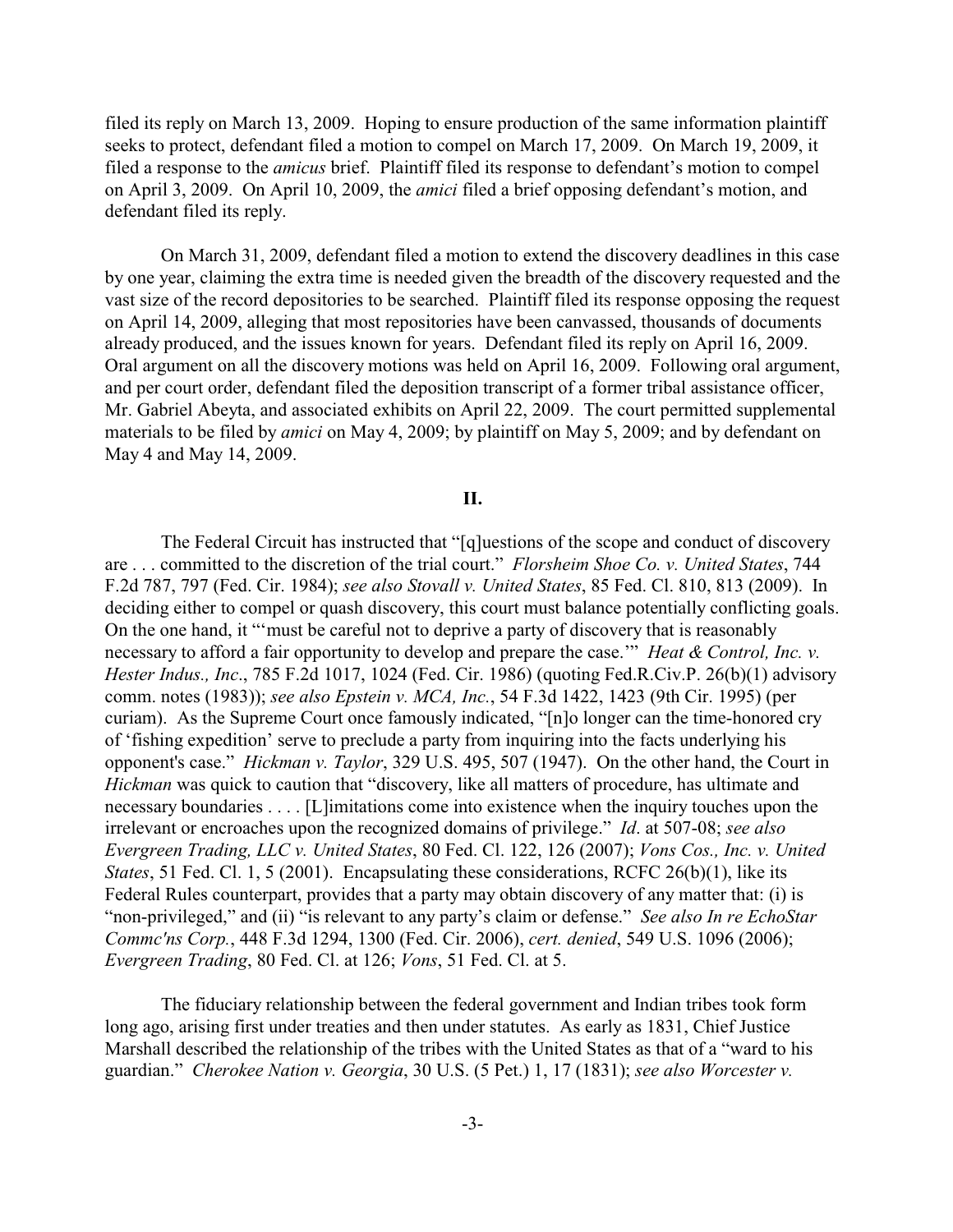filed its reply on March 13, 2009. Hoping to ensure production of the same information plaintiff seeks to protect, defendant filed a motion to compel on March 17, 2009. On March 19, 2009, it filed a response to the *amicus* brief. Plaintiff filed its response to defendant's motion to compel on April 3, 2009. On April 10, 2009, the *amici* filed a brief opposing defendant's motion, and defendant filed its reply.

On March 31, 2009, defendant filed a motion to extend the discovery deadlines in this case by one year, claiming the extra time is needed given the breadth of the discovery requested and the vast size of the record depositories to be searched. Plaintiff filed its response opposing the request on April 14, 2009, alleging that most repositories have been canvassed, thousands of documents already produced, and the issues known for years. Defendant filed its reply on April 16, 2009. Oral argument on all the discovery motions was held on April 16, 2009. Following oral argument, and per court order, defendant filed the deposition transcript of a former tribal assistance officer, Mr. Gabriel Abeyta, and associated exhibits on April 22, 2009. The court permitted supplemental materials to be filed by *amici* on May 4, 2009; by plaintiff on May 5, 2009; and by defendant on May 4 and May 14, 2009.

## II.

The Federal Circuit has instructed that "[q]uestions of the scope and conduct of discovery are . . . committed to the discretion of the trial court." *Florsheim Shoe Co. v. United States*, 744 F.2d 787, 797 (Fed. Cir. 1984); *see also Stovall v. United States*, 85 Fed. Cl. 810, 813 (2009). In deciding either to compel or quash discovery, this court must balance potentially conflicting goals. On the one hand, it "'must be careful not to deprive a party of discovery that is reasonably necessary to afford a fair opportunity to develop and prepare the case.'" *Heat & Control, Inc. v. Hester Indus., Inc*., 785 F.2d 1017, 1024 (Fed. Cir. 1986) (quoting Fed.R.Civ.P. 26(b)(1) advisory comm. notes (1983)); *see also Epstein v. MCA, Inc.*, 54 F.3d 1422, 1423 (9th Cir. 1995) (per curiam). As the Supreme Court once famously indicated, "[n]o longer can the time-honored cry of 'fishing expedition' serve to preclude a party from inquiring into the facts underlying his opponent's case." *Hickman v. Taylor*, 329 U.S. 495, 507 (1947). On the other hand, the Court in *Hickman* was quick to caution that "discovery, like all matters of procedure, has ultimate and necessary boundaries . . . . [L]imitations come into existence when the inquiry touches upon the irrelevant or encroaches upon the recognized domains of privilege." *Id*. at 507-08; *see also Evergreen Trading, LLC v. United States*, 80 Fed. Cl. 122, 126 (2007); *Vons Cos., Inc. v. United States*, 51 Fed. Cl. 1, 5 (2001). Encapsulating these considerations, RCFC 26(b)(1), like its Federal Rules counterpart, provides that a party may obtain discovery of any matter that: (i) is "non-privileged," and (ii) "is relevant to any party's claim or defense." *See also In re EchoStar Commc'ns Corp.*, 448 F.3d 1294, 1300 (Fed. Cir. 2006), *cert. denied*, 549 U.S. 1096 (2006); *Evergreen Trading*, 80 Fed. Cl. at 126; *Vons*, 51 Fed. Cl. at 5.

The fiduciary relationship between the federal government and Indian tribes took form long ago, arising first under treaties and then under statutes. As early as 1831, Chief Justice Marshall described the relationship of the tribes with the United States as that of a "ward to his guardian." *Cherokee Nation v. Georgia*, 30 U.S. (5 Pet.) 1, 17 (1831); *see also Worcester v.*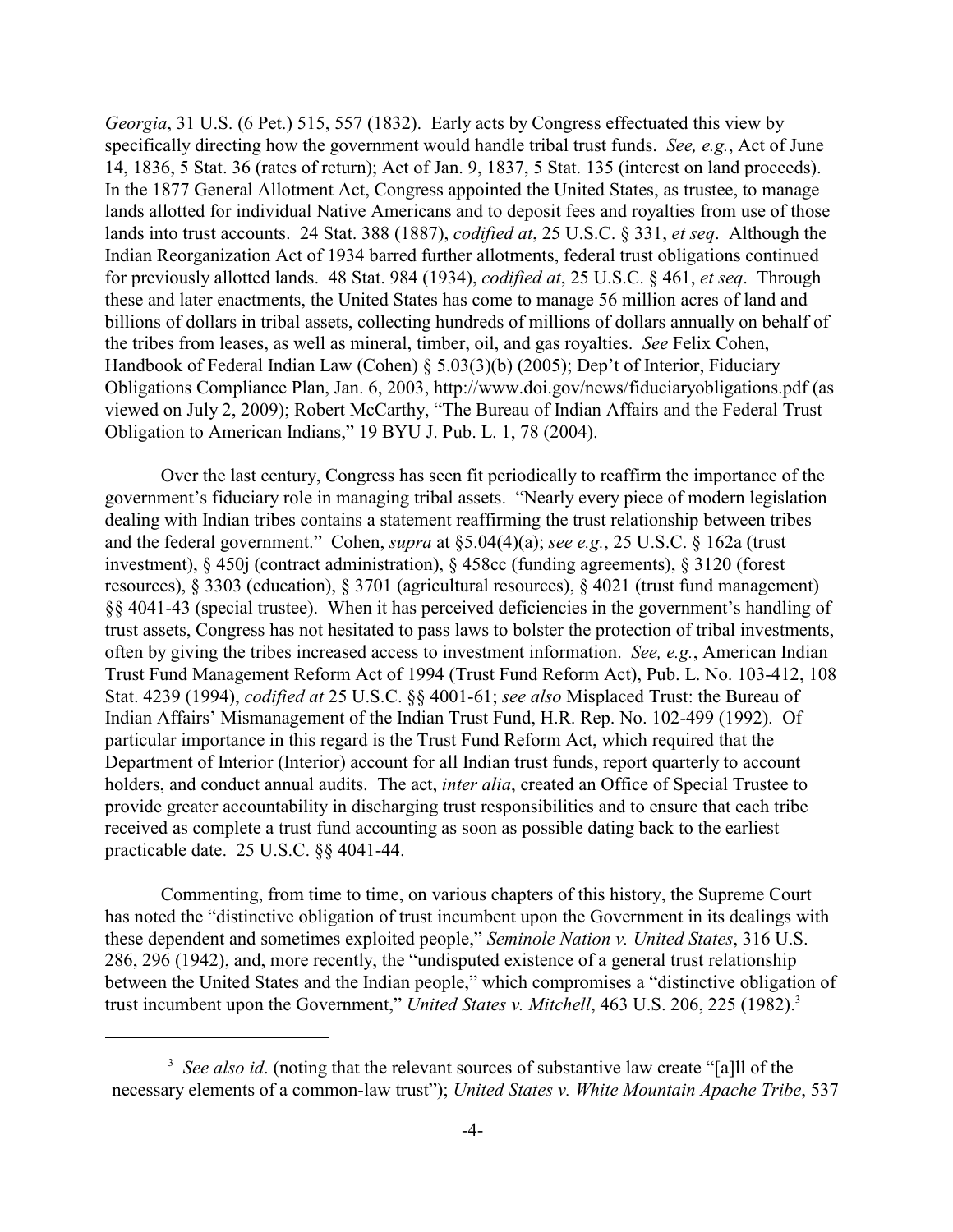*Georgia*, 31 U.S. (6 Pet.) 515, 557 (1832). Early acts by Congress effectuated this view by specifically directing how the government would handle tribal trust funds. *See, e.g.*, Act of June 14, 1836, 5 Stat. 36 (rates of return); Act of Jan. 9, 1837, 5 Stat. 135 (interest on land proceeds). In the 1877 General Allotment Act, Congress appointed the United States, as trustee, to manage lands allotted for individual Native Americans and to deposit fees and royalties from use of those lands into trust accounts. 24 Stat. 388 (1887), *codified at*, 25 U.S.C. § 331, *et seq*. Although the Indian Reorganization Act of 1934 barred further allotments, federal trust obligations continued for previously allotted lands. 48 Stat. 984 (1934), *codified at*, 25 U.S.C. § 461, *et seq*. Through these and later enactments, the United States has come to manage 56 million acres of land and billions of dollars in tribal assets, collecting hundreds of millions of dollars annually on behalf of the tribes from leases, as well as mineral, timber, oil, and gas royalties. *See* Felix Cohen, Handbook of Federal Indian Law (Cohen) § 5.03(3)(b) (2005); Dep't of Interior, Fiduciary Obligations Compliance Plan, Jan. 6, 2003, http://www.doi.gov/news/fiduciaryobligations.pdf (as viewed on July 2, 2009); Robert McCarthy, "The Bureau of Indian Affairs and the Federal Trust Obligation to American Indians," 19 BYU J. Pub. L. 1, 78 (2004).

Over the last century, Congress has seen fit periodically to reaffirm the importance of the government's fiduciary role in managing tribal assets. "Nearly every piece of modern legislation dealing with Indian tribes contains a statement reaffirming the trust relationship between tribes and the federal government." Cohen, *supra* at §5.04(4)(a); *see e.g.*, 25 U.S.C. § 162a (trust investment), § 450j (contract administration), § 458cc (funding agreements), § 3120 (forest resources), § 3303 (education), § 3701 (agricultural resources), § 4021 (trust fund management) §§ 4041-43 (special trustee). When it has perceived deficiencies in the government's handling of trust assets, Congress has not hesitated to pass laws to bolster the protection of tribal investments, often by giving the tribes increased access to investment information. *See, e.g.*, American Indian Trust Fund Management Reform Act of 1994 (Trust Fund Reform Act), Pub. L. No. 103-412, 108 Stat. 4239 (1994), *codified at* 25 U.S.C. §§ 4001-61; *see also* Misplaced Trust: the Bureau of Indian Affairs' Mismanagement of the Indian Trust Fund, H.R. Rep. No. 102-499 (1992). Of particular importance in this regard is the Trust Fund Reform Act, which required that the Department of Interior (Interior) account for all Indian trust funds, report quarterly to account holders, and conduct annual audits. The act, *inter alia*, created an Office of Special Trustee to provide greater accountability in discharging trust responsibilities and to ensure that each tribe received as complete a trust fund accounting as soon as possible dating back to the earliest practicable date. 25 U.S.C. §§ 4041-44.

Commenting, from time to time, on various chapters of this history, the Supreme Court has noted the "distinctive obligation of trust incumbent upon the Government in its dealings with these dependent and sometimes exploited people," *Seminole Nation v. United States*, 316 U.S. 286, 296 (1942), and, more recently, the "undisputed existence of a general trust relationship between the United States and the Indian people," which compromises a "distinctive obligation of trust incumbent upon the Government," *United States v. Mitchell*, 463 U.S. 206, 225 (1982).[3]

[3] *See also id*. (noting that the relevant sources of substantive law create "[a]ll of the necessary elements of a common-law trust"); *United States v. White Mountain Apache Tribe*, 537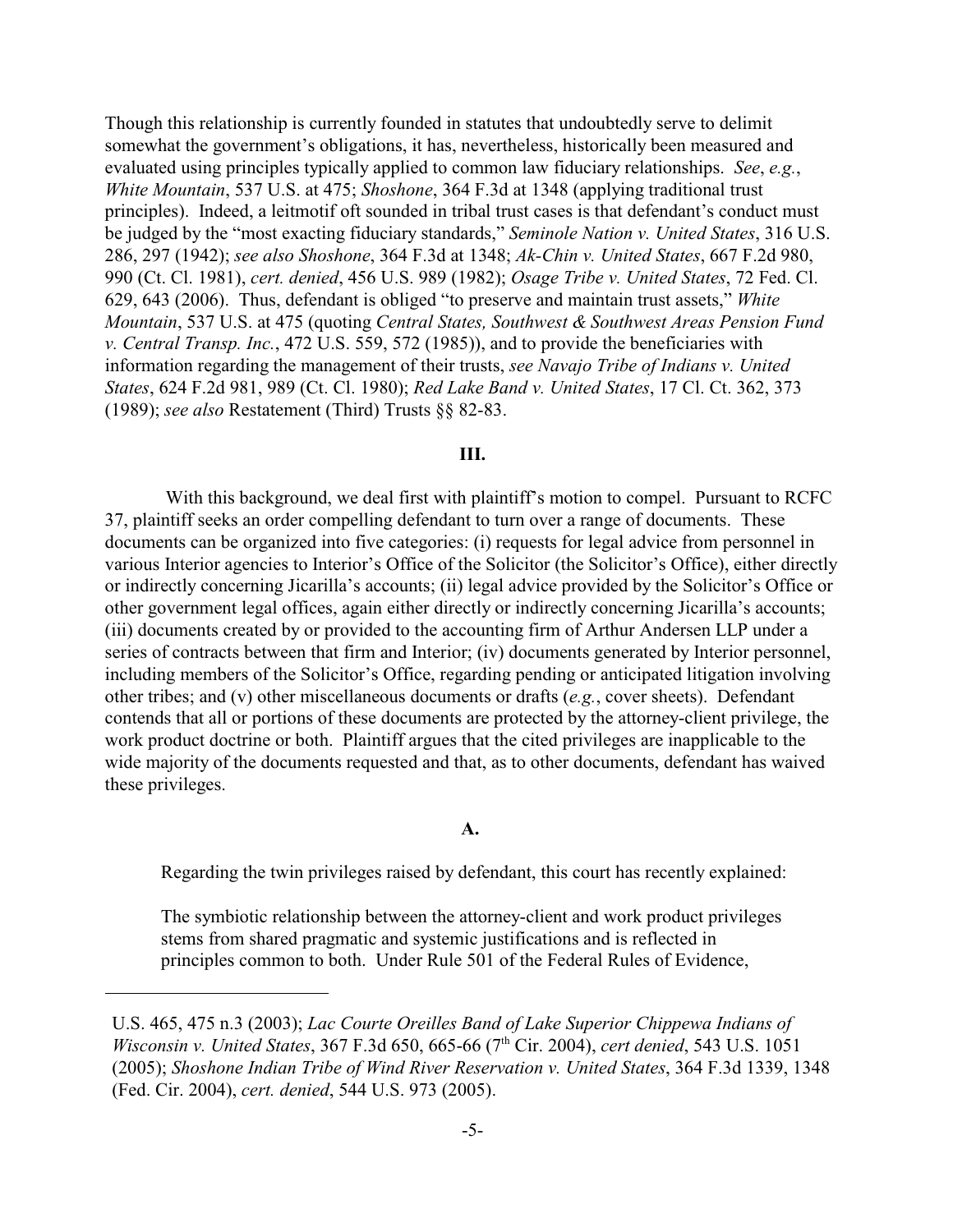Though this relationship is currently founded in statutes that undoubtedly serve to delimit somewhat the government's obligations, it has, nevertheless, historically been measured and evaluated using principles typically applied to common law fiduciary relationships. *See*, *e.g.*, *White Mountain*, 537 U.S. at 475; *Shoshone*, 364 F.3d at 1348 (applying traditional trust principles). Indeed, a leitmotif oft sounded in tribal trust cases is that defendant's conduct must be judged by the "most exacting fiduciary standards," *Seminole Nation v. United States*, 316 U.S. 286, 297 (1942); *see also Shoshone*, 364 F.3d at 1348; *Ak-Chin v. United States*, 667 F.2d 980, 990 (Ct. Cl. 1981), *cert. denied*, 456 U.S. 989 (1982); *Osage Tribe v. United States*, 72 Fed. Cl. 629, 643 (2006). Thus, defendant is obliged "to preserve and maintain trust assets," *White Mountain*, 537 U.S. at 475 (quoting *Central States, Southwest & Southwest Areas Pension Fund v. Central Transp. Inc.*, 472 U.S. 559, 572 (1985)), and to provide the beneficiaries with information regarding the management of their trusts, *see Navajo Tribe of Indians v. United States*, 624 F.2d 981, 989 (Ct. Cl. 1980); *Red Lake Band v. United States*, 17 Cl. Ct. 362, 373 (1989); *see also* Restatement (Third) Trusts §§ 82-83.

## III.

With this background, we deal first with plaintiff's motion to compel. Pursuant to RCFC 37, plaintiff seeks an order compelling defendant to turn over a range of documents. These documents can be organized into five categories: (i) requests for legal advice from personnel in various Interior agencies to Interior's Office of the Solicitor (the Solicitor's Office), either directly or indirectly concerning Jicarilla's accounts; (ii) legal advice provided by the Solicitor's Office or other government legal offices, again either directly or indirectly concerning Jicarilla's accounts; (iii) documents created by or provided to the accounting firm of Arthur Andersen LLP under a series of contracts between that firm and Interior; (iv) documents generated by Interior personnel, including members of the Solicitor's Office, regarding pending or anticipated litigation involving other tribes; and (v) other miscellaneous documents or drafts (*e.g.*, cover sheets). Defendant contends that all or portions of these documents are protected by the attorney-client privilege, the work product doctrine or both. Plaintiff argues that the cited privileges are inapplicable to the wide majority of the documents requested and that, as to other documents, defendant has waived these privileges.

### A.

Regarding the twin privileges raised by defendant, this court has recently explained:

> The symbiotic relationship between the attorney-client and work product privileges stems from shared pragmatic and systemic justifications and is reflected in principles common to both. Under Rule 501 of the Federal Rules of Evidence,

---

U.S. 465, 475 n.3 (2003); *Lac Courte Oreilles Band of Lake Superior Chippewa Indians of Wisconsin v. United States*, 367 F.3d 650, 665-66 (7th Cir. 2004), *cert denied*, 543 U.S. 1051 (2005); *Shoshone Indian Tribe of Wind River Reservation v. United States*, 364 F.3d 1339, 1348 (Fed. Cir. 2004), *cert. denied*, 544 U.S. 973 (2005).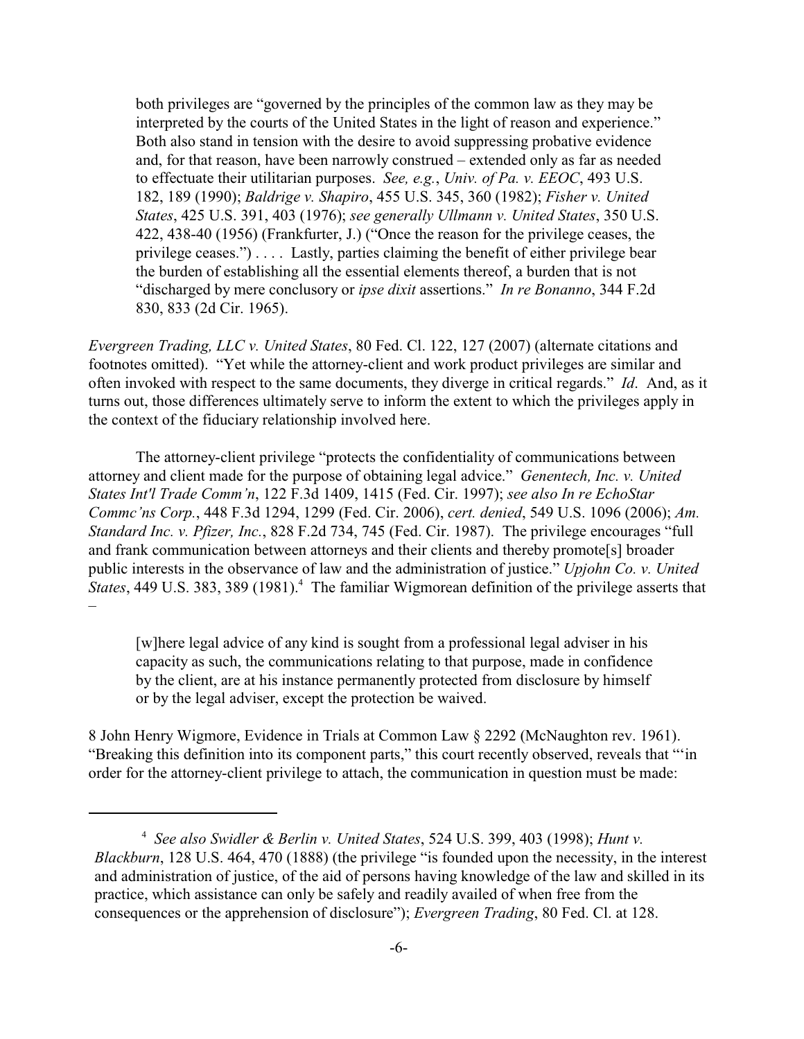> both privileges are "governed by the principles of the common law as they may be interpreted by the courts of the United States in the light of reason and experience." Both also stand in tension with the desire to avoid suppressing probative evidence and, for that reason, have been narrowly construed – extended only as far as needed to effectuate their utilitarian purposes. *See, e.g.*, *Univ. of Pa. v. EEOC*, 493 U.S. 182, 189 (1990); *Baldrige v. Shapiro*, 455 U.S. 345, 360 (1982); *Fisher v. United States*, 425 U.S. 391, 403 (1976); *see generally Ullmann v. United States*, 350 U.S. 422, 438-40 (1956) (Frankfurter, J.) ("Once the reason for the privilege ceases, the privilege ceases.") . . . . Lastly, parties claiming the benefit of either privilege bear the burden of establishing all the essential elements thereof, a burden that is not "discharged by mere conclusory or *ipse dixit* assertions." *In re Bonanno*, 344 F.2d 830, 833 (2d Cir. 1965).

*Evergreen Trading, LLC v. United States*, 80 Fed. Cl. 122, 127 (2007) (alternate citations and footnotes omitted). "Yet while the attorney-client and work product privileges are similar and often invoked with respect to the same documents, they diverge in critical regards." *Id*. And, as it turns out, those differences ultimately serve to inform the extent to which the privileges apply in the context of the fiduciary relationship involved here.

The attorney-client privilege "protects the confidentiality of communications between attorney and client made for the purpose of obtaining legal advice." *Genentech, Inc. v. United States Int'l Trade Comm'n*, 122 F.3d 1409, 1415 (Fed. Cir. 1997); *see also In re EchoStar Commc'ns Corp.*, 448 F.3d 1294, 1299 (Fed. Cir. 2006), *cert. denied*, 549 U.S. 1096 (2006); *Am. Standard Inc. v. Pfizer, Inc.*, 828 F.2d 734, 745 (Fed. Cir. 1987). The privilege encourages "full and frank communication between attorneys and their clients and thereby promote[s] broader public interests in the observance of law and the administration of justice." *Upjohn Co. v. United States*, 449 U.S. 383, 389 (1981).[4] The familiar Wigmorean definition of the privilege asserts that –

> [w]here legal advice of any kind is sought from a professional legal adviser in his capacity as such, the communications relating to that purpose, made in confidence by the client, are at his instance permanently protected from disclosure by himself or by the legal adviser, except the protection be waived.

8 John Henry Wigmore, Evidence in Trials at Common Law § 2292 (McNaughton rev. 1961). "Breaking this definition into its component parts," this court recently observed, reveals that "'in order for the attorney-client privilege to attach, the communication in question must be made:

---

[4] *See also Swidler & Berlin v. United States*, 524 U.S. 399, 403 (1998); *Hunt v. Blackburn*, 128 U.S. 464, 470 (1888) (the privilege "is founded upon the necessity, in the interest and administration of justice, of the aid of persons having knowledge of the law and skilled in its practice, which assistance can only be safely and readily availed of when free from the consequences or the apprehension of disclosure"); *Evergreen Trading*, 80 Fed. Cl. at 128.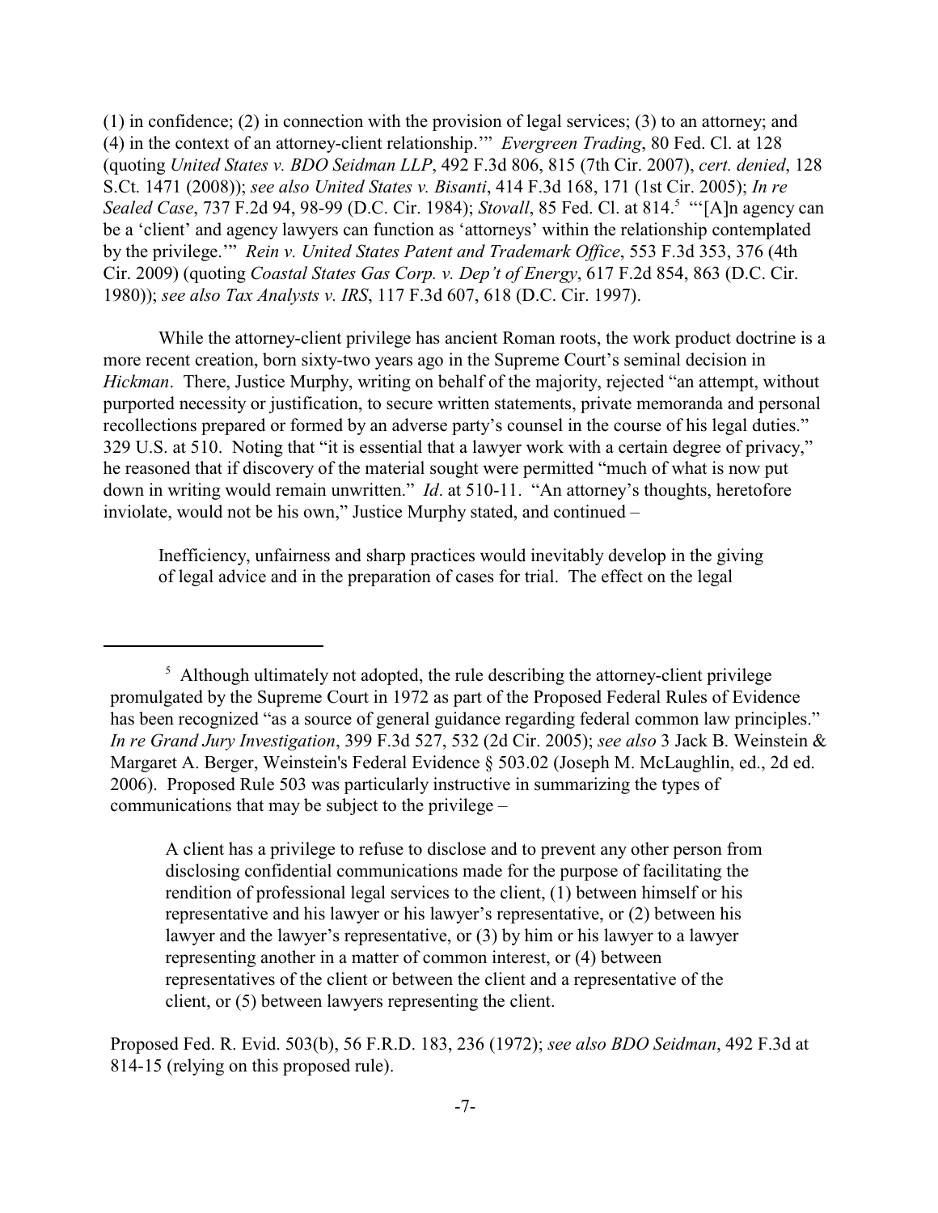(1) in confidence; (2) in connection with the provision of legal services; (3) to an attorney; and (4) in the context of an attorney-client relationship.'" *Evergreen Trading*, 80 Fed. Cl. at 128 (quoting *United States v. BDO Seidman LLP*, 492 F.3d 806, 815 (7th Cir. 2007), *cert. denied*, 128 S.Ct. 1471 (2008)); *see also United States v. Bisanti*, 414 F.3d 168, 171 (1st Cir. 2005); *In re Sealed Case*, 737 F.2d 94, 98-99 (D.C. Cir. 1984); *Stovall*, 85 Fed. Cl. at 814.[5] "'[A]n agency can be a 'client' and agency lawyers can function as 'attorneys' within the relationship contemplated by the privilege.'" *Rein v. United States Patent and Trademark Office*, 553 F.3d 353, 376 (4th Cir. 2009) (quoting *Coastal States Gas Corp. v. Dep't of Energy*, 617 F.2d 854, 863 (D.C. Cir. 1980)); *see also Tax Analysts v. IRS*, 117 F.3d 607, 618 (D.C. Cir. 1997).

While the attorney-client privilege has ancient Roman roots, the work product doctrine is a more recent creation, born sixty-two years ago in the Supreme Court's seminal decision in *Hickman*. There, Justice Murphy, writing on behalf of the majority, rejected "an attempt, without purported necessity or justification, to secure written statements, private memoranda and personal recollections prepared or formed by an adverse party's counsel in the course of his legal duties." 329 U.S. at 510. Noting that "it is essential that a lawyer work with a certain degree of privacy," he reasoned that if discovery of the material sought were permitted "much of what is now put down in writing would remain unwritten." *Id*. at 510-11. "An attorney's thoughts, heretofore inviolate, would not be his own," Justice Murphy stated, and continued –

> Inefficiency, unfairness and sharp practices would inevitably develop in the giving of legal advice and in the preparation of cases for trial. The effect on the legal

---

[5] Although ultimately not adopted, the rule describing the attorney-client privilege promulgated by the Supreme Court in 1972 as part of the Proposed Federal Rules of Evidence has been recognized "as a source of general guidance regarding federal common law principles." *In re Grand Jury Investigation*, 399 F.3d 527, 532 (2d Cir. 2005); *see also* 3 Jack B. Weinstein & Margaret A. Berger, Weinstein's Federal Evidence § 503.02 (Joseph M. McLaughlin, ed., 2d ed. 2006). Proposed Rule 503 was particularly instructive in summarizing the types of communications that may be subject to the privilege –

> A client has a privilege to refuse to disclose and to prevent any other person from disclosing confidential communications made for the purpose of facilitating the rendition of professional legal services to the client, (1) between himself or his representative and his lawyer or his lawyer's representative, or (2) between his lawyer and the lawyer's representative, or (3) by him or his lawyer to a lawyer representing another in a matter of common interest, or (4) between representatives of the client or between the client and a representative of the client, or (5) between lawyers representing the client.

Proposed Fed. R. Evid. 503(b), 56 F.R.D. 183, 236 (1972); *see also BDO Seidman*, 492 F.3d at 814-15 (relying on this proposed rule).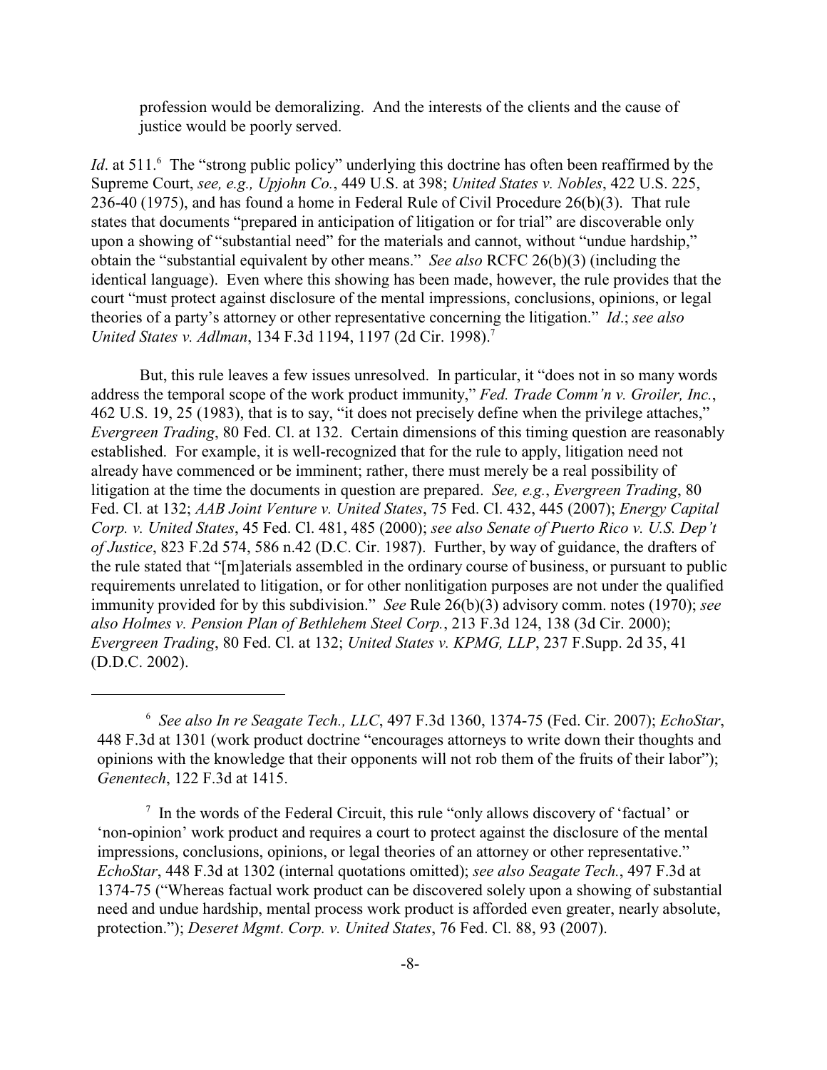> profession would be demoralizing. And the interests of the clients and the cause of justice would be poorly served.

*Id*. at 511.[6] The "strong public policy" underlying this doctrine has often been reaffirmed by the Supreme Court, *see, e.g., Upjohn Co.*, 449 U.S. at 398; *United States v. Nobles*, 422 U.S. 225, 236-40 (1975), and has found a home in Federal Rule of Civil Procedure 26(b)(3). That rule states that documents "prepared in anticipation of litigation or for trial" are discoverable only upon a showing of "substantial need" for the materials and cannot, without "undue hardship," obtain the "substantial equivalent by other means." *See also* RCFC 26(b)(3) (including the identical language). Even where this showing has been made, however, the rule provides that the court "must protect against disclosure of the mental impressions, conclusions, opinions, or legal theories of a party's attorney or other representative concerning the litigation." *Id*.; *see also United States v. Adlman*, 134 F.3d 1194, 1197 (2d Cir. 1998).[7]

But, this rule leaves a few issues unresolved. In particular, it "does not in so many words address the temporal scope of the work product immunity," *Fed. Trade Comm'n v. Groiler, Inc.*, 462 U.S. 19, 25 (1983), that is to say, "it does not precisely define when the privilege attaches," *Evergreen Trading*, 80 Fed. Cl. at 132. Certain dimensions of this timing question are reasonably established. For example, it is well-recognized that for the rule to apply, litigation need not already have commenced or be imminent; rather, there must merely be a real possibility of litigation at the time the documents in question are prepared. *See, e.g.*, *Evergreen Trading*, 80 Fed. Cl. at 132; *AAB Joint Venture v. United States*, 75 Fed. Cl. 432, 445 (2007); *Energy Capital Corp. v. United States*, 45 Fed. Cl. 481, 485 (2000); *see also Senate of Puerto Rico v. U.S. Dep't of Justice*, 823 F.2d 574, 586 n.42 (D.C. Cir. 1987). Further, by way of guidance, the drafters of the rule stated that "[m]aterials assembled in the ordinary course of business, or pursuant to public requirements unrelated to litigation, or for other nonlitigation purposes are not under the qualified immunity provided for by this subdivision." *See* Rule 26(b)(3) advisory comm. notes (1970); *see also Holmes v. Pension Plan of Bethlehem Steel Corp.*, 213 F.3d 124, 138 (3d Cir. 2000); *Evergreen Trading*, 80 Fed. Cl. at 132; *United States v. KPMG, LLP*, 237 F.Supp. 2d 35, 41 (D.D.C. 2002).

---

[6] *See also In re Seagate Tech., LLC*, 497 F.3d 1360, 1374-75 (Fed. Cir. 2007); *EchoStar*, 448 F.3d at 1301 (work product doctrine "encourages attorneys to write down their thoughts and opinions with the knowledge that their opponents will not rob them of the fruits of their labor"); *Genentech*, 122 F.3d at 1415.

[7] In the words of the Federal Circuit, this rule "only allows discovery of 'factual' or 'non-opinion' work product and requires a court to protect against the disclosure of the mental impressions, conclusions, opinions, or legal theories of an attorney or other representative." *EchoStar*, 448 F.3d at 1302 (internal quotations omitted); *see also Seagate Tech.*, 497 F.3d at 1374-75 ("Whereas factual work product can be discovered solely upon a showing of substantial need and undue hardship, mental process work product is afforded even greater, nearly absolute, protection."); *Deseret Mgmt. Corp. v. United States*, 76 Fed. Cl. 88, 93 (2007).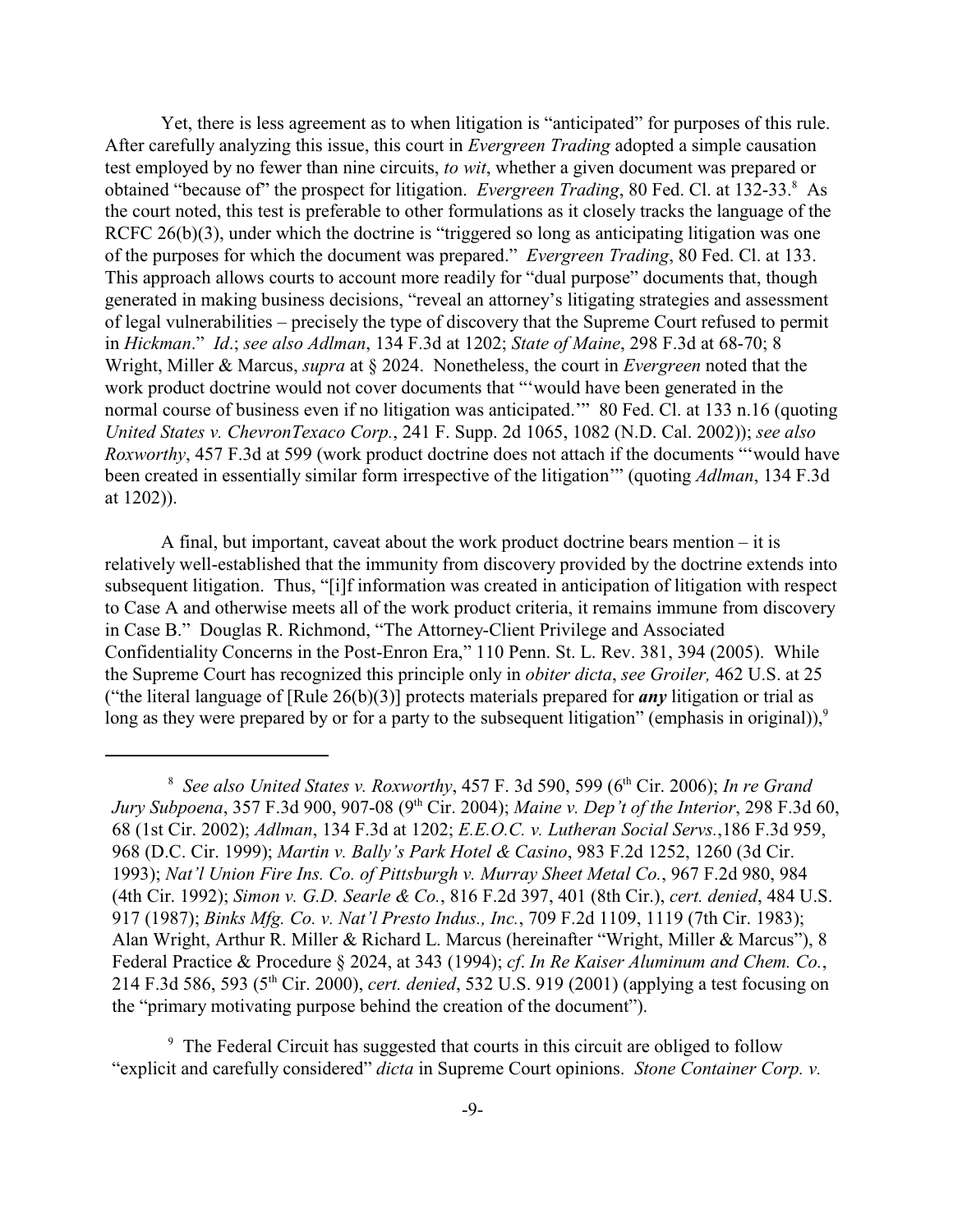Yet, there is less agreement as to when litigation is "anticipated" for purposes of this rule. After carefully analyzing this issue, this court in *Evergreen Trading* adopted a simple causation test employed by no fewer than nine circuits, *to wit*, whether a given document was prepared or obtained "because of" the prospect for litigation. *Evergreen Trading*, 80 Fed. Cl. at 132-33.[8] As the court noted, this test is preferable to other formulations as it closely tracks the language of the RCFC 26(b)(3), under which the doctrine is "triggered so long as anticipating litigation was one of the purposes for which the document was prepared." *Evergreen Trading*, 80 Fed. Cl. at 133. This approach allows courts to account more readily for "dual purpose" documents that, though generated in making business decisions, "reveal an attorney's litigating strategies and assessment of legal vulnerabilities – precisely the type of discovery that the Supreme Court refused to permit in *Hickman*." *Id*.; *see also Adlman*, 134 F.3d at 1202; *State of Maine*, 298 F.3d at 68-70; 8 Wright, Miller & Marcus, *supra* at § 2024. Nonetheless, the court in *Evergreen* noted that the work product doctrine would not cover documents that "'would have been generated in the normal course of business even if no litigation was anticipated.'" 80 Fed. Cl. at 133 n.16 (quoting *United States v. ChevronTexaco Corp.*, 241 F. Supp. 2d 1065, 1082 (N.D. Cal. 2002)); *see also Roxworthy*, 457 F.3d at 599 (work product doctrine does not attach if the documents "'would have been created in essentially similar form irrespective of the litigation'" (quoting *Adlman*, 134 F.3d at 1202)).

A final, but important, caveat about the work product doctrine bears mention – it is relatively well-established that the immunity from discovery provided by the doctrine extends into subsequent litigation. Thus, "[i]f information was created in anticipation of litigation with respect to Case A and otherwise meets all of the work product criteria, it remains immune from discovery in Case B." Douglas R. Richmond, "The Attorney-Client Privilege and Associated Confidentiality Concerns in the Post-Enron Era," 110 Penn. St. L. Rev. 381, 394 (2005). While the Supreme Court has recognized this principle only in *obiter dicta*, *see Groiler,* 462 U.S. at 25 ("the literal language of [Rule 26(b)(3)] protects materials prepared for ***any*** litigation or trial as long as they were prepared by or for a party to the subsequent litigation" (emphasis in original)),[9]

---

[8] *See also United States v. Roxworthy*, 457 F. 3d 590, 599 (6th Cir. 2006); *In re Grand Jury Subpoena*, 357 F.3d 900, 907-08 (9th Cir. 2004); *Maine v. Dep't of the Interior*, 298 F.3d 60, 68 (1st Cir. 2002); *Adlman*, 134 F.3d at 1202; *E.E.O.C. v. Lutheran Social Servs.*,186 F.3d 959, 968 (D.C. Cir. 1999); *Martin v. Bally's Park Hotel & Casino*, 983 F.2d 1252, 1260 (3d Cir. 1993); *Nat'l Union Fire Ins. Co. of Pittsburgh v. Murray Sheet Metal Co.*, 967 F.2d 980, 984 (4th Cir. 1992); *Simon v. G.D. Searle & Co.*, 816 F.2d 397, 401 (8th Cir.), *cert. denied*, 484 U.S. 917 (1987); *Binks Mfg. Co. v. Nat'l Presto Indus., Inc.*, 709 F.2d 1109, 1119 (7th Cir. 1983); Alan Wright, Arthur R. Miller & Richard L. Marcus (hereinafter "Wright, Miller & Marcus"), 8 Federal Practice & Procedure § 2024, at 343 (1994); *cf. In Re Kaiser Aluminum and Chem. Co.*, 214 F.3d 586, 593 (5th Cir. 2000), *cert. denied*, 532 U.S. 919 (2001) (applying a test focusing on the "primary motivating purpose behind the creation of the document").

[9] The Federal Circuit has suggested that courts in this circuit are obliged to follow "explicit and carefully considered" *dicta* in Supreme Court opinions. *Stone Container Corp. v.*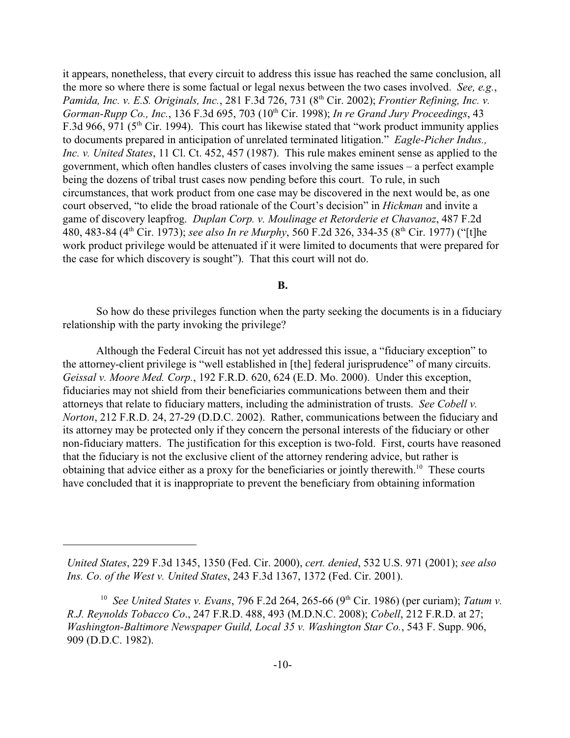it appears, nonetheless, that every circuit to address this issue has reached the same conclusion, all the more so where there is some factual or legal nexus between the two cases involved. *See, e.g.*, *Pamida, Inc. v. E.S. Originals, Inc.*, 281 F.3d 726, 731 (8th Cir. 2002); *Frontier Refining, Inc. v. Gorman-Rupp Co., Inc.*, 136 F.3d 695, 703 (10th Cir. 1998); *In re Grand Jury Proceedings*, 43 F.3d 966, 971 (5th Cir. 1994). This court has likewise stated that "work product immunity applies to documents prepared in anticipation of unrelated terminated litigation." *Eagle-Picher Indus., Inc. v. United States*, 11 Cl. Ct. 452, 457 (1987). This rule makes eminent sense as applied to the government, which often handles clusters of cases involving the same issues – a perfect example being the dozens of tribal trust cases now pending before this court. To rule, in such circumstances, that work product from one case may be discovered in the next would be, as one court observed, "to elide the broad rationale of the Court's decision" in *Hickman* and invite a game of discovery leapfrog. *Duplan Corp. v. Moulinage et Retorderie et Chavanoz*, 487 F.2d 480, 483-84 (4th Cir. 1973); *see also In re Murphy*, 560 F.2d 326, 334-35 (8th Cir. 1977) ("[t]he work product privilege would be attenuated if it were limited to documents that were prepared for the case for which discovery is sought"). That this court will not do.

**B.**

So how do these privileges function when the party seeking the documents is in a fiduciary relationship with the party invoking the privilege?

Although the Federal Circuit has not yet addressed this issue, a "fiduciary exception" to the attorney-client privilege is "well established in [the] federal jurisprudence" of many circuits. *Geissal v. Moore Med. Corp.*, 192 F.R.D. 620, 624 (E.D. Mo. 2000). Under this exception, fiduciaries may not shield from their beneficiaries communications between them and their attorneys that relate to fiduciary matters, including the administration of trusts. *See Cobell v. Norton*, 212 F.R.D. 24, 27-29 (D.D.C. 2002). Rather, communications between the fiduciary and its attorney may be protected only if they concern the personal interests of the fiduciary or other non-fiduciary matters. The justification for this exception is two-fold. First, courts have reasoned that the fiduciary is not the exclusive client of the attorney rendering advice, but rather is obtaining that advice either as a proxy for the beneficiaries or jointly therewith.[10] These courts have concluded that it is inappropriate to prevent the beneficiary from obtaining information

---

*United States*, 229 F.3d 1345, 1350 (Fed. Cir. 2000), *cert. denied*, 532 U.S. 971 (2001); *see also Ins. Co. of the West v. United States*, 243 F.3d 1367, 1372 (Fed. Cir. 2001).

[10] *See United States v. Evans*, 796 F.2d 264, 265-66 (9th Cir. 1986) (per curiam); *Tatum v. R.J. Reynolds Tobacco Co*., 247 F.R.D. 488, 493 (M.D.N.C. 2008); *Cobell*, 212 F.R.D. at 27; *Washington-Baltimore Newspaper Guild, Local 35 v. Washington Star Co.*, 543 F. Supp. 906, 909 (D.D.C. 1982).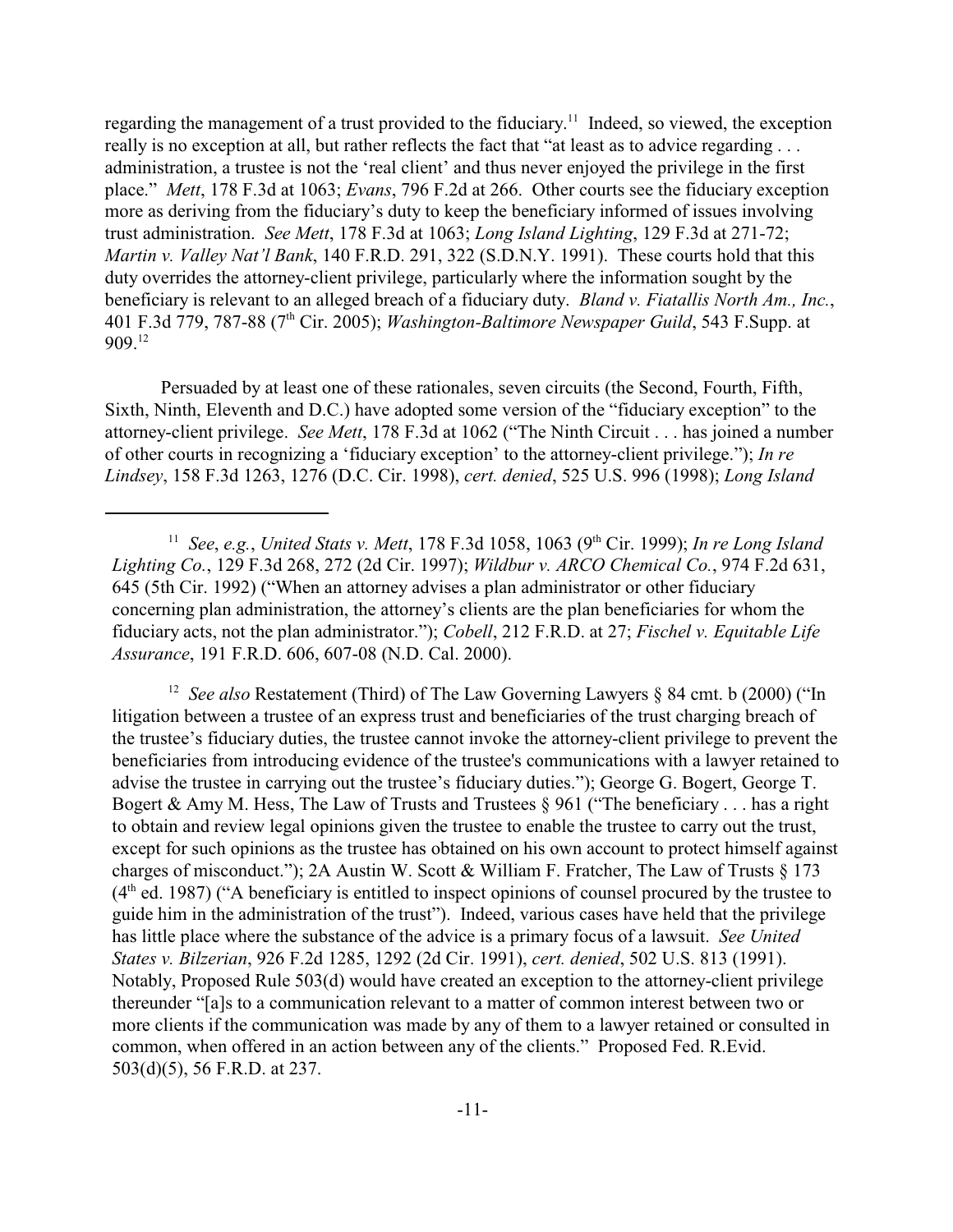regarding the management of a trust provided to the fiduciary.[11] Indeed, so viewed, the exception really is no exception at all, but rather reflects the fact that "at least as to advice regarding . . . administration, a trustee is not the 'real client' and thus never enjoyed the privilege in the first place." *Mett*, 178 F.3d at 1063; *Evans*, 796 F.2d at 266. Other courts see the fiduciary exception more as deriving from the fiduciary's duty to keep the beneficiary informed of issues involving trust administration. *See Mett*, 178 F.3d at 1063; *Long Island Lighting*, 129 F.3d at 271-72; *Martin v. Valley Nat'l Bank*, 140 F.R.D. 291, 322 (S.D.N.Y. 1991). These courts hold that this duty overrides the attorney-client privilege, particularly where the information sought by the beneficiary is relevant to an alleged breach of a fiduciary duty. *Bland v. Fiatallis North Am., Inc.*, 401 F.3d 779, 787-88 (7th Cir. 2005); *Washington-Baltimore Newspaper Guild*, 543 F.Supp. at 909.[12]

Persuaded by at least one of these rationales, seven circuits (the Second, Fourth, Fifth, Sixth, Ninth, Eleventh and D.C.) have adopted some version of the "fiduciary exception" to the attorney-client privilege. *See Mett*, 178 F.3d at 1062 ("The Ninth Circuit . . . has joined a number of other courts in recognizing a 'fiduciary exception' to the attorney-client privilege."); *In re Lindsey*, 158 F.3d 1263, 1276 (D.C. Cir. 1998), *cert. denied*, 525 U.S. 996 (1998); *Long Island*

---

[11] *See*, *e.g.*, *United Stats v. Mett*, 178 F.3d 1058, 1063 (9th Cir. 1999); *In re Long Island Lighting Co.*, 129 F.3d 268, 272 (2d Cir. 1997); *Wildbur v. ARCO Chemical Co.*, 974 F.2d 631, 645 (5th Cir. 1992) ("When an attorney advises a plan administrator or other fiduciary concerning plan administration, the attorney's clients are the plan beneficiaries for whom the fiduciary acts, not the plan administrator."); *Cobell*, 212 F.R.D. at 27; *Fischel v. Equitable Life Assurance*, 191 F.R.D. 606, 607-08 (N.D. Cal. 2000).

[12] *See also* Restatement (Third) of The Law Governing Lawyers § 84 cmt. b (2000) ("In litigation between a trustee of an express trust and beneficiaries of the trust charging breach of the trustee's fiduciary duties, the trustee cannot invoke the attorney-client privilege to prevent the beneficiaries from introducing evidence of the trustee's communications with a lawyer retained to advise the trustee in carrying out the trustee's fiduciary duties."); George G. Bogert, George T. Bogert & Amy M. Hess, The Law of Trusts and Trustees § 961 ("The beneficiary . . . has a right to obtain and review legal opinions given the trustee to enable the trustee to carry out the trust, except for such opinions as the trustee has obtained on his own account to protect himself against charges of misconduct."); 2A Austin W. Scott & William F. Fratcher, The Law of Trusts § 173 (4th ed. 1987) ("A beneficiary is entitled to inspect opinions of counsel procured by the trustee to guide him in the administration of the trust"). Indeed, various cases have held that the privilege has little place where the substance of the advice is a primary focus of a lawsuit. *See United States v. Bilzerian*, 926 F.2d 1285, 1292 (2d Cir. 1991), *cert. denied*, 502 U.S. 813 (1991). Notably, Proposed Rule 503(d) would have created an exception to the attorney-client privilege thereunder "[a]s to a communication relevant to a matter of common interest between two or more clients if the communication was made by any of them to a lawyer retained or consulted in common, when offered in an action between any of the clients." Proposed Fed. R.Evid. 503(d)(5), 56 F.R.D. at 237.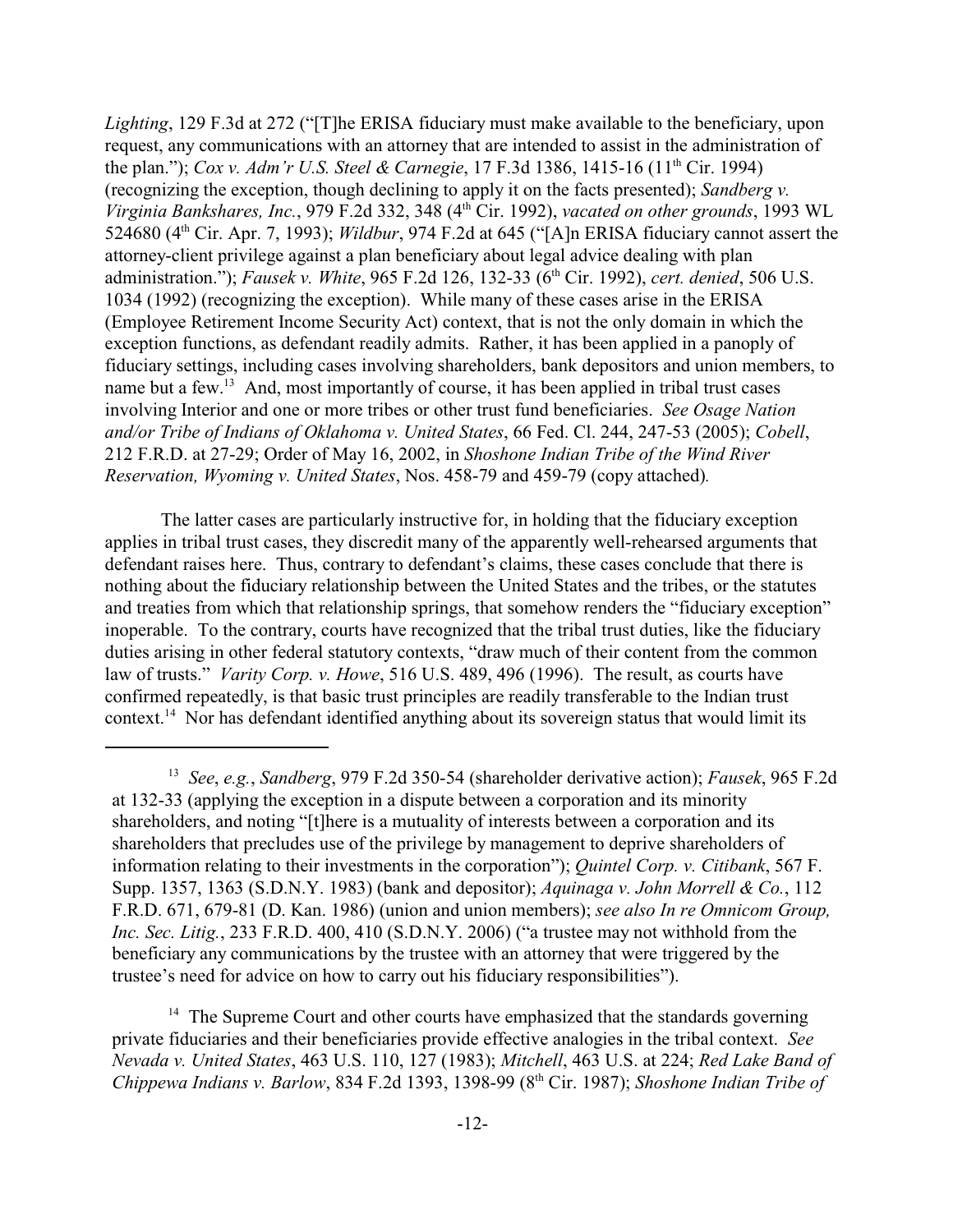*Lighting*, 129 F.3d at 272 ("[T]he ERISA fiduciary must make available to the beneficiary, upon request, any communications with an attorney that are intended to assist in the administration of the plan."); *Cox v. Adm'r U.S. Steel & Carnegie*, 17 F.3d 1386, 1415-16 (11th Cir. 1994) (recognizing the exception, though declining to apply it on the facts presented); *Sandberg v. Virginia Bankshares, Inc.*, 979 F.2d 332, 348 (4th Cir. 1992), *vacated on other grounds*, 1993 WL 524680 (4th Cir. Apr. 7, 1993); *Wildbur*, 974 F.2d at 645 ("[A]n ERISA fiduciary cannot assert the attorney-client privilege against a plan beneficiary about legal advice dealing with plan administration."); *Fausek v. White*, 965 F.2d 126, 132-33 (6th Cir. 1992), *cert. denied*, 506 U.S. 1034 (1992) (recognizing the exception). While many of these cases arise in the ERISA (Employee Retirement Income Security Act) context, that is not the only domain in which the exception functions, as defendant readily admits. Rather, it has been applied in a panoply of fiduciary settings, including cases involving shareholders, bank depositors and union members, to name but a few.[13] And, most importantly of course, it has been applied in tribal trust cases involving Interior and one or more tribes or other trust fund beneficiaries. *See Osage Nation and/or Tribe of Indians of Oklahoma v. United States*, 66 Fed. Cl. 244, 247-53 (2005); *Cobell*, 212 F.R.D. at 27-29; Order of May 16, 2002, in *Shoshone Indian Tribe of the Wind River Reservation, Wyoming v. United States*, Nos. 458-79 and 459-79 (copy attached).

The latter cases are particularly instructive for, in holding that the fiduciary exception applies in tribal trust cases, they discredit many of the apparently well-rehearsed arguments that defendant raises here. Thus, contrary to defendant's claims, these cases conclude that there is nothing about the fiduciary relationship between the United States and the tribes, or the statutes and treaties from which that relationship springs, that somehow renders the "fiduciary exception" inoperable. To the contrary, courts have recognized that the tribal trust duties, like the fiduciary duties arising in other federal statutory contexts, "draw much of their content from the common law of trusts." *Varity Corp. v. Howe*, 516 U.S. 489, 496 (1996). The result, as courts have confirmed repeatedly, is that basic trust principles are readily transferable to the Indian trust context.[14] Nor has defendant identified anything about its sovereign status that would limit its

---

[13] *See*, *e.g.*, *Sandberg*, 979 F.2d 350-54 (shareholder derivative action); *Fausek*, 965 F.2d at 132-33 (applying the exception in a dispute between a corporation and its minority shareholders, and noting "[t]here is a mutuality of interests between a corporation and its shareholders that precludes use of the privilege by management to deprive shareholders of information relating to their investments in the corporation"); *Quintel Corp. v. Citibank*, 567 F. Supp. 1357, 1363 (S.D.N.Y. 1983) (bank and depositor); *Aquinaga v. John Morrell & Co.*, 112 F.R.D. 671, 679-81 (D. Kan. 1986) (union and union members); *see also In re Omnicom Group, Inc. Sec. Litig.*, 233 F.R.D. 400, 410 (S.D.N.Y. 2006) ("a trustee may not withhold from the beneficiary any communications by the trustee with an attorney that were triggered by the trustee's need for advice on how to carry out his fiduciary responsibilities").

[14] The Supreme Court and other courts have emphasized that the standards governing private fiduciaries and their beneficiaries provide effective analogies in the tribal context. *See Nevada v. United States*, 463 U.S. 110, 127 (1983); *Mitchell*, 463 U.S. at 224; *Red Lake Band of Chippewa Indians v. Barlow*, 834 F.2d 1393, 1398-99 (8th Cir. 1987); *Shoshone Indian Tribe of*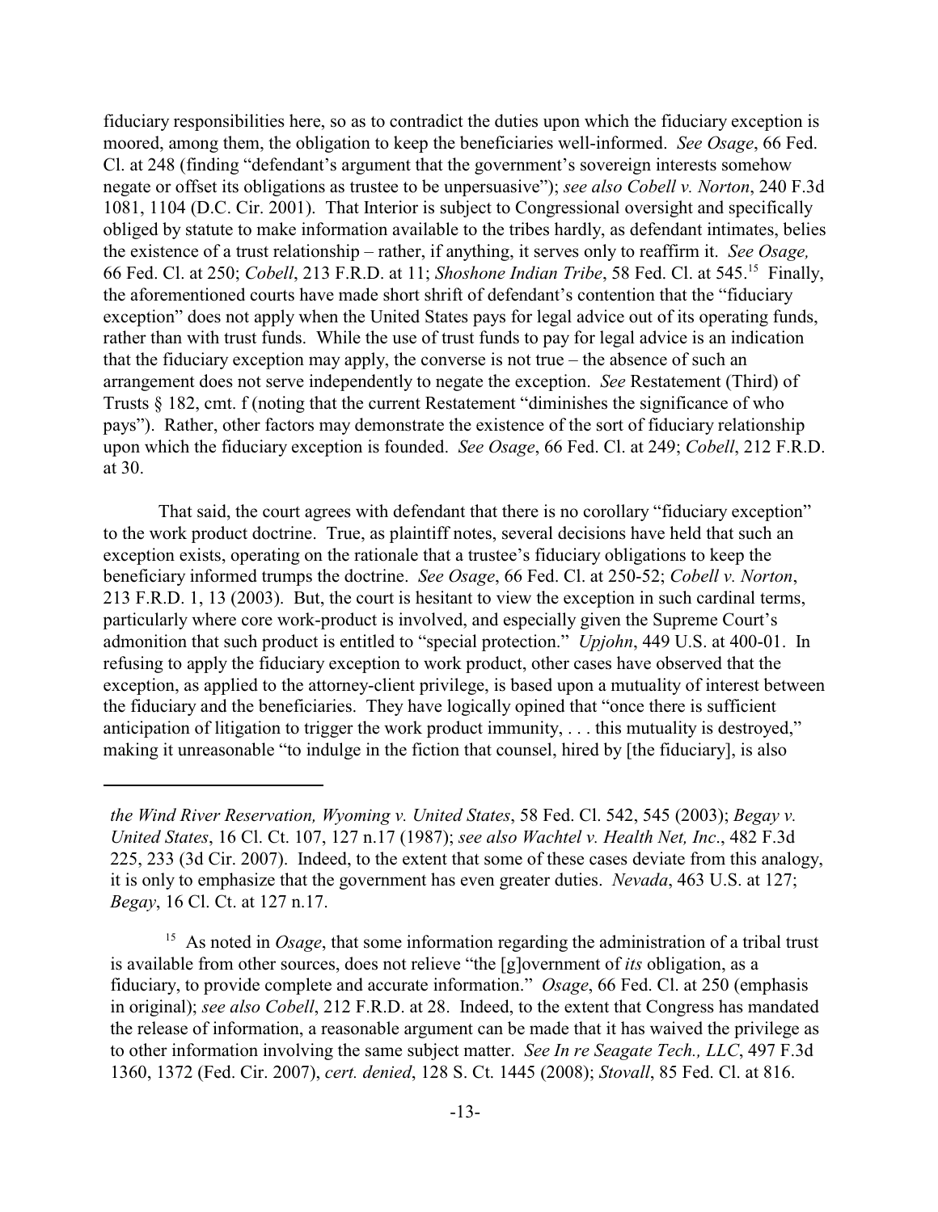fiduciary responsibilities here, so as to contradict the duties upon which the fiduciary exception is moored, among them, the obligation to keep the beneficiaries well-informed. *See Osage*, 66 Fed. Cl. at 248 (finding "defendant's argument that the government's sovereign interests somehow negate or offset its obligations as trustee to be unpersuasive"); *see also Cobell v. Norton*, 240 F.3d 1081, 1104 (D.C. Cir. 2001). That Interior is subject to Congressional oversight and specifically obliged by statute to make information available to the tribes hardly, as defendant intimates, belies the existence of a trust relationship – rather, if anything, it serves only to reaffirm it. *See Osage,* 66 Fed. Cl. at 250; *Cobell*, 213 F.R.D. at 11; *Shoshone Indian Tribe*, 58 Fed. Cl. at 545.[15] Finally, the aforementioned courts have made short shrift of defendant's contention that the "fiduciary exception" does not apply when the United States pays for legal advice out of its operating funds, rather than with trust funds. While the use of trust funds to pay for legal advice is an indication that the fiduciary exception may apply, the converse is not true – the absence of such an arrangement does not serve independently to negate the exception. *See* Restatement (Third) of Trusts § 182, cmt. f (noting that the current Restatement "diminishes the significance of who pays"). Rather, other factors may demonstrate the existence of the sort of fiduciary relationship upon which the fiduciary exception is founded. *See Osage*, 66 Fed. Cl. at 249; *Cobell*, 212 F.R.D. at 30.

That said, the court agrees with defendant that there is no corollary "fiduciary exception" to the work product doctrine. True, as plaintiff notes, several decisions have held that such an exception exists, operating on the rationale that a trustee's fiduciary obligations to keep the beneficiary informed trumps the doctrine. *See Osage*, 66 Fed. Cl. at 250-52; *Cobell v. Norton*, 213 F.R.D. 1, 13 (2003). But, the court is hesitant to view the exception in such cardinal terms, particularly where core work-product is involved, and especially given the Supreme Court's admonition that such product is entitled to "special protection." *Upjohn*, 449 U.S. at 400-01. In refusing to apply the fiduciary exception to work product, other cases have observed that the exception, as applied to the attorney-client privilege, is based upon a mutuality of interest between the fiduciary and the beneficiaries. They have logically opined that "once there is sufficient anticipation of litigation to trigger the work product immunity, . . . this mutuality is destroyed," making it unreasonable "to indulge in the fiction that counsel, hired by [the fiduciary], is also

---

*the Wind River Reservation, Wyoming v. United States*, 58 Fed. Cl. 542, 545 (2003); *Begay v. United States*, 16 Cl. Ct. 107, 127 n.17 (1987); *see also Wachtel v. Health Net, Inc*., 482 F.3d 225, 233 (3d Cir. 2007). Indeed, to the extent that some of these cases deviate from this analogy, it is only to emphasize that the government has even greater duties. *Nevada*, 463 U.S. at 127; *Begay*, 16 Cl. Ct. at 127 n.17.

[15] As noted in *Osage*, that some information regarding the administration of a tribal trust is available from other sources, does not relieve "the [g]overnment of *its* obligation, as a fiduciary, to provide complete and accurate information." *Osage*, 66 Fed. Cl. at 250 (emphasis in original); *see also Cobell*, 212 F.R.D. at 28. Indeed, to the extent that Congress has mandated the release of information, a reasonable argument can be made that it has waived the privilege as to other information involving the same subject matter. *See In re Seagate Tech., LLC*, 497 F.3d 1360, 1372 (Fed. Cir. 2007), *cert. denied*, 128 S. Ct. 1445 (2008); *Stovall*, 85 Fed. Cl. at 816.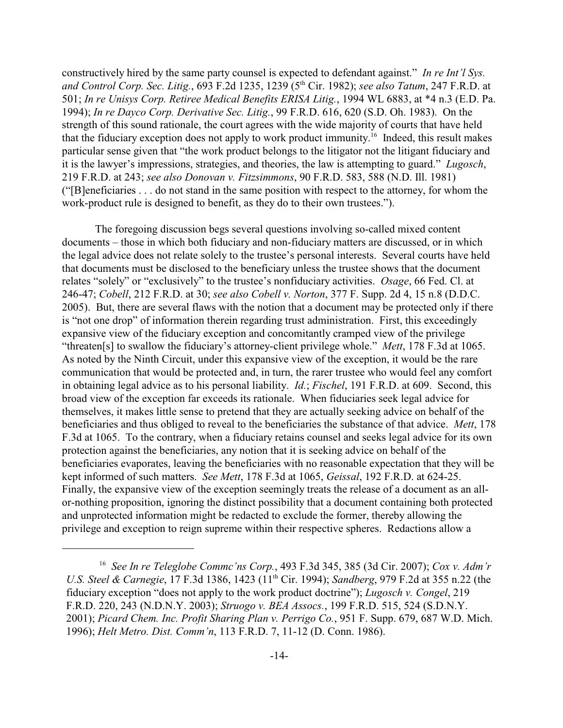constructively hired by the same party counsel is expected to defendant against." *In re Int'l Sys. and Control Corp. Sec. Litig.*, 693 F.2d 1235, 1239 (5th Cir. 1982); *see also Tatum*, 247 F.R.D. at 501; *In re Unisys Corp. Retiree Medical Benefits ERISA Litig.*, 1994 WL 6883, at *4 n.3 (E.D. Pa. 1994); *In re Dayco Corp. Derivative Sec. Litig.*, 99 F.R.D. 616, 620 (S.D. Oh. 1983). On the strength of this sound rationale, the court agrees with the wide majority of courts that have held that the fiduciary exception does not apply to work product immunity.[16] Indeed, this result makes particular sense given that "the work product belongs to the litigator not the litigant fiduciary and it is the lawyer's impressions, strategies, and theories, the law is attempting to guard." *Lugosch*, 219 F.R.D. at 243; *see also Donovan v. Fitzsimmons*, 90 F.R.D. 583, 588 (N.D. Ill. 1981) ("[B]eneficiaries . . . do not stand in the same position with respect to the attorney, for whom the work-product rule is designed to benefit, as they do to their own trustees.").

The foregoing discussion begs several questions involving so-called mixed content documents – those in which both fiduciary and non-fiduciary matters are discussed, or in which the legal advice does not relate solely to the trustee's personal interests. Several courts have held that documents must be disclosed to the beneficiary unless the trustee shows that the document relates "solely" or "exclusively" to the trustee's nonfiduciary activities. *Osage*, 66 Fed. Cl. at 246-47; *Cobell*, 212 F.R.D. at 30; *see also Cobell v. Norton*, 377 F. Supp. 2d 4, 15 n.8 (D.D.C. 2005). But, there are several flaws with the notion that a document may be protected only if there is "not one drop" of information therein regarding trust administration. First, this exceedingly expansive view of the fiduciary exception and concomitantly cramped view of the privilege "threaten[s] to swallow the fiduciary's attorney-client privilege whole." *Mett*, 178 F.3d at 1065. As noted by the Ninth Circuit, under this expansive view of the exception, it would be the rare communication that would be protected and, in turn, the rarer trustee who would feel any comfort in obtaining legal advice as to his personal liability. *Id.*; *Fischel*, 191 F.R.D. at 609. Second, this broad view of the exception far exceeds its rationale. When fiduciaries seek legal advice for themselves, it makes little sense to pretend that they are actually seeking advice on behalf of the beneficiaries and thus obliged to reveal to the beneficiaries the substance of that advice. *Mett*, 178 F.3d at 1065. To the contrary, when a fiduciary retains counsel and seeks legal advice for its own protection against the beneficiaries, any notion that it is seeking advice on behalf of the beneficiaries evaporates, leaving the beneficiaries with no reasonable expectation that they will be kept informed of such matters. *See Mett*, 178 F.3d at 1065, *Geissal*, 192 F.R.D. at 624-25. Finally, the expansive view of the exception seemingly treats the release of a document as an all-or-nothing proposition, ignoring the distinct possibility that a document containing both protected and unprotected information might be redacted to exclude the former, thereby allowing the privilege and exception to reign supreme within their respective spheres. Redactions allow a

---

[16] *See In re Teleglobe Commc'ns Corp.*, 493 F.3d 345, 385 (3d Cir. 2007); *Cox v. Adm'r U.S. Steel & Carnegie*, 17 F.3d 1386, 1423 (11th Cir. 1994); *Sandberg*, 979 F.2d at 355 n.22 (the fiduciary exception "does not apply to the work product doctrine"); *Lugosch v. Congel*, 219 F.R.D. 220, 243 (N.D.N.Y. 2003); *Struogo v. BEA Assocs.*, 199 F.R.D. 515, 524 (S.D.N.Y. 2001); *Picard Chem. Inc. Profit Sharing Plan v. Perrigo Co.*, 951 F. Supp. 679, 687 W.D. Mich. 1996); *Helt Metro. Dist. Comm'n*, 113 F.R.D. 7, 11-12 (D. Conn. 1986).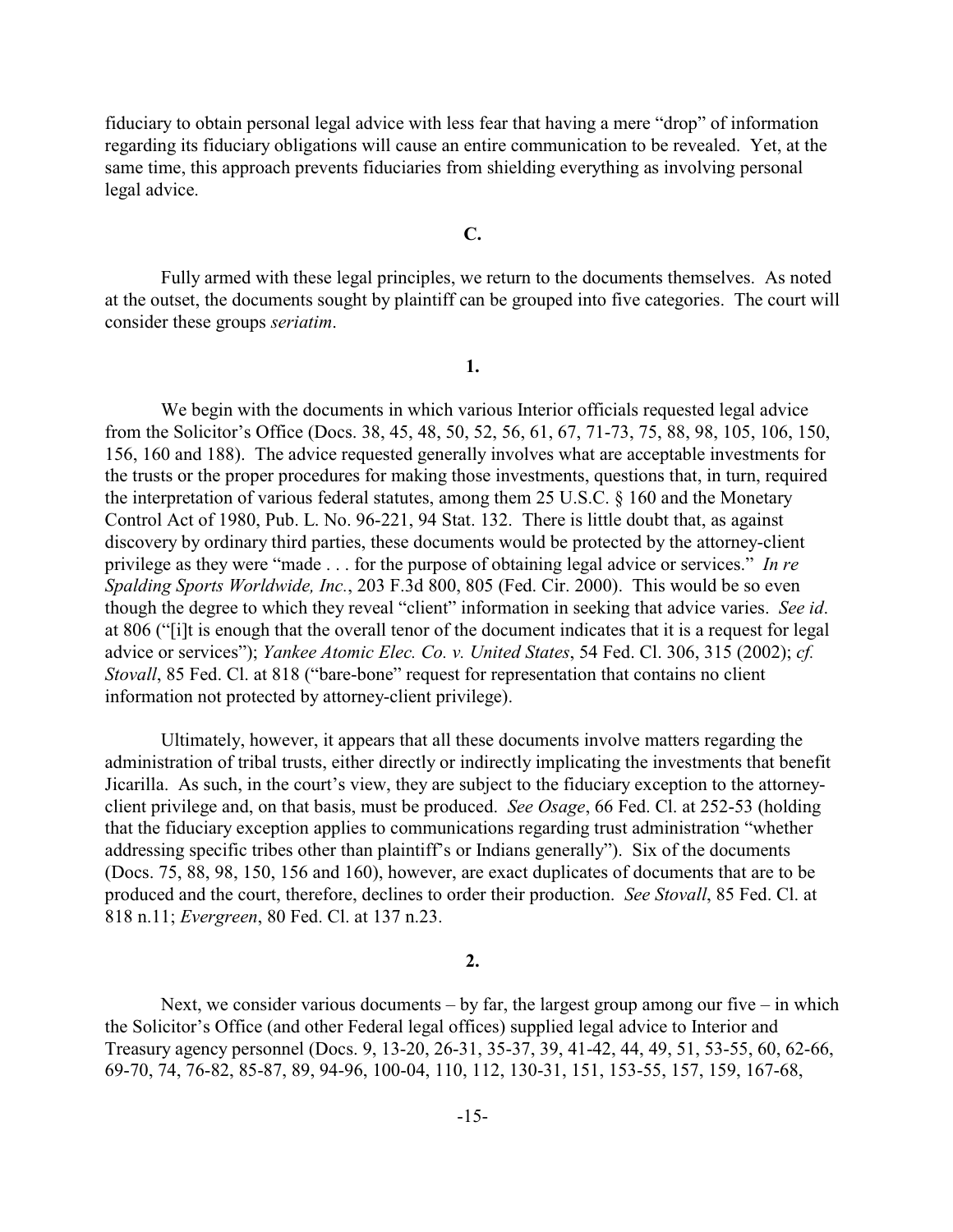fiduciary to obtain personal legal advice with less fear that having a mere "drop" of information regarding its fiduciary obligations will cause an entire communication to be revealed. Yet, at the same time, this approach prevents fiduciaries from shielding everything as involving personal legal advice.

### C.

Fully armed with these legal principles, we return to the documents themselves. As noted at the outset, the documents sought by plaintiff can be grouped into five categories. The court will consider these groups *seriatim*.

#### 1.

We begin with the documents in which various Interior officials requested legal advice from the Solicitor's Office (Docs. 38, 45, 48, 50, 52, 56, 61, 67, 71-73, 75, 88, 98, 105, 106, 150, 156, 160 and 188). The advice requested generally involves what are acceptable investments for the trusts or the proper procedures for making those investments, questions that, in turn, required the interpretation of various federal statutes, among them 25 U.S.C. § 160 and the Monetary Control Act of 1980, Pub. L. No. 96-221, 94 Stat. 132. There is little doubt that, as against discovery by ordinary third parties, these documents would be protected by the attorney-client privilege as they were "made . . . for the purpose of obtaining legal advice or services." *In re Spalding Sports Worldwide, Inc.*, 203 F.3d 800, 805 (Fed. Cir. 2000). This would be so even though the degree to which they reveal "client" information in seeking that advice varies. *See id*. at 806 ("[i]t is enough that the overall tenor of the document indicates that it is a request for legal advice or services"); *Yankee Atomic Elec. Co. v. United States*, 54 Fed. Cl. 306, 315 (2002); *cf. Stovall*, 85 Fed. Cl. at 818 ("bare-bone" request for representation that contains no client information not protected by attorney-client privilege).

Ultimately, however, it appears that all these documents involve matters regarding the administration of tribal trusts, either directly or indirectly implicating the investments that benefit Jicarilla. As such, in the court's view, they are subject to the fiduciary exception to the attorney-client privilege and, on that basis, must be produced. *See Osage*, 66 Fed. Cl. at 252-53 (holding that the fiduciary exception applies to communications regarding trust administration "whether addressing specific tribes other than plaintiff's or Indians generally"). Six of the documents (Docs. 75, 88, 98, 150, 156 and 160), however, are exact duplicates of documents that are to be produced and the court, therefore, declines to order their production. *See Stovall*, 85 Fed. Cl. at 818 n.11; *Evergreen*, 80 Fed. Cl. at 137 n.23.

#### 2.

Next, we consider various documents – by far, the largest group among our five – in which the Solicitor's Office (and other Federal legal offices) supplied legal advice to Interior and Treasury agency personnel (Docs. 9, 13-20, 26-31, 35-37, 39, 41-42, 44, 49, 51, 53-55, 60, 62-66, 69-70, 74, 76-82, 85-87, 89, 94-96, 100-04, 110, 112, 130-31, 151, 153-55, 157, 159, 167-68,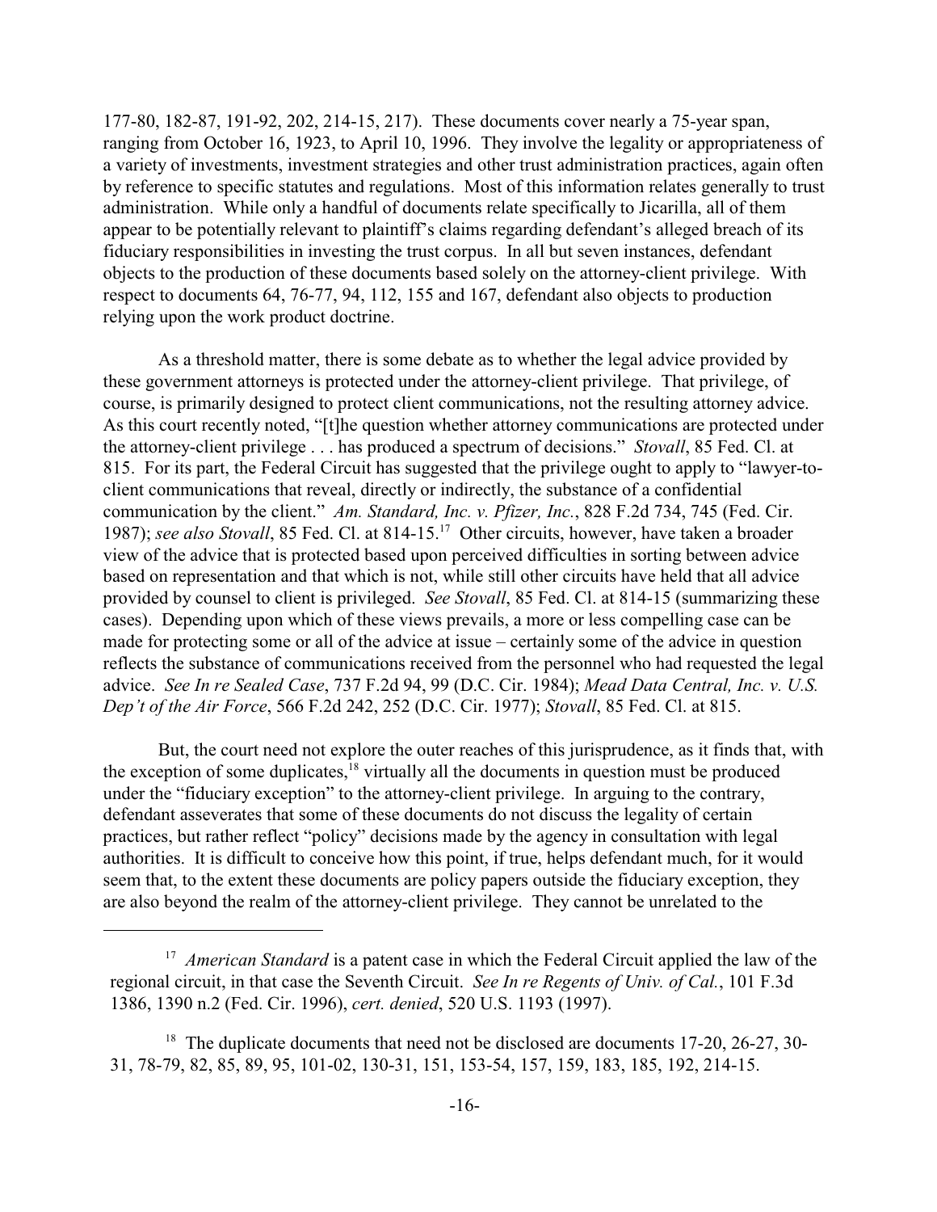177-80, 182-87, 191-92, 202, 214-15, 217). These documents cover nearly a 75-year span, ranging from October 16, 1923, to April 10, 1996. They involve the legality or appropriateness of a variety of investments, investment strategies and other trust administration practices, again often by reference to specific statutes and regulations. Most of this information relates generally to trust administration. While only a handful of documents relate specifically to Jicarilla, all of them appear to be potentially relevant to plaintiff's claims regarding defendant's alleged breach of its fiduciary responsibilities in investing the trust corpus. In all but seven instances, defendant objects to the production of these documents based solely on the attorney-client privilege. With respect to documents 64, 76-77, 94, 112, 155 and 167, defendant also objects to production relying upon the work product doctrine.

As a threshold matter, there is some debate as to whether the legal advice provided by these government attorneys is protected under the attorney-client privilege. That privilege, of course, is primarily designed to protect client communications, not the resulting attorney advice. As this court recently noted, "[t]he question whether attorney communications are protected under the attorney-client privilege . . . has produced a spectrum of decisions." *Stovall*, 85 Fed. Cl. at 815. For its part, the Federal Circuit has suggested that the privilege ought to apply to "lawyer-to-client communications that reveal, directly or indirectly, the substance of a confidential communication by the client." *Am. Standard, Inc. v. Pfizer, Inc.*, 828 F.2d 734, 745 (Fed. Cir. 1987); *see also Stovall*, 85 Fed. Cl. at 814-15.[17] Other circuits, however, have taken a broader view of the advice that is protected based upon perceived difficulties in sorting between advice based on representation and that which is not, while still other circuits have held that all advice provided by counsel to client is privileged. *See Stovall*, 85 Fed. Cl. at 814-15 (summarizing these cases). Depending upon which of these views prevails, a more or less compelling case can be made for protecting some or all of the advice at issue – certainly some of the advice in question reflects the substance of communications received from the personnel who had requested the legal advice. *See In re Sealed Case*, 737 F.2d 94, 99 (D.C. Cir. 1984); *Mead Data Central, Inc. v. U.S. Dep't of the Air Force*, 566 F.2d 242, 252 (D.C. Cir. 1977); *Stovall*, 85 Fed. Cl. at 815.

But, the court need not explore the outer reaches of this jurisprudence, as it finds that, with the exception of some duplicates,[18] virtually all the documents in question must be produced under the "fiduciary exception" to the attorney-client privilege. In arguing to the contrary, defendant asseverates that some of these documents do not discuss the legality of certain practices, but rather reflect "policy" decisions made by the agency in consultation with legal authorities. It is difficult to conceive how this point, if true, helps defendant much, for it would seem that, to the extent these documents are policy papers outside the fiduciary exception, they are also beyond the realm of the attorney-client privilege. They cannot be unrelated to the

---

[17] *American Standard* is a patent case in which the Federal Circuit applied the law of the regional circuit, in that case the Seventh Circuit. *See In re Regents of Univ. of Cal.*, 101 F.3d 1386, 1390 n.2 (Fed. Cir. 1996), *cert. denied*, 520 U.S. 1193 (1997).

[18] The duplicate documents that need not be disclosed are documents 17-20, 26-27, 30-31, 78-79, 82, 85, 89, 95, 101-02, 130-31, 151, 153-54, 157, 159, 183, 185, 192, 214-15.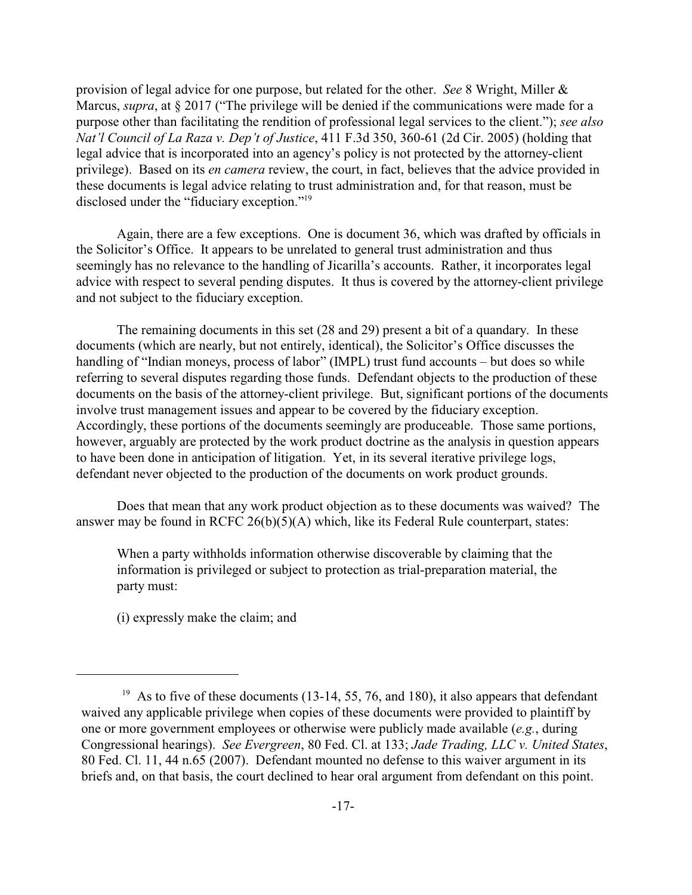provision of legal advice for one purpose, but related for the other. *See* 8 Wright, Miller & Marcus, *supra*, at § 2017 ("The privilege will be denied if the communications were made for a purpose other than facilitating the rendition of professional legal services to the client."); *see also Nat'l Council of La Raza v. Dep't of Justice*, 411 F.3d 350, 360-61 (2d Cir. 2005) (holding that legal advice that is incorporated into an agency's policy is not protected by the attorney-client privilege). Based on its *en camera* review, the court, in fact, believes that the advice provided in these documents is legal advice relating to trust administration and, for that reason, must be disclosed under the "fiduciary exception."[19]

Again, there are a few exceptions. One is document 36, which was drafted by officials in the Solicitor's Office. It appears to be unrelated to general trust administration and thus seemingly has no relevance to the handling of Jicarilla's accounts. Rather, it incorporates legal advice with respect to several pending disputes. It thus is covered by the attorney-client privilege and not subject to the fiduciary exception.

The remaining documents in this set (28 and 29) present a bit of a quandary. In these documents (which are nearly, but not entirely, identical), the Solicitor's Office discusses the handling of "Indian moneys, process of labor" (IMPL) trust fund accounts – but does so while referring to several disputes regarding those funds. Defendant objects to the production of these documents on the basis of the attorney-client privilege. But, significant portions of the documents involve trust management issues and appear to be covered by the fiduciary exception. Accordingly, these portions of the documents seemingly are produceable. Those same portions, however, arguably are protected by the work product doctrine as the analysis in question appears to have been done in anticipation of litigation. Yet, in its several iterative privilege logs, defendant never objected to the production of the documents on work product grounds.

Does that mean that any work product objection as to these documents was waived? The answer may be found in RCFC 26(b)(5)(A) which, like its Federal Rule counterpart, states:

> When a party withholds information otherwise discoverable by claiming that the information is privileged or subject to protection as trial-preparation material, the party must:
>
> (i) expressly make the claim; and

---

[19] As to five of these documents (13-14, 55, 76, and 180), it also appears that defendant waived any applicable privilege when copies of these documents were provided to plaintiff by one or more government employees or otherwise were publicly made available (*e.g.*, during Congressional hearings). *See Evergreen*, 80 Fed. Cl. at 133; *Jade Trading, LLC v. United States*, 80 Fed. Cl. 11, 44 n.65 (2007). Defendant mounted no defense to this waiver argument in its briefs and, on that basis, the court declined to hear oral argument from defendant on this point.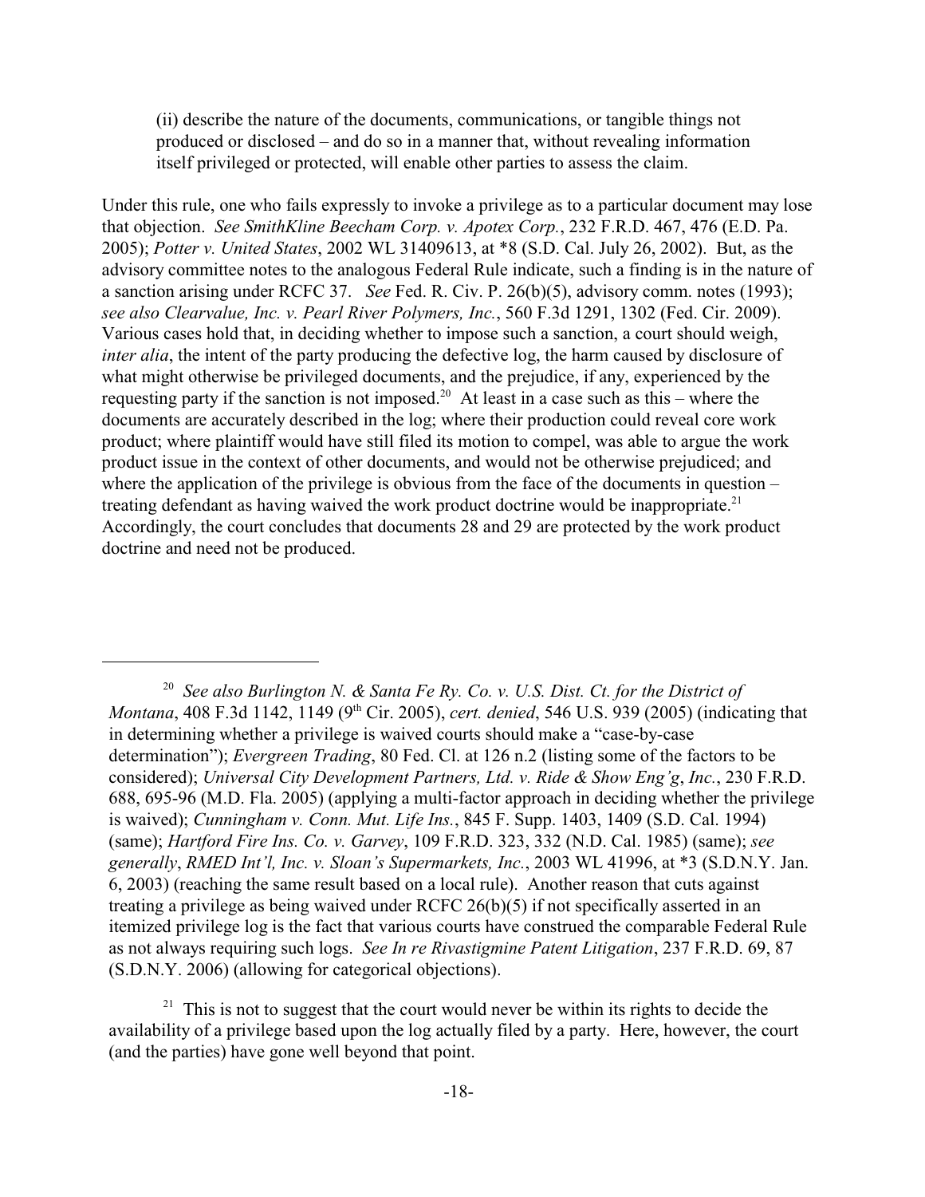(ii) describe the nature of the documents, communications, or tangible things not produced or disclosed – and do so in a manner that, without revealing information itself privileged or protected, will enable other parties to assess the claim.

Under this rule, one who fails expressly to invoke a privilege as to a particular document may lose that objection. *See SmithKline Beecham Corp. v. Apotex Corp.*, 232 F.R.D. 467, 476 (E.D. Pa. 2005); *Potter v. United States*, 2002 WL 31409613, at *8 (S.D. Cal. July 26, 2002). But, as the advisory committee notes to the analogous Federal Rule indicate, such a finding is in the nature of a sanction arising under RCFC 37. *See* Fed. R. Civ. P. 26(b)(5), advisory comm. notes (1993); *see also Clearvalue, Inc. v. Pearl River Polymers, Inc.*, 560 F.3d 1291, 1302 (Fed. Cir. 2009). Various cases hold that, in deciding whether to impose such a sanction, a court should weigh, *inter alia*, the intent of the party producing the defective log, the harm caused by disclosure of what might otherwise be privileged documents, and the prejudice, if any, experienced by the requesting party if the sanction is not imposed.[20] At least in a case such as this – where the documents are accurately described in the log; where their production could reveal core work product; where plaintiff would have still filed its motion to compel, was able to argue the work product issue in the context of other documents, and would not be otherwise prejudiced; and where the application of the privilege is obvious from the face of the documents in question – treating defendant as having waived the work product doctrine would be inappropriate.[21] Accordingly, the court concludes that documents 28 and 29 are protected by the work product doctrine and need not be produced.

---

[20] *See also Burlington N. & Santa Fe Ry. Co. v. U.S. Dist. Ct. for the District of Montana*, 408 F.3d 1142, 1149 (9th Cir. 2005), *cert. denied*, 546 U.S. 939 (2005) (indicating that in determining whether a privilege is waived courts should make a "case-by-case determination"); *Evergreen Trading*, 80 Fed. Cl. at 126 n.2 (listing some of the factors to be considered); *Universal City Development Partners, Ltd. v. Ride & Show Eng'g, Inc.*, 230 F.R.D. 688, 695-96 (M.D. Fla. 2005) (applying a multi-factor approach in deciding whether the privilege is waived); *Cunningham v. Conn. Mut. Life Ins.*, 845 F. Supp. 1403, 1409 (S.D. Cal. 1994) (same); *Hartford Fire Ins. Co. v. Garvey*, 109 F.R.D. 323, 332 (N.D. Cal. 1985) (same); *see generally*, *RMED Int'l, Inc. v. Sloan's Supermarkets, Inc.*, 2003 WL 41996, at *3 (S.D.N.Y. Jan. 6, 2003) (reaching the same result based on a local rule). Another reason that cuts against treating a privilege as being waived under RCFC 26(b)(5) if not specifically asserted in an itemized privilege log is the fact that various courts have construed the comparable Federal Rule as not always requiring such logs. *See In re Rivastigmine Patent Litigation*, 237 F.R.D. 69, 87 (S.D.N.Y. 2006) (allowing for categorical objections).

[21] This is not to suggest that the court would never be within its rights to decide the availability of a privilege based upon the log actually filed by a party. Here, however, the court (and the parties) have gone well beyond that point.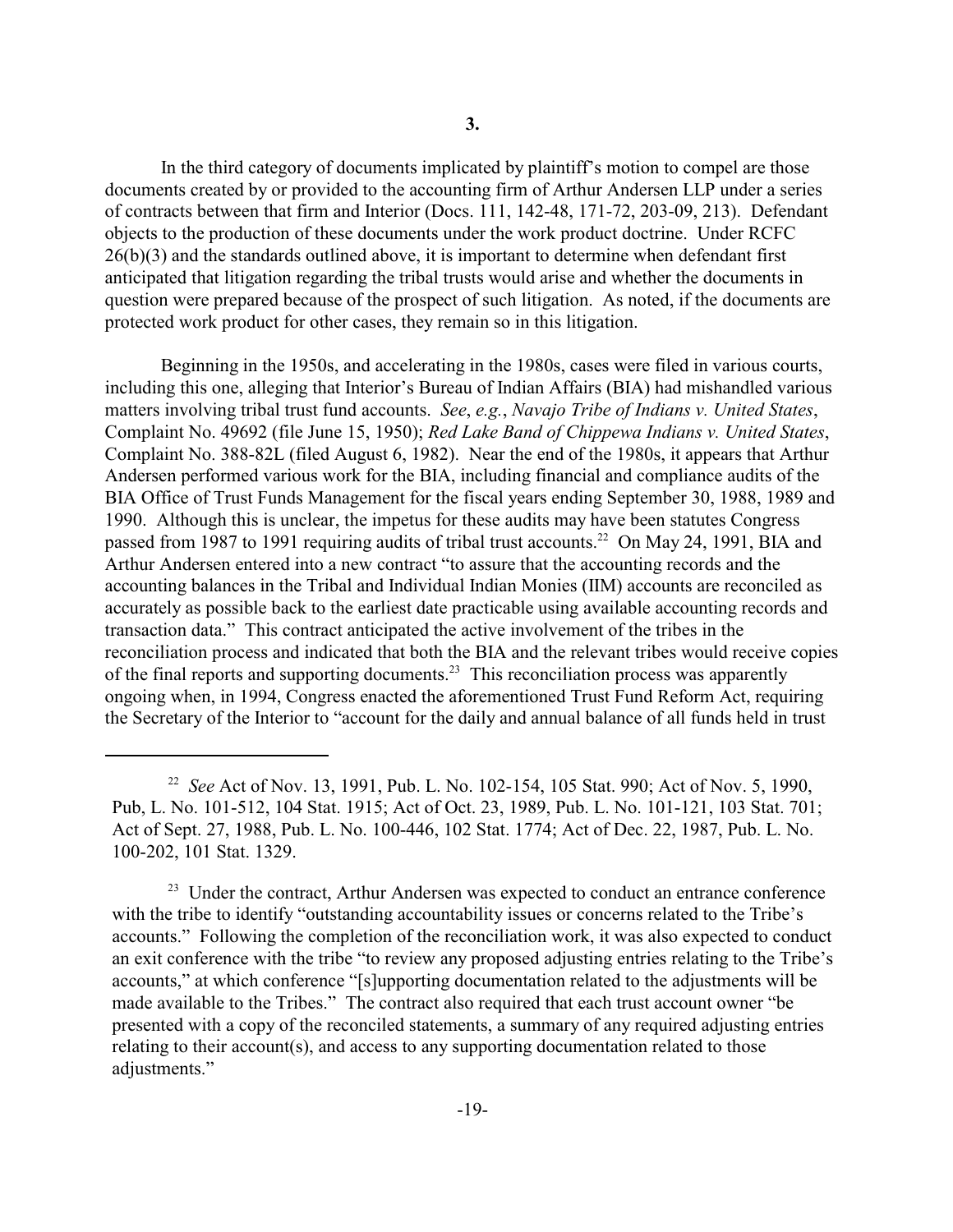**3.**

In the third category of documents implicated by plaintiff's motion to compel are those documents created by or provided to the accounting firm of Arthur Andersen LLP under a series of contracts between that firm and Interior (Docs. 111, 142-48, 171-72, 203-09, 213). Defendant objects to the production of these documents under the work product doctrine. Under RCFC 26(b)(3) and the standards outlined above, it is important to determine when defendant first anticipated that litigation regarding the tribal trusts would arise and whether the documents in question were prepared because of the prospect of such litigation. As noted, if the documents are protected work product for other cases, they remain so in this litigation.

Beginning in the 1950s, and accelerating in the 1980s, cases were filed in various courts, including this one, alleging that Interior's Bureau of Indian Affairs (BIA) had mishandled various matters involving tribal trust fund accounts. *See*, *e.g.*, *Navajo Tribe of Indians v. United States*, Complaint No. 49692 (file June 15, 1950); *Red Lake Band of Chippewa Indians v. United States*, Complaint No. 388-82L (filed August 6, 1982). Near the end of the 1980s, it appears that Arthur Andersen performed various work for the BIA, including financial and compliance audits of the BIA Office of Trust Funds Management for the fiscal years ending September 30, 1988, 1989 and 1990. Although this is unclear, the impetus for these audits may have been statutes Congress passed from 1987 to 1991 requiring audits of tribal trust accounts.[22] On May 24, 1991, BIA and Arthur Andersen entered into a new contract "to assure that the accounting records and the accounting balances in the Tribal and Individual Indian Monies (IIM) accounts are reconciled as accurately as possible back to the earliest date practicable using available accounting records and transaction data." This contract anticipated the active involvement of the tribes in the reconciliation process and indicated that both the BIA and the relevant tribes would receive copies of the final reports and supporting documents.[23] This reconciliation process was apparently ongoing when, in 1994, Congress enacted the aforementioned Trust Fund Reform Act, requiring the Secretary of the Interior to "account for the daily and annual balance of all funds held in trust

[22] *See* Act of Nov. 13, 1991, Pub. L. No. 102-154, 105 Stat. 990; Act of Nov. 5, 1990, Pub, L. No. 101-512, 104 Stat. 1915; Act of Oct. 23, 1989, Pub. L. No. 101-121, 103 Stat. 701; Act of Sept. 27, 1988, Pub. L. No. 100-446, 102 Stat. 1774; Act of Dec. 22, 1987, Pub. L. No. 100-202, 101 Stat. 1329.

[23] Under the contract, Arthur Andersen was expected to conduct an entrance conference with the tribe to identify "outstanding accountability issues or concerns related to the Tribe's accounts." Following the completion of the reconciliation work, it was also expected to conduct an exit conference with the tribe "to review any proposed adjusting entries relating to the Tribe's accounts," at which conference "[s]upporting documentation related to the adjustments will be made available to the Tribes." The contract also required that each trust account owner "be presented with a copy of the reconciled statements, a summary of any required adjusting entries relating to their account(s), and access to any supporting documentation related to those adjustments."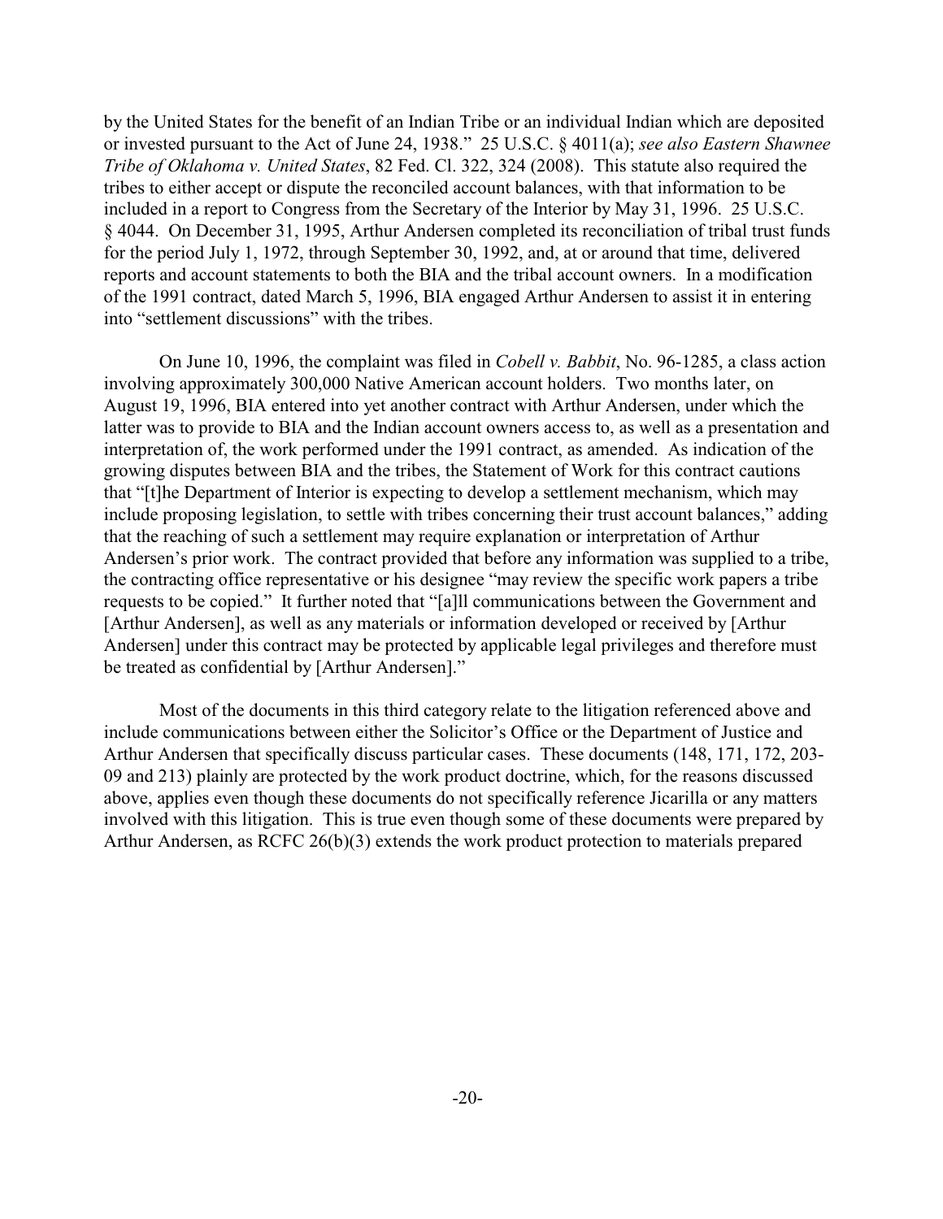by the United States for the benefit of an Indian Tribe or an individual Indian which are deposited or invested pursuant to the Act of June 24, 1938." 25 U.S.C. § 4011(a); *see also Eastern Shawnee Tribe of Oklahoma v. United States*, 82 Fed. Cl. 322, 324 (2008). This statute also required the tribes to either accept or dispute the reconciled account balances, with that information to be included in a report to Congress from the Secretary of the Interior by May 31, 1996. 25 U.S.C. § 4044. On December 31, 1995, Arthur Andersen completed its reconciliation of tribal trust funds for the period July 1, 1972, through September 30, 1992, and, at or around that time, delivered reports and account statements to both the BIA and the tribal account owners. In a modification of the 1991 contract, dated March 5, 1996, BIA engaged Arthur Andersen to assist it in entering into "settlement discussions" with the tribes.

On June 10, 1996, the complaint was filed in *Cobell v. Babbit*, No. 96-1285, a class action involving approximately 300,000 Native American account holders. Two months later, on August 19, 1996, BIA entered into yet another contract with Arthur Andersen, under which the latter was to provide to BIA and the Indian account owners access to, as well as a presentation and interpretation of, the work performed under the 1991 contract, as amended. As indication of the growing disputes between BIA and the tribes, the Statement of Work for this contract cautions that "[t]he Department of Interior is expecting to develop a settlement mechanism, which may include proposing legislation, to settle with tribes concerning their trust account balances," adding that the reaching of such a settlement may require explanation or interpretation of Arthur Andersen's prior work. The contract provided that before any information was supplied to a tribe, the contracting office representative or his designee "may review the specific work papers a tribe requests to be copied." It further noted that "[a]ll communications between the Government and [Arthur Andersen], as well as any materials or information developed or received by [Arthur Andersen] under this contract may be protected by applicable legal privileges and therefore must be treated as confidential by [Arthur Andersen]."

Most of the documents in this third category relate to the litigation referenced above and include communications between either the Solicitor's Office or the Department of Justice and Arthur Andersen that specifically discuss particular cases. These documents (148, 171, 172, 203-09 and 213) plainly are protected by the work product doctrine, which, for the reasons discussed above, applies even though these documents do not specifically reference Jicarilla or any matters involved with this litigation. This is true even though some of these documents were prepared by Arthur Andersen, as RCFC 26(b)(3) extends the work product protection to materials prepared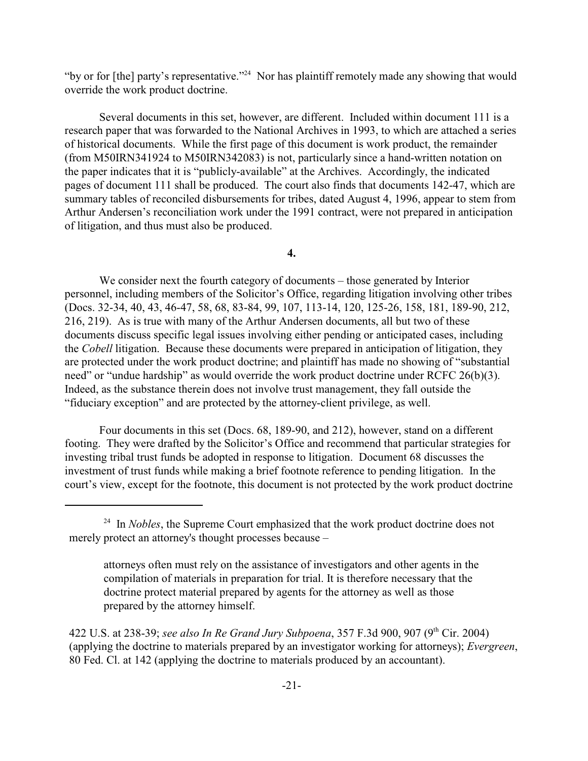"by or for [the] party's representative."[24] Nor has plaintiff remotely made any showing that would override the work product doctrine.

Several documents in this set, however, are different. Included within document 111 is a research paper that was forwarded to the National Archives in 1993, to which are attached a series of historical documents. While the first page of this document is work product, the remainder (from M50IRN341924 to M50IRN342083) is not, particularly since a hand-written notation on the paper indicates that it is "publicly-available" at the Archives. Accordingly, the indicated pages of document 111 shall be produced. The court also finds that documents 142-47, which are summary tables of reconciled disbursements for tribes, dated August 4, 1996, appear to stem from Arthur Andersen's reconciliation work under the 1991 contract, were not prepared in anticipation of litigation, and thus must also be produced.

**4.**

We consider next the fourth category of documents – those generated by Interior personnel, including members of the Solicitor's Office, regarding litigation involving other tribes (Docs. 32-34, 40, 43, 46-47, 58, 68, 83-84, 99, 107, 113-14, 120, 125-26, 158, 181, 189-90, 212, 216, 219). As is true with many of the Arthur Andersen documents, all but two of these documents discuss specific legal issues involving either pending or anticipated cases, including the *Cobell* litigation. Because these documents were prepared in anticipation of litigation, they are protected under the work product doctrine; and plaintiff has made no showing of "substantial need" or "undue hardship" as would override the work product doctrine under RCFC 26(b)(3). Indeed, as the substance therein does not involve trust management, they fall outside the "fiduciary exception" and are protected by the attorney-client privilege, as well.

Four documents in this set (Docs. 68, 189-90, and 212), however, stand on a different footing. They were drafted by the Solicitor's Office and recommend that particular strategies for investing tribal trust funds be adopted in response to litigation. Document 68 discusses the investment of trust funds while making a brief footnote reference to pending litigation. In the court's view, except for the footnote, this document is not protected by the work product doctrine

---

[24] In *Nobles*, the Supreme Court emphasized that the work product doctrine does not merely protect an attorney's thought processes because –

> attorneys often must rely on the assistance of investigators and other agents in the compilation of materials in preparation for trial. It is therefore necessary that the doctrine protect material prepared by agents for the attorney as well as those prepared by the attorney himself.

422 U.S. at 238-39; *see also In Re Grand Jury Subpoena*, 357 F.3d 900, 907 (9th Cir. 2004) (applying the doctrine to materials prepared by an investigator working for attorneys); *Evergreen*, 80 Fed. Cl. at 142 (applying the doctrine to materials produced by an accountant).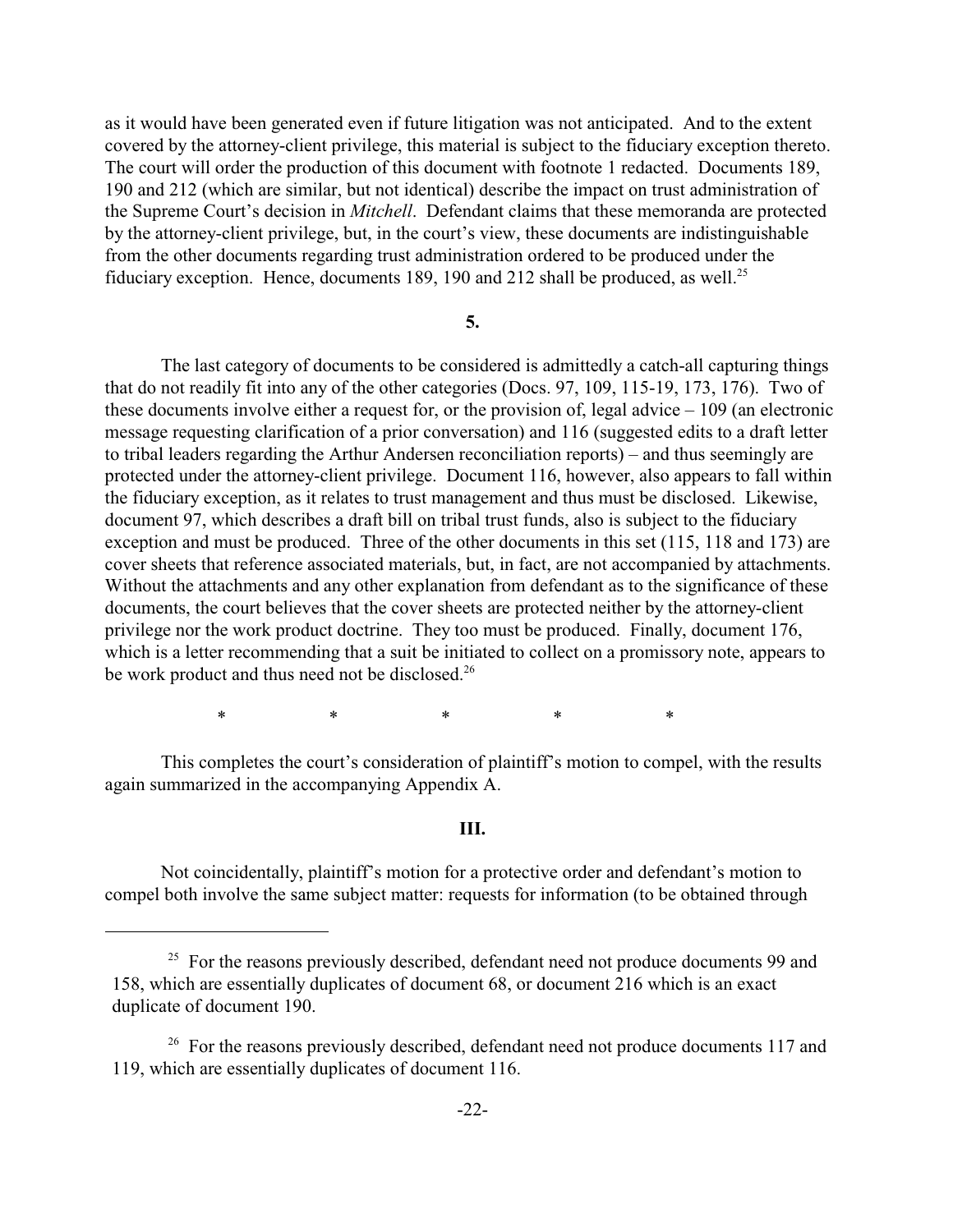as it would have been generated even if future litigation was not anticipated. And to the extent covered by the attorney-client privilege, this material is subject to the fiduciary exception thereto. The court will order the production of this document with footnote 1 redacted. Documents 189, 190 and 212 (which are similar, but not identical) describe the impact on trust administration of the Supreme Court's decision in *Mitchell*. Defendant claims that these memoranda are protected by the attorney-client privilege, but, in the court's view, these documents are indistinguishable from the other documents regarding trust administration ordered to be produced under the fiduciary exception. Hence, documents 189, 190 and 212 shall be produced, as well.[25]

**5.**

The last category of documents to be considered is admittedly a catch-all capturing things that do not readily fit into any of the other categories (Docs. 97, 109, 115-19, 173, 176). Two of these documents involve either a request for, or the provision of, legal advice – 109 (an electronic message requesting clarification of a prior conversation) and 116 (suggested edits to a draft letter to tribal leaders regarding the Arthur Andersen reconciliation reports) – and thus seemingly are protected under the attorney-client privilege. Document 116, however, also appears to fall within the fiduciary exception, as it relates to trust management and thus must be disclosed. Likewise, document 97, which describes a draft bill on tribal trust funds, also is subject to the fiduciary exception and must be produced. Three of the other documents in this set (115, 118 and 173) are cover sheets that reference associated materials, but, in fact, are not accompanied by attachments. Without the attachments and any other explanation from defendant as to the significance of these documents, the court believes that the cover sheets are protected neither by the attorney-client privilege nor the work product doctrine. They too must be produced. Finally, document 176, which is a letter recommending that a suit be initiated to collect on a promissory note, appears to be work product and thus need not be disclosed.[26]

\* \* \* \* \*

This completes the court's consideration of plaintiff's motion to compel, with the results again summarized in the accompanying Appendix A.

**III.**

Not coincidentally, plaintiff's motion for a protective order and defendant's motion to compel both involve the same subject matter: requests for information (to be obtained through

---

[25] For the reasons previously described, defendant need not produce documents 99 and 158, which are essentially duplicates of document 68, or document 216 which is an exact duplicate of document 190.

[26] For the reasons previously described, defendant need not produce documents 117 and 119, which are essentially duplicates of document 116.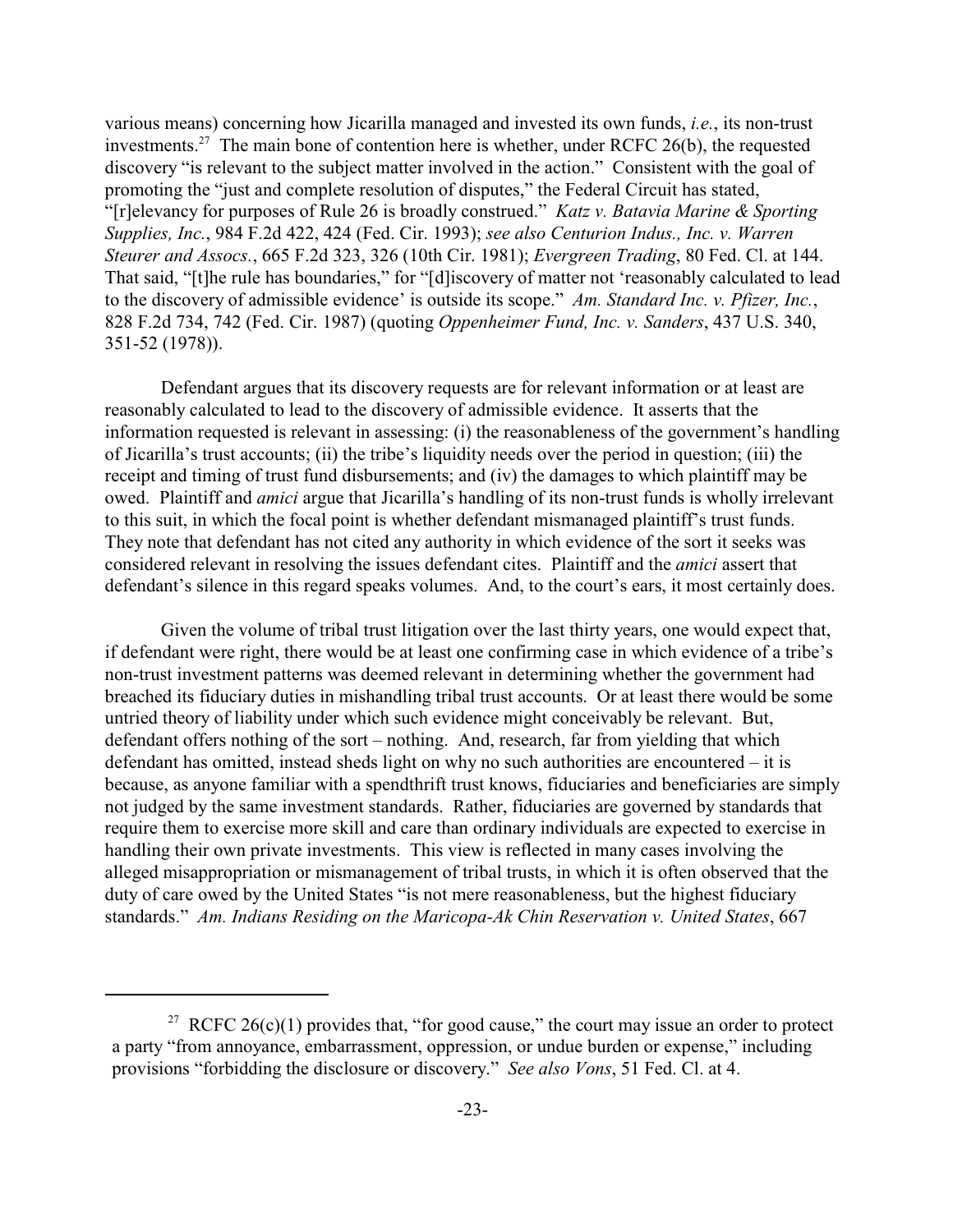various means) concerning how Jicarilla managed and invested its own funds, *i.e.*, its non-trust investments.[27] The main bone of contention here is whether, under RCFC 26(b), the requested discovery "is relevant to the subject matter involved in the action." Consistent with the goal of promoting the "just and complete resolution of disputes," the Federal Circuit has stated, "[r]elevancy for purposes of Rule 26 is broadly construed." *Katz v. Batavia Marine & Sporting Supplies, Inc.*, 984 F.2d 422, 424 (Fed. Cir. 1993); *see also Centurion Indus., Inc. v. Warren Steurer and Assocs.*, 665 F.2d 323, 326 (10th Cir. 1981); *Evergreen Trading*, 80 Fed. Cl. at 144. That said, "[t]he rule has boundaries," for "[d]iscovery of matter not 'reasonably calculated to lead to the discovery of admissible evidence' is outside its scope." *Am. Standard Inc. v. Pfizer, Inc.*, 828 F.2d 734, 742 (Fed. Cir. 1987) (quoting *Oppenheimer Fund, Inc. v. Sanders*, 437 U.S. 340, 351-52 (1978)).

Defendant argues that its discovery requests are for relevant information or at least are reasonably calculated to lead to the discovery of admissible evidence. It asserts that the information requested is relevant in assessing: (i) the reasonableness of the government's handling of Jicarilla's trust accounts; (ii) the tribe's liquidity needs over the period in question; (iii) the receipt and timing of trust fund disbursements; and (iv) the damages to which plaintiff may be owed. Plaintiff and *amici* argue that Jicarilla's handling of its non-trust funds is wholly irrelevant to this suit, in which the focal point is whether defendant mismanaged plaintiff's trust funds. They note that defendant has not cited any authority in which evidence of the sort it seeks was considered relevant in resolving the issues defendant cites. Plaintiff and the *amici* assert that defendant's silence in this regard speaks volumes. And, to the court's ears, it most certainly does.

Given the volume of tribal trust litigation over the last thirty years, one would expect that, if defendant were right, there would be at least one confirming case in which evidence of a tribe's non-trust investment patterns was deemed relevant in determining whether the government had breached its fiduciary duties in mishandling tribal trust accounts. Or at least there would be some untried theory of liability under which such evidence might conceivably be relevant. But, defendant offers nothing of the sort – nothing. And, research, far from yielding that which defendant has omitted, instead sheds light on why no such authorities are encountered – it is because, as anyone familiar with a spendthrift trust knows, fiduciaries and beneficiaries are simply not judged by the same investment standards. Rather, fiduciaries are governed by standards that require them to exercise more skill and care than ordinary individuals are expected to exercise in handling their own private investments. This view is reflected in many cases involving the alleged misappropriation or mismanagement of tribal trusts, in which it is often observed that the duty of care owed by the United States "is not mere reasonableness, but the highest fiduciary standards." *Am. Indians Residing on the Maricopa-Ak Chin Reservation v. United States*, 667

---

[27] RCFC 26(c)(1) provides that, "for good cause," the court may issue an order to protect a party "from annoyance, embarrassment, oppression, or undue burden or expense," including provisions "forbidding the disclosure or discovery." *See also Vons*, 51 Fed. Cl. at 4.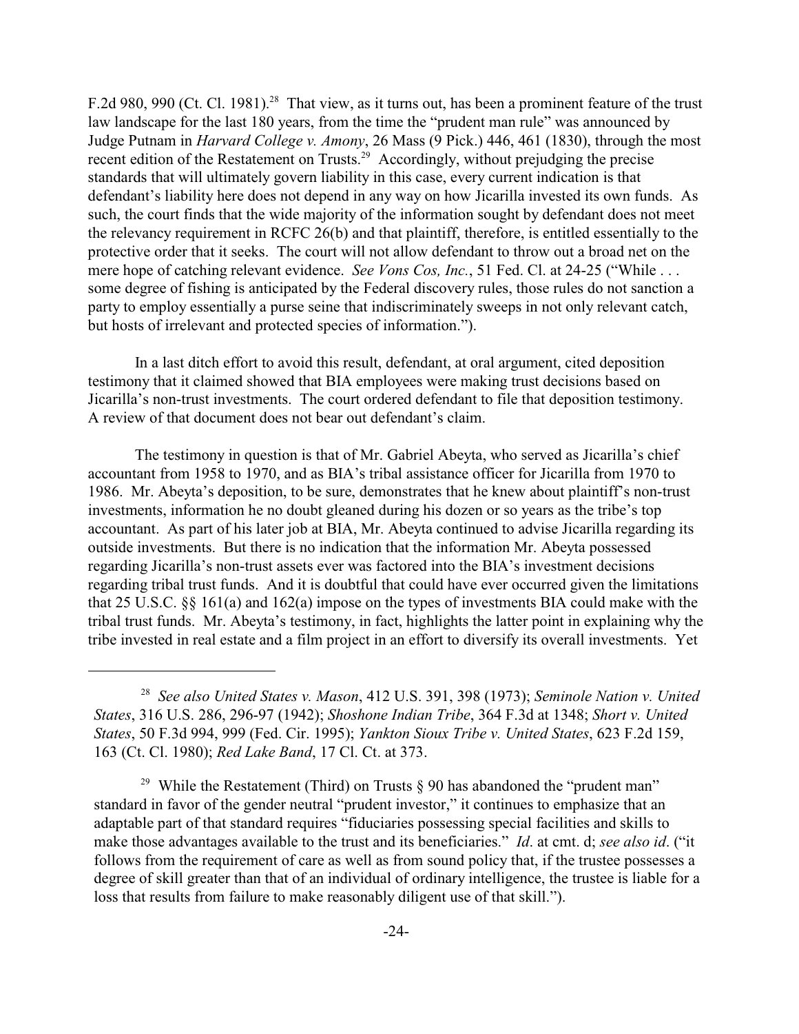F.2d 980, 990 (Ct. Cl. 1981).[28] That view, as it turns out, has been a prominent feature of the trust law landscape for the last 180 years, from the time the "prudent man rule" was announced by Judge Putnam in *Harvard College v. Amony*, 26 Mass (9 Pick.) 446, 461 (1830), through the most recent edition of the Restatement on Trusts.[29] Accordingly, without prejudging the precise standards that will ultimately govern liability in this case, every current indication is that defendant's liability here does not depend in any way on how Jicarilla invested its own funds. As such, the court finds that the wide majority of the information sought by defendant does not meet the relevancy requirement in RCFC 26(b) and that plaintiff, therefore, is entitled essentially to the protective order that it seeks. The court will not allow defendant to throw out a broad net on the mere hope of catching relevant evidence. *See Vons Cos, Inc.*, 51 Fed. Cl. at 24-25 ("While . . . some degree of fishing is anticipated by the Federal discovery rules, those rules do not sanction a party to employ essentially a purse seine that indiscriminately sweeps in not only relevant catch, but hosts of irrelevant and protected species of information.").

In a last ditch effort to avoid this result, defendant, at oral argument, cited deposition testimony that it claimed showed that BIA employees were making trust decisions based on Jicarilla's non-trust investments. The court ordered defendant to file that deposition testimony. A review of that document does not bear out defendant's claim.

The testimony in question is that of Mr. Gabriel Abeyta, who served as Jicarilla's chief accountant from 1958 to 1970, and as BIA's tribal assistance officer for Jicarilla from 1970 to 1986. Mr. Abeyta's deposition, to be sure, demonstrates that he knew about plaintiff's non-trust investments, information he no doubt gleaned during his dozen or so years as the tribe's top accountant. As part of his later job at BIA, Mr. Abeyta continued to advise Jicarilla regarding its outside investments. But there is no indication that the information Mr. Abeyta possessed regarding Jicarilla's non-trust assets ever was factored into the BIA's investment decisions regarding tribal trust funds. And it is doubtful that could have ever occurred given the limitations that 25 U.S.C. §§ 161(a) and 162(a) impose on the types of investments BIA could make with the tribal trust funds. Mr. Abeyta's testimony, in fact, highlights the latter point in explaining why the tribe invested in real estate and a film project in an effort to diversify its overall investments. Yet

---

[28] *See also United States v. Mason*, 412 U.S. 391, 398 (1973); *Seminole Nation v. United States*, 316 U.S. 286, 296-97 (1942); *Shoshone Indian Tribe*, 364 F.3d at 1348; *Short v. United States*, 50 F.3d 994, 999 (Fed. Cir. 1995); *Yankton Sioux Tribe v. United States*, 623 F.2d 159, 163 (Ct. Cl. 1980); *Red Lake Band*, 17 Cl. Ct. at 373.

[29] While the Restatement (Third) on Trusts § 90 has abandoned the "prudent man" standard in favor of the gender neutral "prudent investor," it continues to emphasize that an adaptable part of that standard requires "fiduciaries possessing special facilities and skills to make those advantages available to the trust and its beneficiaries." *Id*. at cmt. d; *see also id*. ("it follows from the requirement of care as well as from sound policy that, if the trustee possesses a degree of skill greater than that of an individual of ordinary intelligence, the trustee is liable for a loss that results from failure to make reasonably diligent use of that skill.").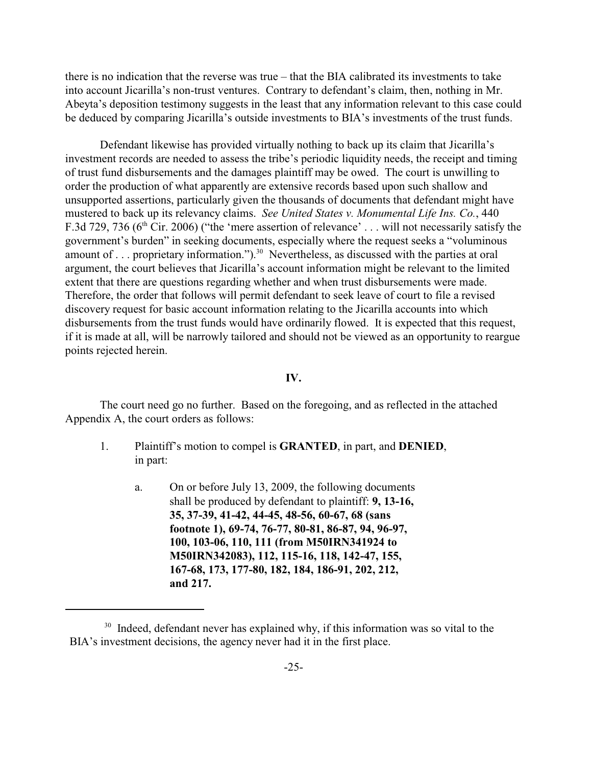there is no indication that the reverse was true – that the BIA calibrated its investments to take into account Jicarilla's non-trust ventures. Contrary to defendant's claim, then, nothing in Mr. Abeyta's deposition testimony suggests in the least that any information relevant to this case could be deduced by comparing Jicarilla's outside investments to BIA's investments of the trust funds.

Defendant likewise has provided virtually nothing to back up its claim that Jicarilla's investment records are needed to assess the tribe's periodic liquidity needs, the receipt and timing of trust fund disbursements and the damages plaintiff may be owed. The court is unwilling to order the production of what apparently are extensive records based upon such shallow and unsupported assertions, particularly given the thousands of documents that defendant might have mustered to back up its relevancy claims. *See United States v. Monumental Life Ins. Co.*, 440 F.3d 729, 736 (6th Cir. 2006) ("the 'mere assertion of relevance' . . . will not necessarily satisfy the government's burden" in seeking documents, especially where the request seeks a "voluminous amount of . . . proprietary information.").[30] Nevertheless, as discussed with the parties at oral argument, the court believes that Jicarilla's account information might be relevant to the limited extent that there are questions regarding whether and when trust disbursements were made. Therefore, the order that follows will permit defendant to seek leave of court to file a revised discovery request for basic account information relating to the Jicarilla accounts into which disbursements from the trust funds would have ordinarily flowed. It is expected that this request, if it is made at all, will be narrowly tailored and should not be viewed as an opportunity to reargue points rejected herein.

## IV.

The court need go no further. Based on the foregoing, and as reflected in the attached Appendix A, the court orders as follows:

1. Plaintiff's motion to compel is **GRANTED**, in part, and **DENIED**, in part:

   a. On or before July 13, 2009, the following documents shall be produced by defendant to plaintiff: **9, 13-16, 35, 37-39, 41-42, 44-45, 48-56, 60-67, 68 (sans footnote 1), 69-74, 76-77, 80-81, 86-87, 94, 96-97, 100, 103-06, 110, 111 (from M50IRN341924 to M50IRN342083), 112, 115-16, 118, 142-47, 155, 167-68, 173, 177-80, 182, 184, 186-91, 202, 212, and 217.**

---

[30] Indeed, defendant never has explained why, if this information was so vital to the BIA's investment decisions, the agency never had it in the first place.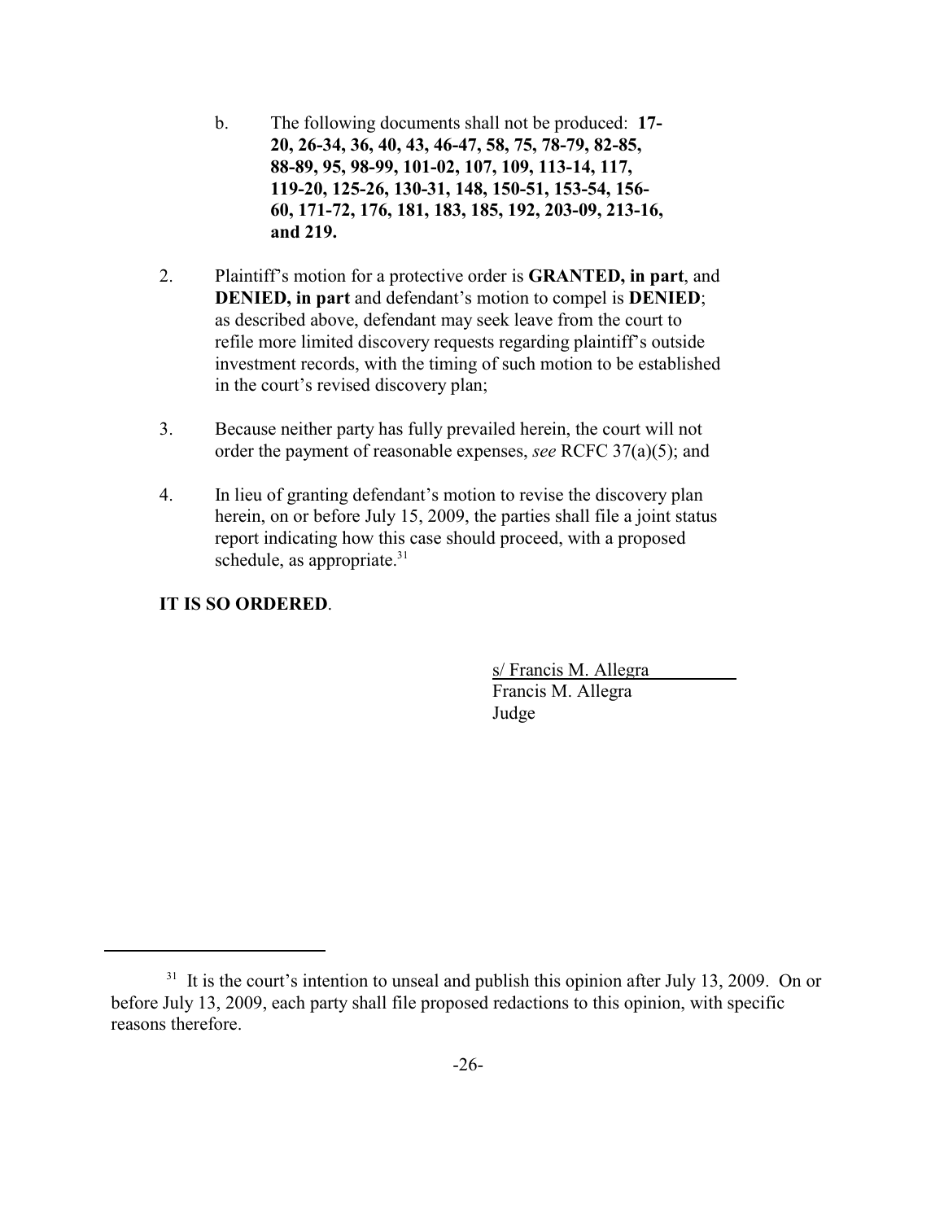b. The following documents shall not be produced: **17-20, 26-34, 36, 40, 43, 46-47, 58, 75, 78-79, 82-85, 88-89, 95, 98-99, 101-02, 107, 109, 113-14, 117, 119-20, 125-26, 130-31, 148, 150-51, 153-54, 156-60, 171-72, 176, 181, 183, 185, 192, 203-09, 213-16, and 219.**

2. Plaintiff's motion for a protective order is **GRANTED, in part**, and **DENIED, in part** and defendant's motion to compel is **DENIED**; as described above, defendant may seek leave from the court to refile more limited discovery requests regarding plaintiff's outside investment records, with the timing of such motion to be established in the court's revised discovery plan;

3. Because neither party has fully prevailed herein, the court will not order the payment of reasonable expenses, *see* RCFC 37(a)(5); and

4. In lieu of granting defendant's motion to revise the discovery plan herein, on or before July 15, 2009, the parties shall file a joint status report indicating how this case should proceed, with a proposed schedule, as appropriate.[31]

**IT IS SO ORDERED**.

s/ Francis M. Allegra
Francis M. Allegra
Judge

---

[31] It is the court's intention to unseal and publish this opinion after July 13, 2009. On or before July 13, 2009, each party shall file proposed redactions to this opinion, with specific reasons therefore.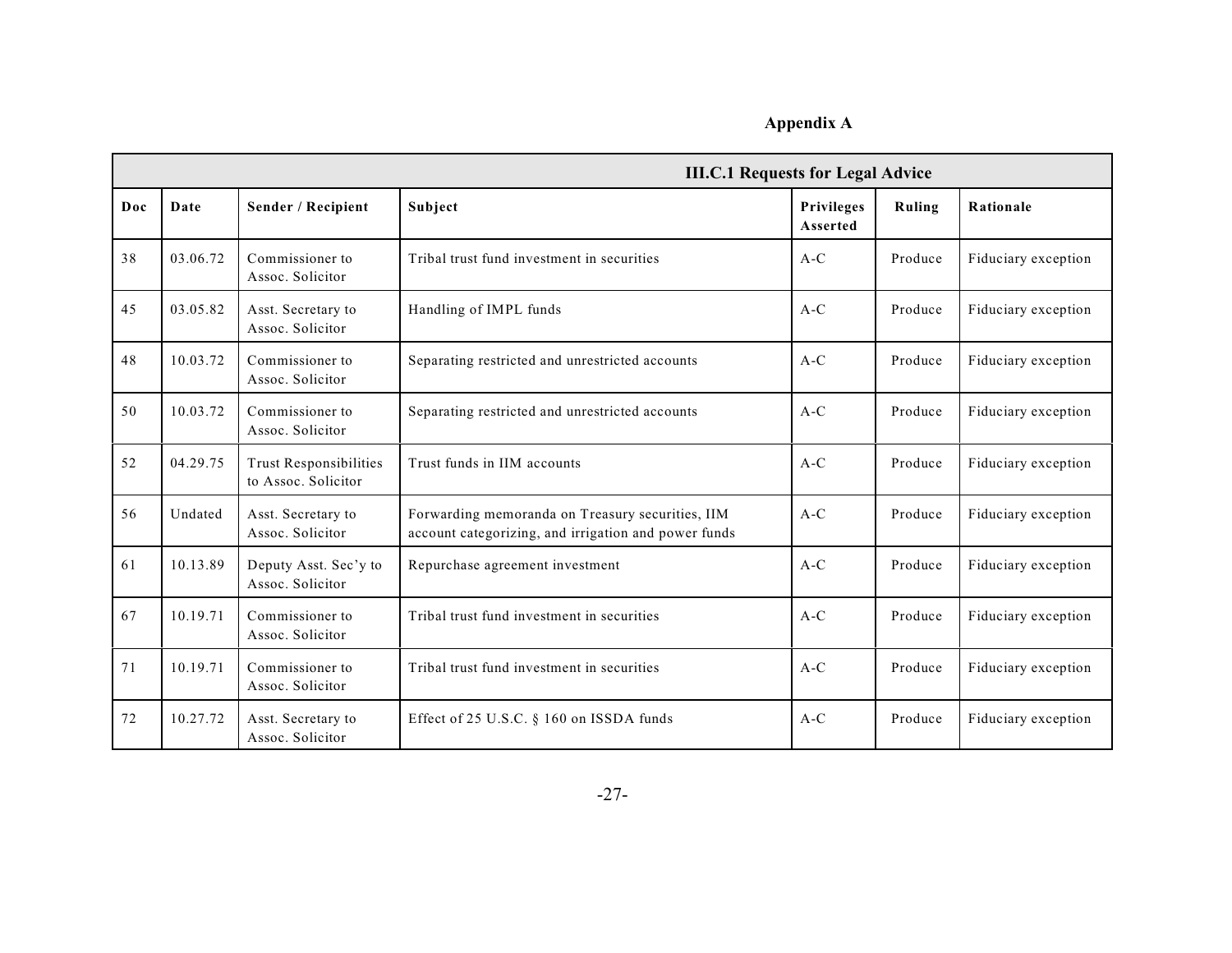**Appendix A**

| III.C.1 Requests for Legal Advice | | | | | | |
|---|---|---|---|---|---|---|
| **Doc** | **Date** | **Sender / Recipient** | **Subject** | **Privileges Asserted** | **Ruling** | **Rationale** |
| 38 | 03.06.72 | Commissioner to Assoc. Solicitor | Tribal trust fund investment in securities | A-C | Produce | Fiduciary exception |
| 45 | 03.05.82 | Asst. Secretary to Assoc. Solicitor | Handling of IMPL funds | A-C | Produce | Fiduciary exception |
| 48 | 10.03.72 | Commissioner to Assoc. Solicitor | Separating restricted and unrestricted accounts | A-C | Produce | Fiduciary exception |
| 50 | 10.03.72 | Commissioner to Assoc. Solicitor | Separating restricted and unrestricted accounts | A-C | Produce | Fiduciary exception |
| 52 | 04.29.75 | Trust Responsibilities to Assoc. Solicitor | Trust funds in IIM accounts | A-C | Produce | Fiduciary exception |
| 56 | Undated | Asst. Secretary to Assoc. Solicitor | Forwarding memoranda on Treasury securities, IIM account categorizing, and irrigation and power funds | A-C | Produce | Fiduciary exception |
| 61 | 10.13.89 | Deputy Asst. Sec'y to Assoc. Solicitor | Repurchase agreement investment | A-C | Produce | Fiduciary exception |
| 67 | 10.19.71 | Commissioner to Assoc. Solicitor | Tribal trust fund investment in securities | A-C | Produce | Fiduciary exception |
| 71 | 10.19.71 | Commissioner to Assoc. Solicitor | Tribal trust fund investment in securities | A-C | Produce | Fiduciary exception |
| 72 | 10.27.72 | Asst. Secretary to Assoc. Solicitor | Effect of 25 U.S.C. § 160 on ISSDA funds | A-C | Produce | Fiduciary exception |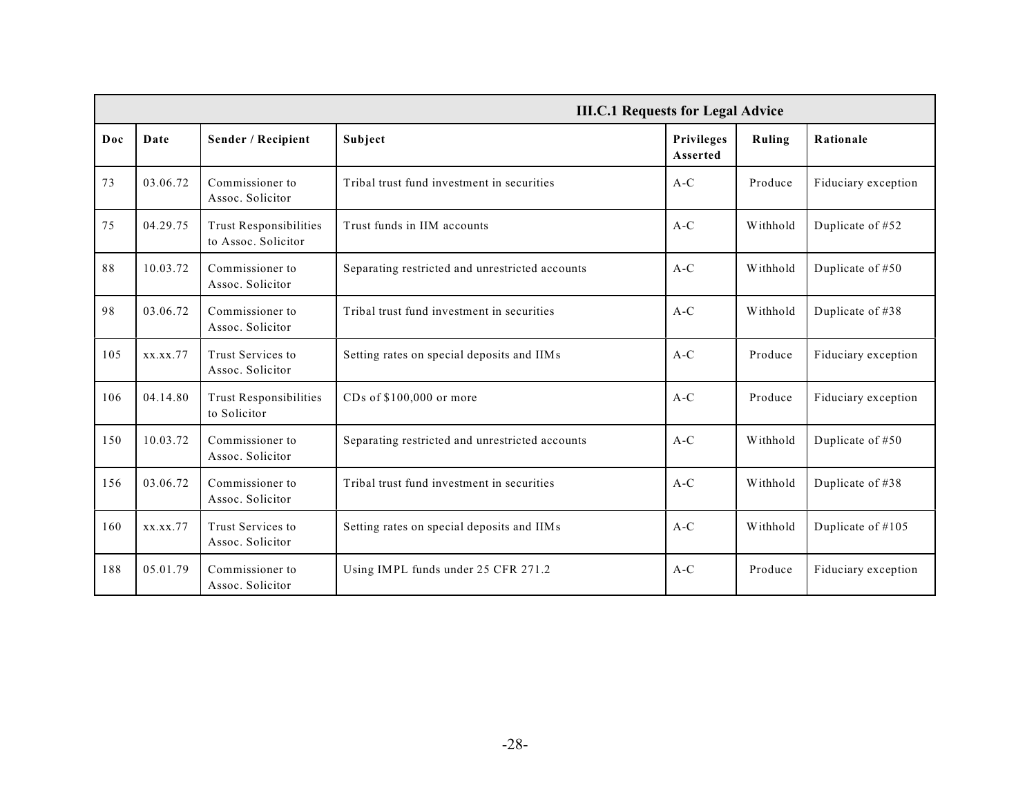| III.C.1 Requests for Legal Advice | | | | | | |
|---|---|---|---|---|---|---|
| **Doc** | **Date** | **Sender / Recipient** | **Subject** | **Privileges Asserted** | **Ruling** | **Rationale** |
| 73 | 03.06.72 | Commissioner to Assoc. Solicitor | Tribal trust fund investment in securities | A-C | Produce | Fiduciary exception |
| 75 | 04.29.75 | Trust Responsibilities to Assoc. Solicitor | Trust funds in IIM accounts | A-C | Withhold | Duplicate of #52 |
| 88 | 10.03.72 | Commissioner to Assoc. Solicitor | Separating restricted and unrestricted accounts | A-C | Withhold | Duplicate of #50 |
| 98 | 03.06.72 | Commissioner to Assoc. Solicitor | Tribal trust fund investment in securities | A-C | Withhold | Duplicate of #38 |
| 105 | xx.xx.77 | Trust Services to Assoc. Solicitor | Setting rates on special deposits and IIMs | A-C | Produce | Fiduciary exception |
| 106 | 04.14.80 | Trust Responsibilities to Solicitor | CDs of $100,000 or more | A-C | Produce | Fiduciary exception |
| 150 | 10.03.72 | Commissioner to Assoc. Solicitor | Separating restricted and unrestricted accounts | A-C | Withhold | Duplicate of #50 |
| 156 | 03.06.72 | Commissioner to Assoc. Solicitor | Tribal trust fund investment in securities | A-C | Withhold | Duplicate of #38 |
| 160 | xx.xx.77 | Trust Services to Assoc. Solicitor | Setting rates on special deposits and IIMs | A-C | Withhold | Duplicate of #105 |
| 188 | 05.01.79 | Commissioner to Assoc. Solicitor | Using IMPL funds under 25 CFR 271.2 | A-C | Produce | Fiduciary exception |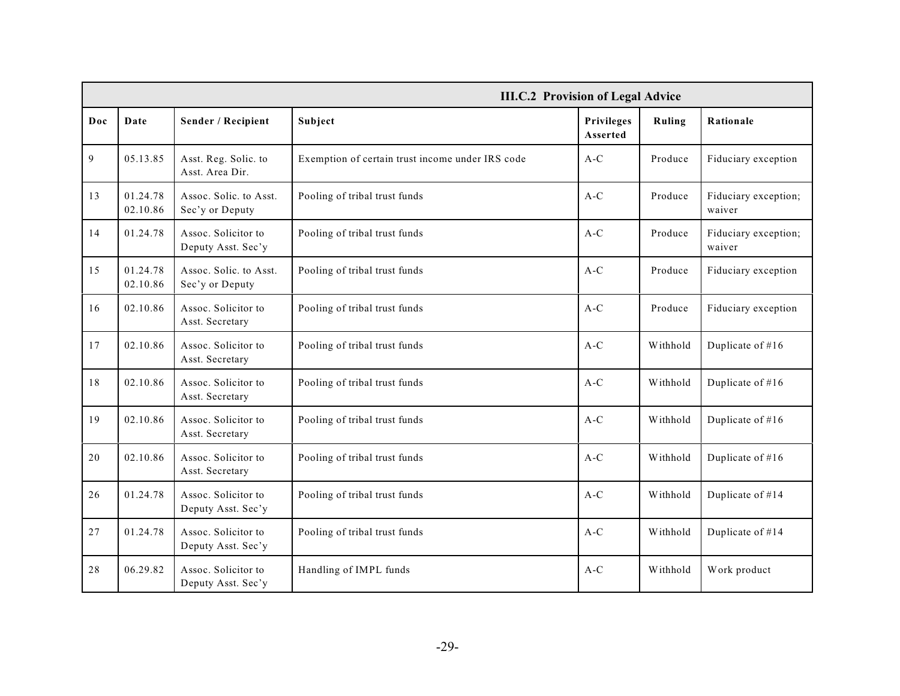| III.C.2 Provision of Legal Advice | | | | | | |
|---|---|---|---|---|---|---|
| **Doc** | **Date** | **Sender / Recipient** | **Subject** | **Privileges Asserted** | **Ruling** | **Rationale** |
| 9 | 05.13.85 | Asst. Reg. Solic. to Asst. Area Dir. | Exemption of certain trust income under IRS code | A-C | Produce | Fiduciary exception |
| 13 | 01.24.78 02.10.86 | Assoc. Solic. to Asst. Sec'y or Deputy | Pooling of tribal trust funds | A-C | Produce | Fiduciary exception; waiver |
| 14 | 01.24.78 | Assoc. Solicitor to Deputy Asst. Sec'y | Pooling of tribal trust funds | A-C | Produce | Fiduciary exception; waiver |
| 15 | 01.24.78 02.10.86 | Assoc. Solic. to Asst. Sec'y or Deputy | Pooling of tribal trust funds | A-C | Produce | Fiduciary exception |
| 16 | 02.10.86 | Assoc. Solicitor to Asst. Secretary | Pooling of tribal trust funds | A-C | Produce | Fiduciary exception |
| 17 | 02.10.86 | Assoc. Solicitor to Asst. Secretary | Pooling of tribal trust funds | A-C | Withhold | Duplicate of #16 |
| 18 | 02.10.86 | Assoc. Solicitor to Asst. Secretary | Pooling of tribal trust funds | A-C | Withhold | Duplicate of #16 |
| 19 | 02.10.86 | Assoc. Solicitor to Asst. Secretary | Pooling of tribal trust funds | A-C | Withhold | Duplicate of #16 |
| 20 | 02.10.86 | Assoc. Solicitor to Asst. Secretary | Pooling of tribal trust funds | A-C | Withhold | Duplicate of #16 |
| 26 | 01.24.78 | Assoc. Solicitor to Deputy Asst. Sec'y | Pooling of tribal trust funds | A-C | Withhold | Duplicate of #14 |
| 27 | 01.24.78 | Assoc. Solicitor to Deputy Asst. Sec'y | Pooling of tribal trust funds | A-C | Withhold | Duplicate of #14 |
| 28 | 06.29.82 | Assoc. Solicitor to Deputy Asst. Sec'y | Handling of IMPL funds | A-C | Withhold | Work product |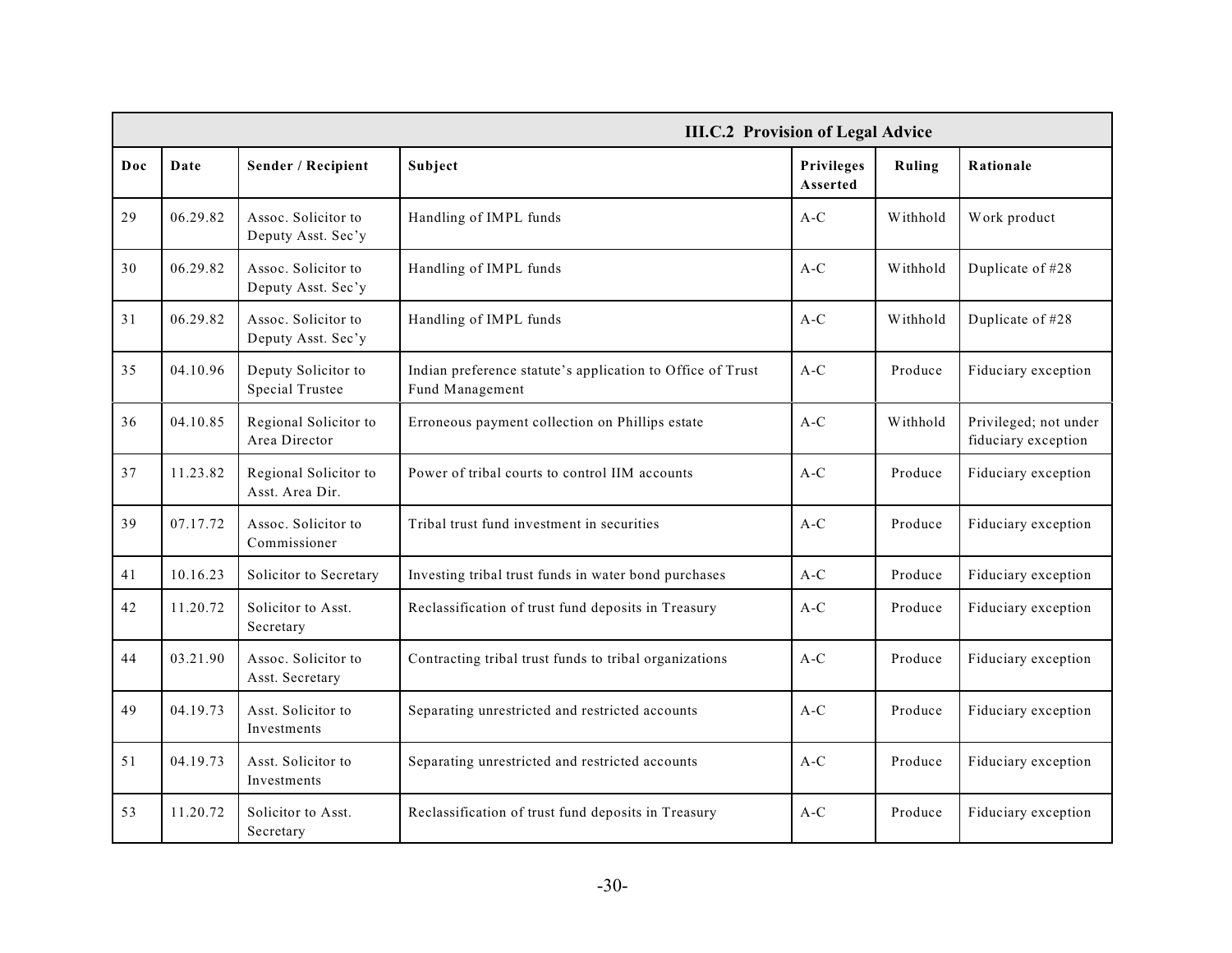| III.C.2 Provision of Legal Advice | | | | | | |
|---|---|---|---|---|---|---|
| **Doc** | **Date** | **Sender / Recipient** | **Subject** | **Privileges Asserted** | **Ruling** | **Rationale** |
| 29 | 06.29.82 | Assoc. Solicitor to Deputy Asst. Sec'y | Handling of IMPL funds | A-C | Withhold | Work product |
| 30 | 06.29.82 | Assoc. Solicitor to Deputy Asst. Sec'y | Handling of IMPL funds | A-C | Withhold | Duplicate of #28 |
| 31 | 06.29.82 | Assoc. Solicitor to Deputy Asst. Sec'y | Handling of IMPL funds | A-C | Withhold | Duplicate of #28 |
| 35 | 04.10.96 | Deputy Solicitor to Special Trustee | Indian preference statute's application to Office of Trust Fund Management | A-C | Produce | Fiduciary exception |
| 36 | 04.10.85 | Regional Solicitor to Area Director | Erroneous payment collection on Phillips estate | A-C | Withhold | Privileged; not under fiduciary exception |
| 37 | 11.23.82 | Regional Solicitor to Asst. Area Dir. | Power of tribal courts to control IIM accounts | A-C | Produce | Fiduciary exception |
| 39 | 07.17.72 | Assoc. Solicitor to Commissioner | Tribal trust fund investment in securities | A-C | Produce | Fiduciary exception |
| 41 | 10.16.23 | Solicitor to Secretary | Investing tribal trust funds in water bond purchases | A-C | Produce | Fiduciary exception |
| 42 | 11.20.72 | Solicitor to Asst. Secretary | Reclassification of trust fund deposits in Treasury | A-C | Produce | Fiduciary exception |
| 44 | 03.21.90 | Assoc. Solicitor to Asst. Secretary | Contracting tribal trust funds to tribal organizations | A-C | Produce | Fiduciary exception |
| 49 | 04.19.73 | Asst. Solicitor to Investments | Separating unrestricted and restricted accounts | A-C | Produce | Fiduciary exception |
| 51 | 04.19.73 | Asst. Solicitor to Investments | Separating unrestricted and restricted accounts | A-C | Produce | Fiduciary exception |
| 53 | 11.20.72 | Solicitor to Asst. Secretary | Reclassification of trust fund deposits in Treasury | A-C | Produce | Fiduciary exception |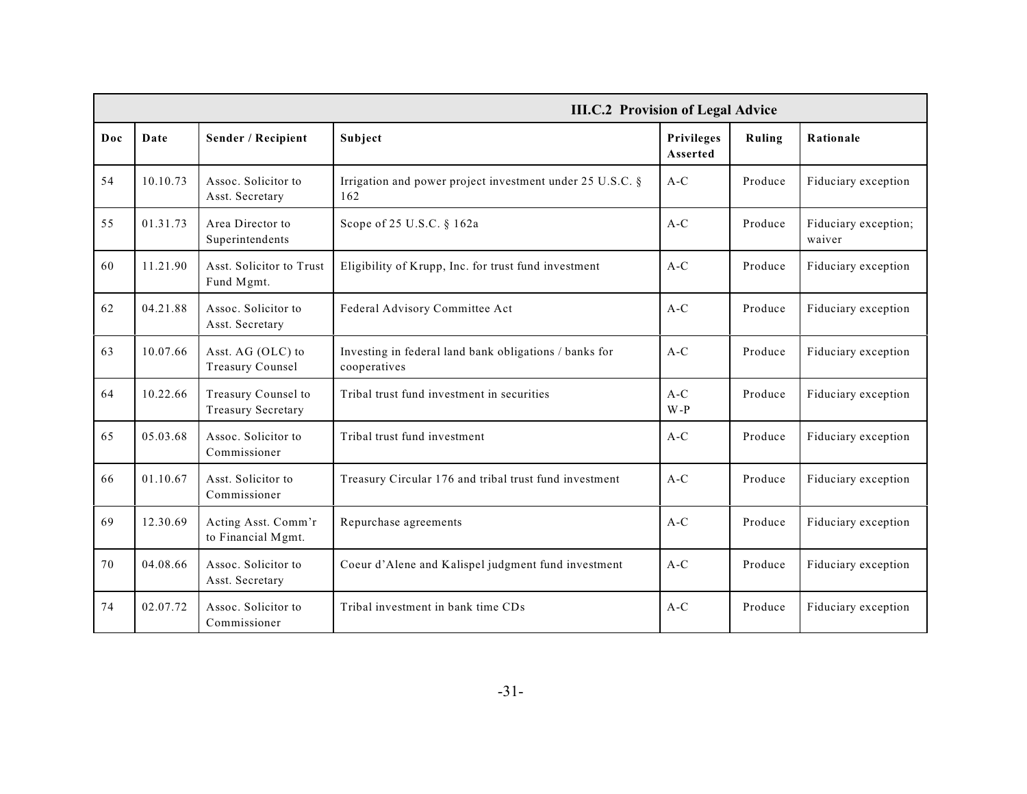| III.C.2 Provision of Legal Advice | | | | | | |
|---|---|---|---|---|---|---|
| **Doc** | **Date** | **Sender / Recipient** | **Subject** | **Privileges Asserted** | **Ruling** | **Rationale** |
| 54 | 10.10.73 | Assoc. Solicitor to Asst. Secretary | Irrigation and power project investment under 25 U.S.C. § 162 | A-C | Produce | Fiduciary exception |
| 55 | 01.31.73 | Area Director to Superintendents | Scope of 25 U.S.C. § 162a | A-C | Produce | Fiduciary exception; waiver |
| 60 | 11.21.90 | Asst. Solicitor to Trust Fund Mgmt. | Eligibility of Krupp, Inc. for trust fund investment | A-C | Produce | Fiduciary exception |
| 62 | 04.21.88 | Assoc. Solicitor to Asst. Secretary | Federal Advisory Committee Act | A-C | Produce | Fiduciary exception |
| 63 | 10.07.66 | Asst. AG (OLC) to Treasury Counsel | Investing in federal land bank obligations / banks for cooperatives | A-C | Produce | Fiduciary exception |
| 64 | 10.22.66 | Treasury Counsel to Treasury Secretary | Tribal trust fund investment in securities | A-C W-P | Produce | Fiduciary exception |
| 65 | 05.03.68 | Assoc. Solicitor to Commissioner | Tribal trust fund investment | A-C | Produce | Fiduciary exception |
| 66 | 01.10.67 | Asst. Solicitor to Commissioner | Treasury Circular 176 and tribal trust fund investment | A-C | Produce | Fiduciary exception |
| 69 | 12.30.69 | Acting Asst. Comm'r to Financial Mgmt. | Repurchase agreements | A-C | Produce | Fiduciary exception |
| 70 | 04.08.66 | Assoc. Solicitor to Asst. Secretary | Coeur d'Alene and Kalispel judgment fund investment | A-C | Produce | Fiduciary exception |
| 74 | 02.07.72 | Assoc. Solicitor to Commissioner | Tribal investment in bank time CDs | A-C | Produce | Fiduciary exception |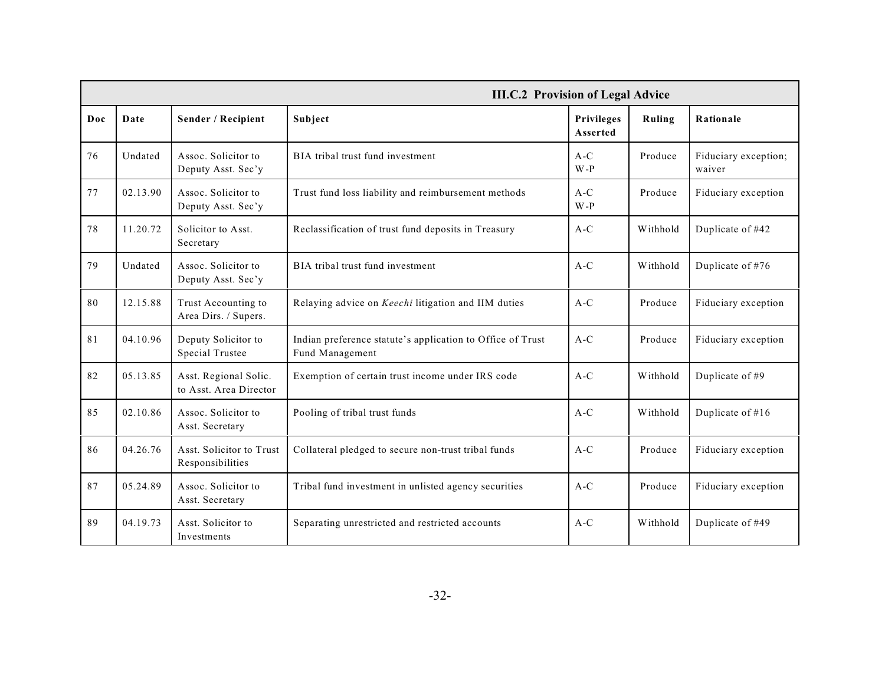| III.C.2 Provision of Legal Advice | | | | | | |
|---|---|---|---|---|---|---|
| **Doc** | **Date** | **Sender / Recipient** | **Subject** | **Privileges Asserted** | **Ruling** | **Rationale** |
| 76 | Undated | Assoc. Solicitor to Deputy Asst. Sec'y | BIA tribal trust fund investment | A-C W-P | Produce | Fiduciary exception; waiver |
| 77 | 02.13.90 | Assoc. Solicitor to Deputy Asst. Sec'y | Trust fund loss liability and reimbursement methods | A-C W-P | Produce | Fiduciary exception |
| 78 | 11.20.72 | Solicitor to Asst. Secretary | Reclassification of trust fund deposits in Treasury | A-C | Withhold | Duplicate of #42 |
| 79 | Undated | Assoc. Solicitor to Deputy Asst. Sec'y | BIA tribal trust fund investment | A-C | Withhold | Duplicate of #76 |
| 80 | 12.15.88 | Trust Accounting to Area Dirs. / Supers. | Relaying advice on *Keechi* litigation and IIM duties | A-C | Produce | Fiduciary exception |
| 81 | 04.10.96 | Deputy Solicitor to Special Trustee | Indian preference statute's application to Office of Trust Fund Management | A-C | Produce | Fiduciary exception |
| 82 | 05.13.85 | Asst. Regional Solic. to Asst. Area Director | Exemption of certain trust income under IRS code | A-C | Withhold | Duplicate of #9 |
| 85 | 02.10.86 | Assoc. Solicitor to Asst. Secretary | Pooling of tribal trust funds | A-C | Withhold | Duplicate of #16 |
| 86 | 04.26.76 | Asst. Solicitor to Trust Responsibilities | Collateral pledged to secure non-trust tribal funds | A-C | Produce | Fiduciary exception |
| 87 | 05.24.89 | Assoc. Solicitor to Asst. Secretary | Tribal fund investment in unlisted agency securities | A-C | Produce | Fiduciary exception |
| 89 | 04.19.73 | Asst. Solicitor to Investments | Separating unrestricted and restricted accounts | A-C | Withhold | Duplicate of #49 |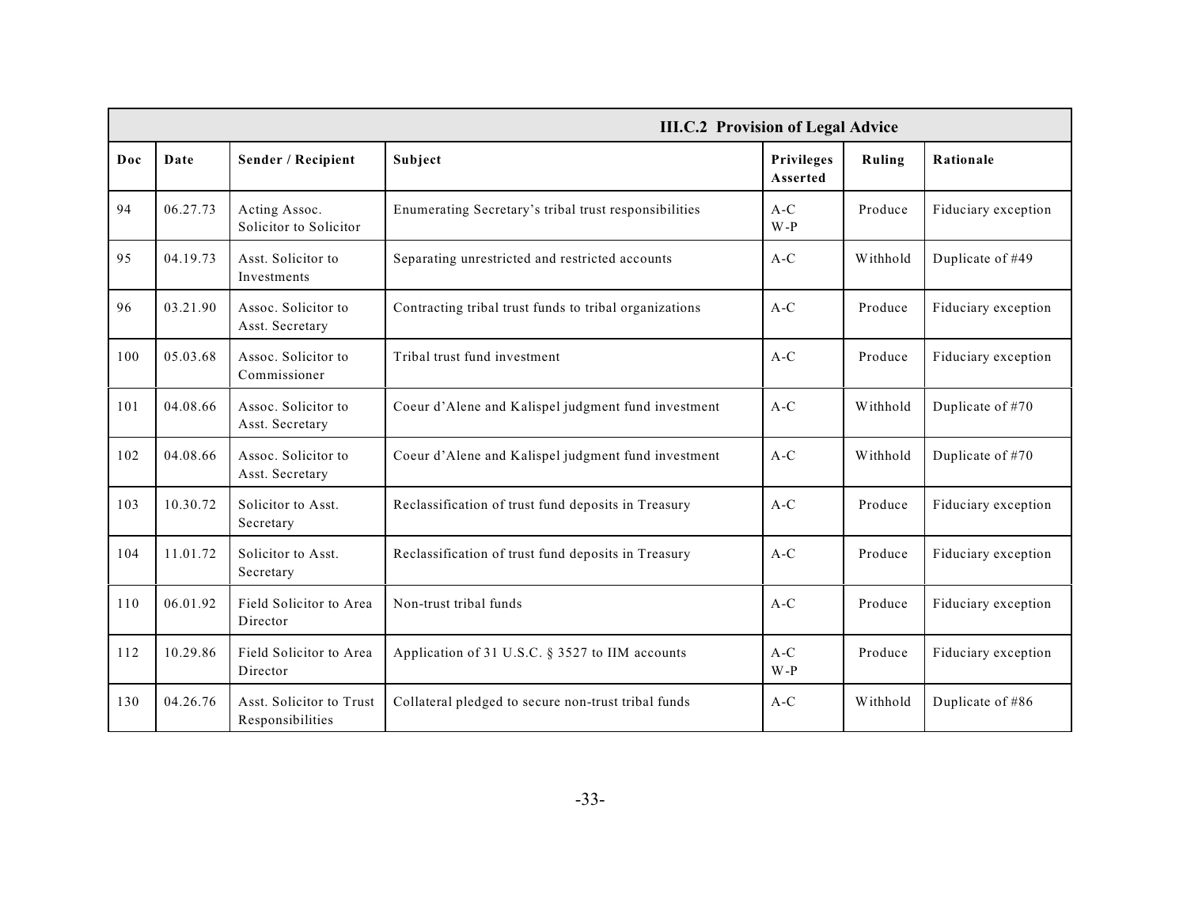| III.C.2 Provision of Legal Advice | | | | | | |
|---|---|---|---|---|---|---|
| **Doc** | **Date** | **Sender / Recipient** | **Subject** | **Privileges Asserted** | **Ruling** | **Rationale** |
| 94 | 06.27.73 | Acting Assoc. Solicitor to Solicitor | Enumerating Secretary's tribal trust responsibilities | A-C W-P | Produce | Fiduciary exception |
| 95 | 04.19.73 | Asst. Solicitor to Investments | Separating unrestricted and restricted accounts | A-C | Withhold | Duplicate of #49 |
| 96 | 03.21.90 | Assoc. Solicitor to Asst. Secretary | Contracting tribal trust funds to tribal organizations | A-C | Produce | Fiduciary exception |
| 100 | 05.03.68 | Assoc. Solicitor to Commissioner | Tribal trust fund investment | A-C | Produce | Fiduciary exception |
| 101 | 04.08.66 | Assoc. Solicitor to Asst. Secretary | Coeur d'Alene and Kalispel judgment fund investment | A-C | Withhold | Duplicate of #70 |
| 102 | 04.08.66 | Assoc. Solicitor to Asst. Secretary | Coeur d'Alene and Kalispel judgment fund investment | A-C | Withhold | Duplicate of #70 |
| 103 | 10.30.72 | Solicitor to Asst. Secretary | Reclassification of trust fund deposits in Treasury | A-C | Produce | Fiduciary exception |
| 104 | 11.01.72 | Solicitor to Asst. Secretary | Reclassification of trust fund deposits in Treasury | A-C | Produce | Fiduciary exception |
| 110 | 06.01.92 | Field Solicitor to Area Director | Non-trust tribal funds | A-C | Produce | Fiduciary exception |
| 112 | 10.29.86 | Field Solicitor to Area Director | Application of 31 U.S.C. § 3527 to IIM accounts | A-C W-P | Produce | Fiduciary exception |
| 130 | 04.26.76 | Asst. Solicitor to Trust Responsibilities | Collateral pledged to secure non-trust tribal funds | A-C | Withhold | Duplicate of #86 |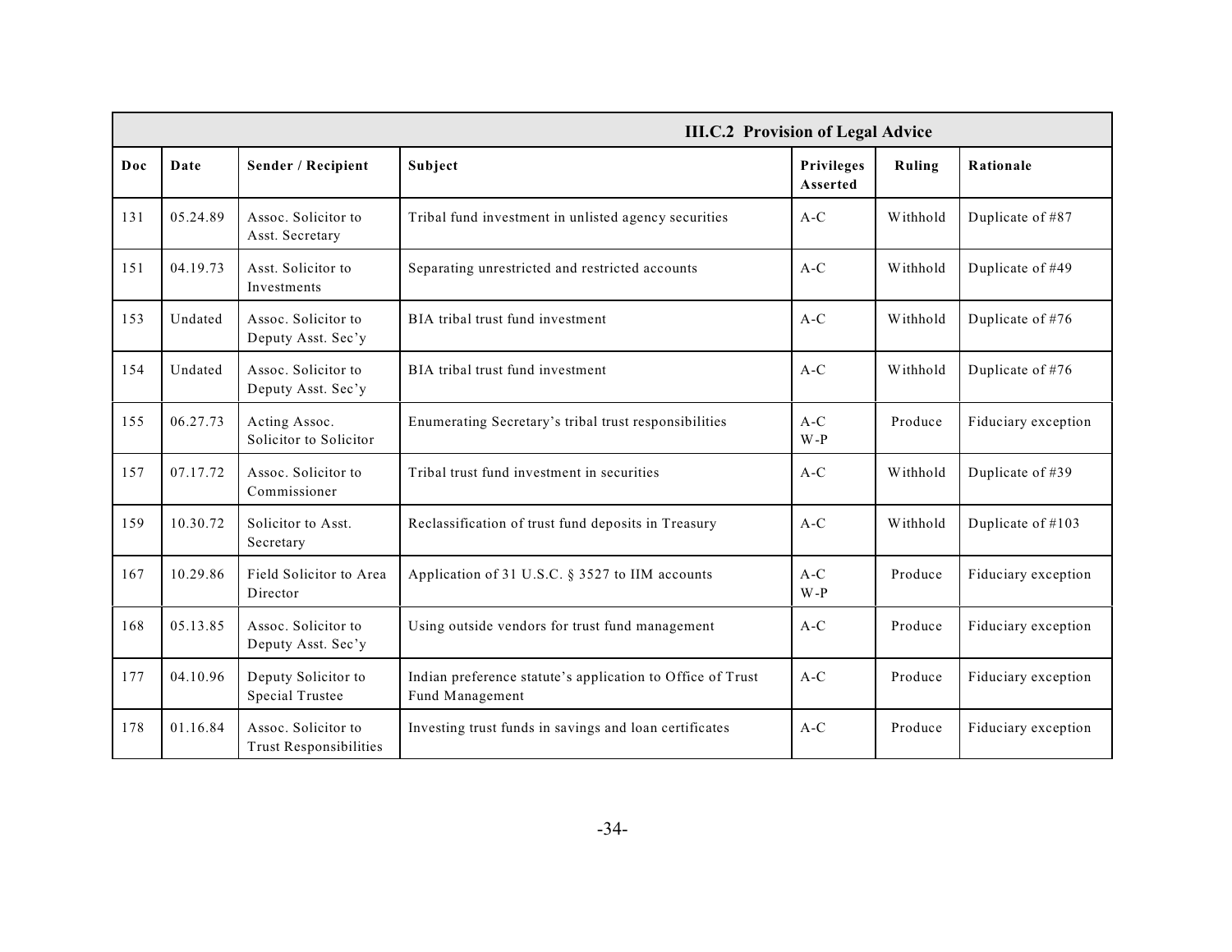| III.C.2 Provision of Legal Advice | | | | | | |
|---|---|---|---|---|---|---|
| **Doc** | **Date** | **Sender / Recipient** | **Subject** | **Privileges Asserted** | **Ruling** | **Rationale** |
| 131 | 05.24.89 | Assoc. Solicitor to Asst. Secretary | Tribal fund investment in unlisted agency securities | A-C | Withhold | Duplicate of #87 |
| 151 | 04.19.73 | Asst. Solicitor to Investments | Separating unrestricted and restricted accounts | A-C | Withhold | Duplicate of #49 |
| 153 | Undated | Assoc. Solicitor to Deputy Asst. Sec'y | BIA tribal trust fund investment | A-C | Withhold | Duplicate of #76 |
| 154 | Undated | Assoc. Solicitor to Deputy Asst. Sec'y | BIA tribal trust fund investment | A-C | Withhold | Duplicate of #76 |
| 155 | 06.27.73 | Acting Assoc. Solicitor to Solicitor | Enumerating Secretary's tribal trust responsibilities | A-C W-P | Produce | Fiduciary exception |
| 157 | 07.17.72 | Assoc. Solicitor to Commissioner | Tribal trust fund investment in securities | A-C | Withhold | Duplicate of #39 |
| 159 | 10.30.72 | Solicitor to Asst. Secretary | Reclassification of trust fund deposits in Treasury | A-C | Withhold | Duplicate of #103 |
| 167 | 10.29.86 | Field Solicitor to Area Director | Application of 31 U.S.C. § 3527 to IIM accounts | A-C W-P | Produce | Fiduciary exception |
| 168 | 05.13.85 | Assoc. Solicitor to Deputy Asst. Sec'y | Using outside vendors for trust fund management | A-C | Produce | Fiduciary exception |
| 177 | 04.10.96 | Deputy Solicitor to Special Trustee | Indian preference statute's application to Office of Trust Fund Management | A-C | Produce | Fiduciary exception |
| 178 | 01.16.84 | Assoc. Solicitor to Trust Responsibilities | Investing trust funds in savings and loan certificates | A-C | Produce | Fiduciary exception |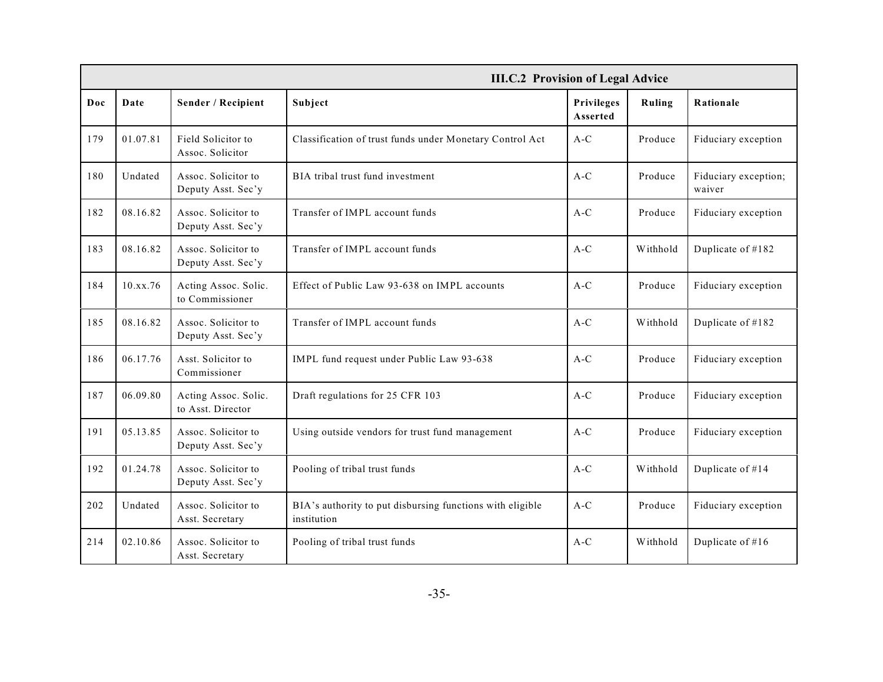| III.C.2 Provision of Legal Advice | | | | | | |
|---|---|---|---|---|---|---|
| **Doc** | **Date** | **Sender / Recipient** | **Subject** | **Privileges Asserted** | **Ruling** | **Rationale** |
| 179 | 01.07.81 | Field Solicitor to Assoc. Solicitor | Classification of trust funds under Monetary Control Act | A-C | Produce | Fiduciary exception |
| 180 | Undated | Assoc. Solicitor to Deputy Asst. Sec'y | BIA tribal trust fund investment | A-C | Produce | Fiduciary exception; waiver |
| 182 | 08.16.82 | Assoc. Solicitor to Deputy Asst. Sec'y | Transfer of IMPL account funds | A-C | Produce | Fiduciary exception |
| 183 | 08.16.82 | Assoc. Solicitor to Deputy Asst. Sec'y | Transfer of IMPL account funds | A-C | Withhold | Duplicate of #182 |
| 184 | 10.xx.76 | Acting Assoc. Solic. to Commissioner | Effect of Public Law 93-638 on IMPL accounts | A-C | Produce | Fiduciary exception |
| 185 | 08.16.82 | Assoc. Solicitor to Deputy Asst. Sec'y | Transfer of IMPL account funds | A-C | Withhold | Duplicate of #182 |
| 186 | 06.17.76 | Asst. Solicitor to Commissioner | IMPL fund request under Public Law 93-638 | A-C | Produce | Fiduciary exception |
| 187 | 06.09.80 | Acting Assoc. Solic. to Asst. Director | Draft regulations for 25 CFR 103 | A-C | Produce | Fiduciary exception |
| 191 | 05.13.85 | Assoc. Solicitor to Deputy Asst. Sec'y | Using outside vendors for trust fund management | A-C | Produce | Fiduciary exception |
| 192 | 01.24.78 | Assoc. Solicitor to Deputy Asst. Sec'y | Pooling of tribal trust funds | A-C | Withhold | Duplicate of #14 |
| 202 | Undated | Assoc. Solicitor to Asst. Secretary | BIA's authority to put disbursing functions with eligible institution | A-C | Produce | Fiduciary exception |
| 214 | 02.10.86 | Assoc. Solicitor to Asst. Secretary | Pooling of tribal trust funds | A-C | Withhold | Duplicate of #16 |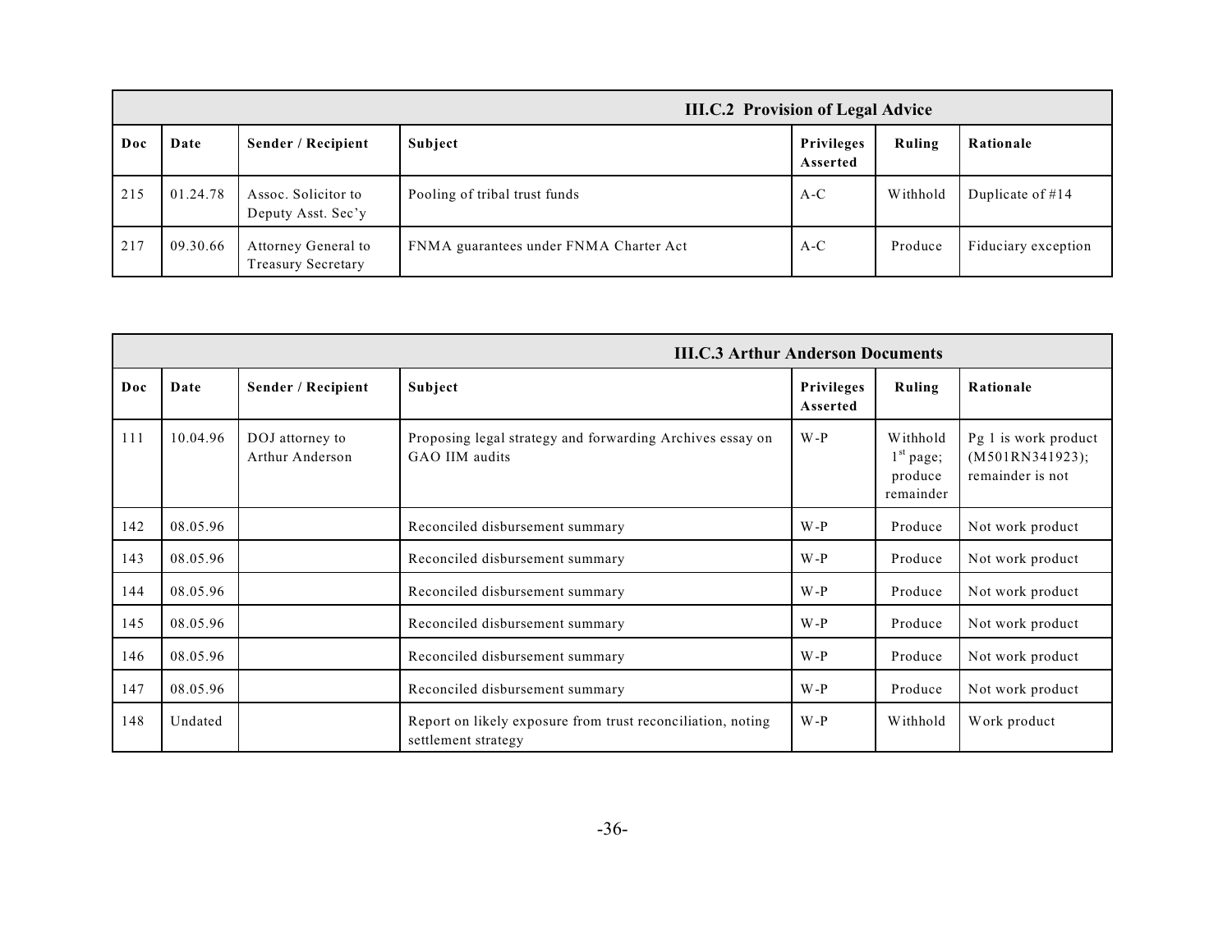| III.C.2 Provision of Legal Advice | | | | | | |
|---|---|---|---|---|---|---|
| **Doc** | **Date** | **Sender / Recipient** | **Subject** | **Privileges Asserted** | **Ruling** | **Rationale** |
| 215 | 01.24.78 | Assoc. Solicitor to Deputy Asst. Sec'y | Pooling of tribal trust funds | A-C | Withhold | Duplicate of #14 |
| 217 | 09.30.66 | Attorney General to Treasury Secretary | FNMA guarantees under FNMA Charter Act | A-C | Produce | Fiduciary exception |

| III.C.3 Arthur Anderson Documents | | | | | | |
|---|---|---|---|---|---|---|
| **Doc** | **Date** | **Sender / Recipient** | **Subject** | **Privileges Asserted** | **Ruling** | **Rationale** |
| 111 | 10.04.96 | DOJ attorney to Arthur Anderson | Proposing legal strategy and forwarding Archives essay on GAO IIM audits | W-P | Withhold 1st page; produce remainder | Pg 1 is work product (M501RN341923); remainder is not |
| 142 | 08.05.96 | | Reconciled disbursement summary | W-P | Produce | Not work product |
| 143 | 08.05.96 | | Reconciled disbursement summary | W-P | Produce | Not work product |
| 144 | 08.05.96 | | Reconciled disbursement summary | W-P | Produce | Not work product |
| 145 | 08.05.96 | | Reconciled disbursement summary | W-P | Produce | Not work product |
| 146 | 08.05.96 | | Reconciled disbursement summary | W-P | Produce | Not work product |
| 147 | 08.05.96 | | Reconciled disbursement summary | W-P | Produce | Not work product |
| 148 | Undated | | Report on likely exposure from trust reconciliation, noting settlement strategy | W-P | Withhold | Work product |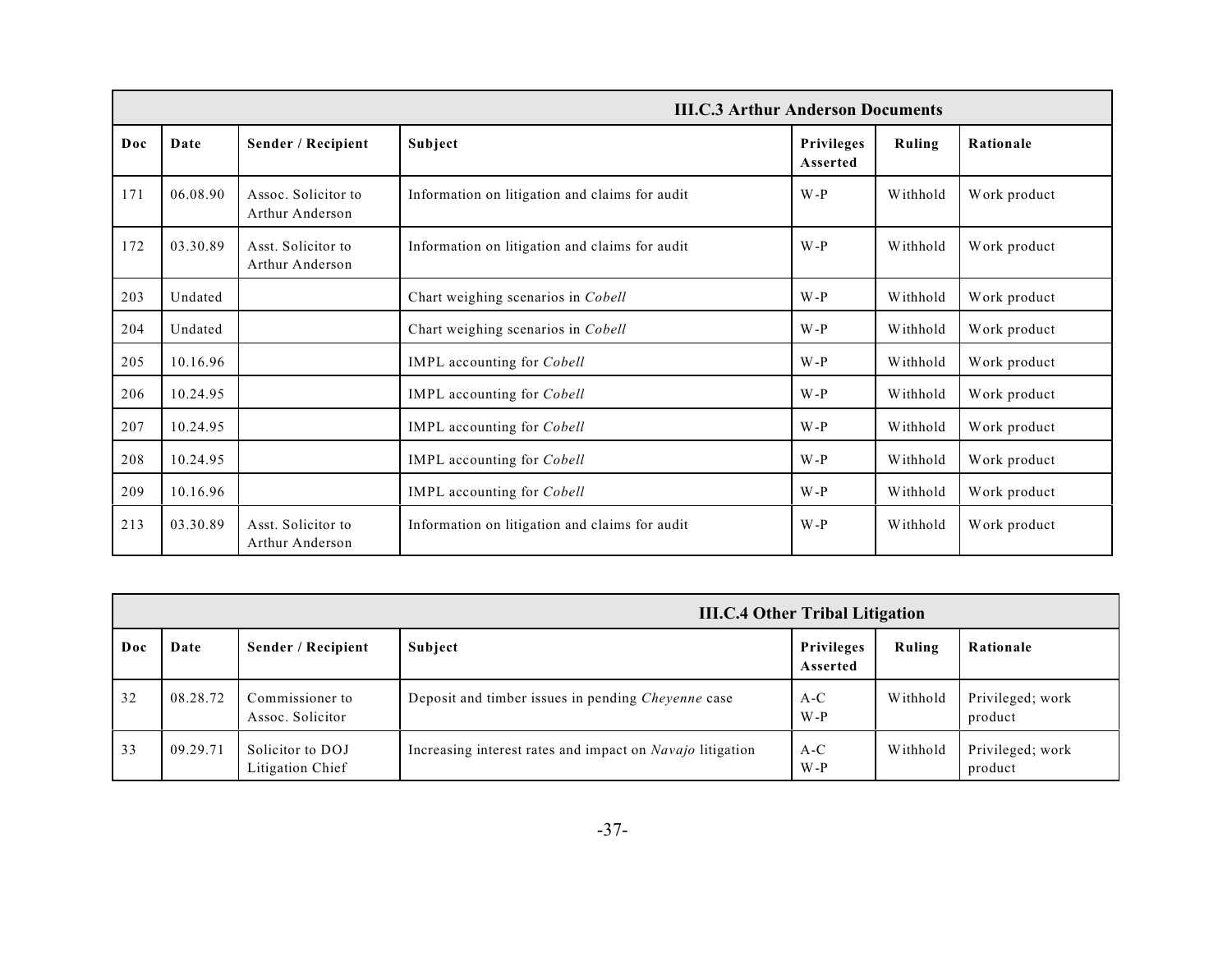| III.C.3 Arthur Anderson Documents | | | | | | |
|---|---|---|---|---|---|---|
| Doc | Date | Sender / Recipient | Subject | Privileges Asserted | Ruling | Rationale |
| 171 | 06.08.90 | Assoc. Solicitor to Arthur Anderson | Information on litigation and claims for audit | W-P | Withhold | Work product |
| 172 | 03.30.89 | Asst. Solicitor to Arthur Anderson | Information on litigation and claims for audit | W-P | Withhold | Work product |
| 203 | Undated | | Chart weighing scenarios in *Cobell* | W-P | Withhold | Work product |
| 204 | Undated | | Chart weighing scenarios in *Cobell* | W-P | Withhold | Work product |
| 205 | 10.16.96 | | IMPL accounting for *Cobell* | W-P | Withhold | Work product |
| 206 | 10.24.95 | | IMPL accounting for *Cobell* | W-P | Withhold | Work product |
| 207 | 10.24.95 | | IMPL accounting for *Cobell* | W-P | Withhold | Work product |
| 208 | 10.24.95 | | IMPL accounting for *Cobell* | W-P | Withhold | Work product |
| 209 | 10.16.96 | | IMPL accounting for *Cobell* | W-P | Withhold | Work product |
| 213 | 03.30.89 | Asst. Solicitor to Arthur Anderson | Information on litigation and claims for audit | W-P | Withhold | Work product |

| III.C.4 Other Tribal Litigation | | | | | | |
|---|---|---|---|---|---|---|
| Doc | Date | Sender / Recipient | Subject | Privileges Asserted | Ruling | Rationale |
| 32 | 08.28.72 | Commissioner to Assoc. Solicitor | Deposit and timber issues in pending *Cheyenne* case | A-C W-P | Withhold | Privileged; work product |
| 33 | 09.29.71 | Solicitor to DOJ Litigation Chief | Increasing interest rates and impact on *Navajo* litigation | A-C W-P | Withhold | Privileged; work product |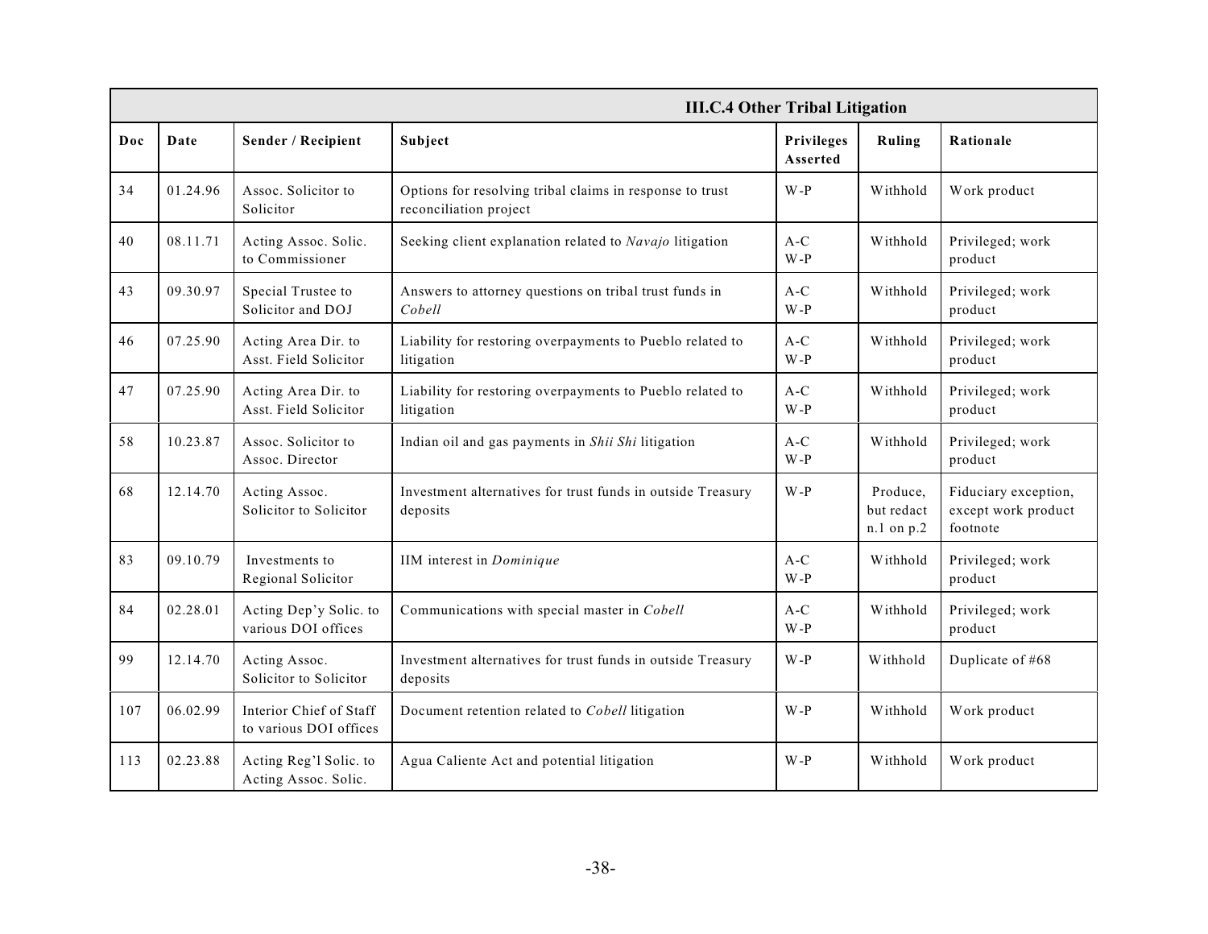| III.C.4 Other Tribal Litigation | | | | | | |
|---|---|---|---|---|---|---|
| **Doc** | **Date** | **Sender / Recipient** | **Subject** | **Privileges Asserted** | **Ruling** | **Rationale** |
| 34 | 01.24.96 | Assoc. Solicitor to Solicitor | Options for resolving tribal claims in response to trust reconciliation project | W-P | Withhold | Work product |
| 40 | 08.11.71 | Acting Assoc. Solic. to Commissioner | Seeking client explanation related to *Navajo* litigation | A-C W-P | Withhold | Privileged; work product |
| 43 | 09.30.97 | Special Trustee to Solicitor and DOJ | Answers to attorney questions on tribal trust funds in *Cobell* | A-C W-P | Withhold | Privileged; work product |
| 46 | 07.25.90 | Acting Area Dir. to Asst. Field Solicitor | Liability for restoring overpayments to Pueblo related to litigation | A-C W-P | Withhold | Privileged; work product |
| 47 | 07.25.90 | Acting Area Dir. to Asst. Field Solicitor | Liability for restoring overpayments to Pueblo related to litigation | A-C W-P | Withhold | Privileged; work product |
| 58 | 10.23.87 | Assoc. Solicitor to Assoc. Director | Indian oil and gas payments in *Shii Shi* litigation | A-C W-P | Withhold | Privileged; work product |
| 68 | 12.14.70 | Acting Assoc. Solicitor to Solicitor | Investment alternatives for trust funds in outside Treasury deposits | W-P | Produce, but redact n.1 on p.2 | Fiduciary exception, except work product footnote |
| 83 | 09.10.79 | Investments to Regional Solicitor | IIM interest in *Dominique* | A-C W-P | Withhold | Privileged; work product |
| 84 | 02.28.01 | Acting Dep'y Solic. to various DOI offices | Communications with special master in *Cobell* | A-C W-P | Withhold | Privileged; work product |
| 99 | 12.14.70 | Acting Assoc. Solicitor to Solicitor | Investment alternatives for trust funds in outside Treasury deposits | W-P | Withhold | Duplicate of #68 |
| 107 | 06.02.99 | Interior Chief of Staff to various DOI offices | Document retention related to *Cobell* litigation | W-P | Withhold | Work product |
| 113 | 02.23.88 | Acting Reg'l Solic. to Acting Assoc. Solic. | Agua Caliente Act and potential litigation | W-P | Withhold | Work product |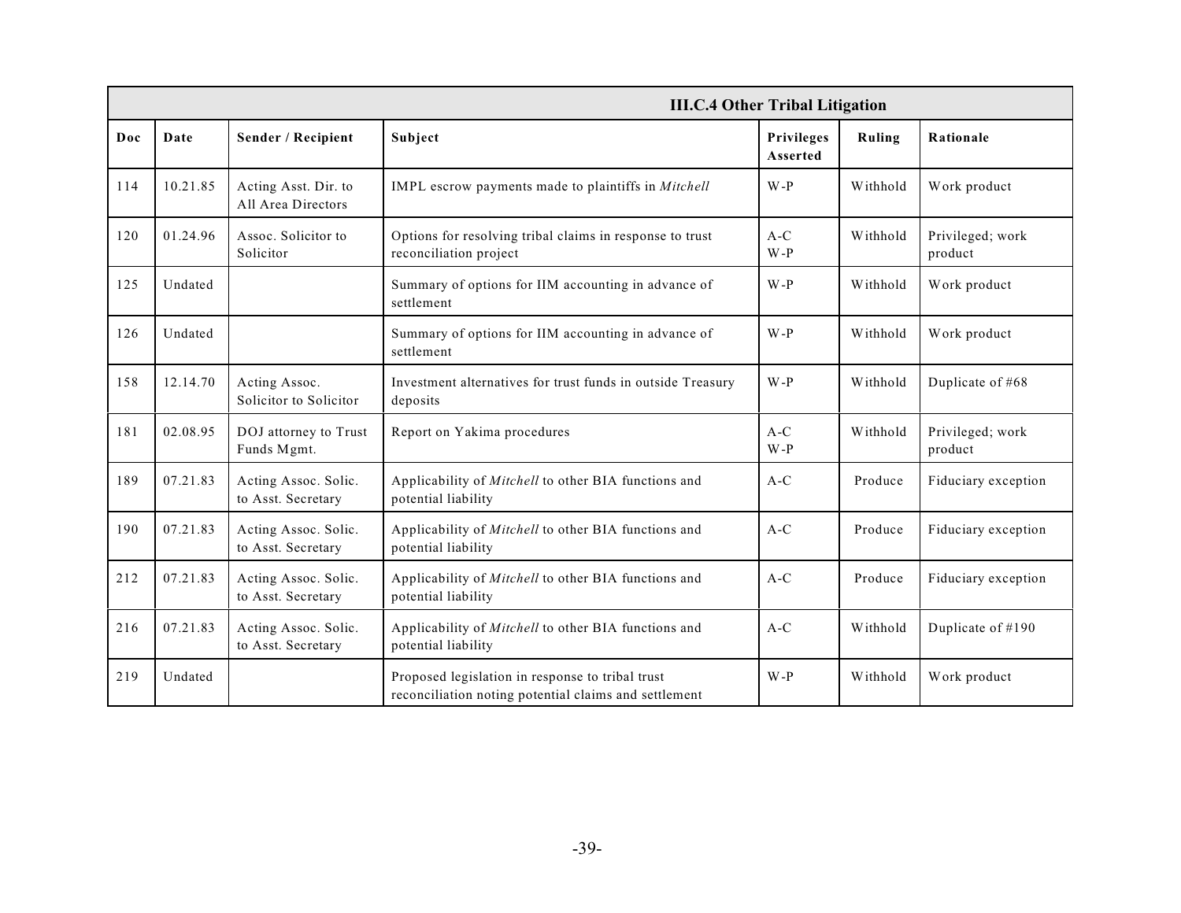| III.C.4 Other Tribal Litigation | | | | | | |
|---|---|---|---|---|---|---|
| **Doc** | **Date** | **Sender / Recipient** | **Subject** | **Privileges Asserted** | **Ruling** | **Rationale** |
| 114 | 10.21.85 | Acting Asst. Dir. to All Area Directors | IMPL escrow payments made to plaintiffs in *Mitchell* | W-P | Withhold | Work product |
| 120 | 01.24.96 | Assoc. Solicitor to Solicitor | Options for resolving tribal claims in response to trust reconciliation project | A-C W-P | Withhold | Privileged; work product |
| 125 | Undated | | Summary of options for IIM accounting in advance of settlement | W-P | Withhold | Work product |
| 126 | Undated | | Summary of options for IIM accounting in advance of settlement | W-P | Withhold | Work product |
| 158 | 12.14.70 | Acting Assoc. Solicitor to Solicitor | Investment alternatives for trust funds in outside Treasury deposits | W-P | Withhold | Duplicate of #68 |
| 181 | 02.08.95 | DOJ attorney to Trust Funds Mgmt. | Report on Yakima procedures | A-C W-P | Withhold | Privileged; work product |
| 189 | 07.21.83 | Acting Assoc. Solic. to Asst. Secretary | Applicability of *Mitchell* to other BIA functions and potential liability | A-C | Produce | Fiduciary exception |
| 190 | 07.21.83 | Acting Assoc. Solic. to Asst. Secretary | Applicability of *Mitchell* to other BIA functions and potential liability | A-C | Produce | Fiduciary exception |
| 212 | 07.21.83 | Acting Assoc. Solic. to Asst. Secretary | Applicability of *Mitchell* to other BIA functions and potential liability | A-C | Produce | Fiduciary exception |
| 216 | 07.21.83 | Acting Assoc. Solic. to Asst. Secretary | Applicability of *Mitchell* to other BIA functions and potential liability | A-C | Withhold | Duplicate of #190 |
| 219 | Undated | | Proposed legislation in response to tribal trust reconciliation noting potential claims and settlement | W-P | Withhold | Work product |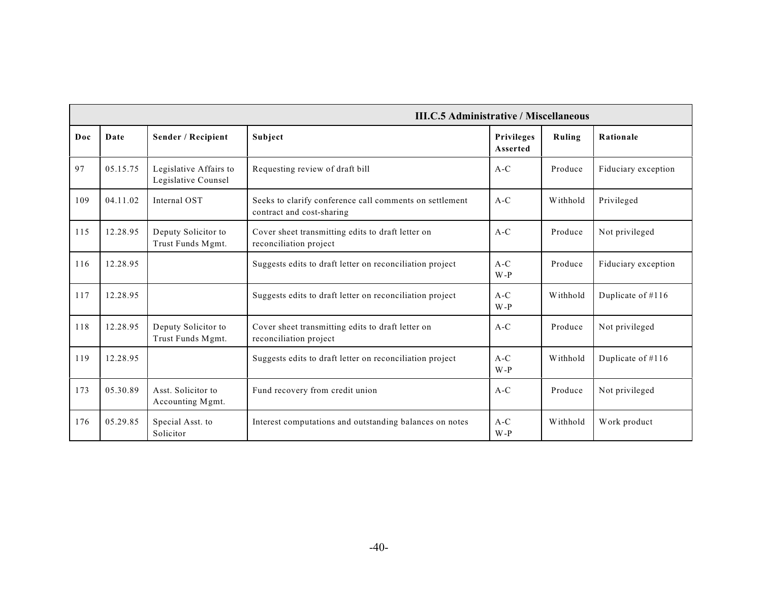| III.C.5 Administrative / Miscellaneous | | | | | | |
|---|---|---|---|---|---|---|
| **Doc** | **Date** | **Sender / Recipient** | **Subject** | **Privileges Asserted** | **Ruling** | **Rationale** |
| 97 | 05.15.75 | Legislative Affairs to Legislative Counsel | Requesting review of draft bill | A-C | Produce | Fiduciary exception |
| 109 | 04.11.02 | Internal OST | Seeks to clarify conference call comments on settlement contract and cost-sharing | A-C | Withhold | Privileged |
| 115 | 12.28.95 | Deputy Solicitor to Trust Funds Mgmt. | Cover sheet transmitting edits to draft letter on reconciliation project | A-C | Produce | Not privileged |
| 116 | 12.28.95 | | Suggests edits to draft letter on reconciliation project | A-C W-P | Produce | Fiduciary exception |
| 117 | 12.28.95 | | Suggests edits to draft letter on reconciliation project | A-C W-P | Withhold | Duplicate of #116 |
| 118 | 12.28.95 | Deputy Solicitor to Trust Funds Mgmt. | Cover sheet transmitting edits to draft letter on reconciliation project | A-C | Produce | Not privileged |
| 119 | 12.28.95 | | Suggests edits to draft letter on reconciliation project | A-C W-P | Withhold | Duplicate of #116 |
| 173 | 05.30.89 | Asst. Solicitor to Accounting Mgmt. | Fund recovery from credit union | A-C | Produce | Not privileged |
| 176 | 05.29.85 | Special Asst. to Solicitor | Interest computations and outstanding balances on notes | A-C W-P | Withhold | Work product |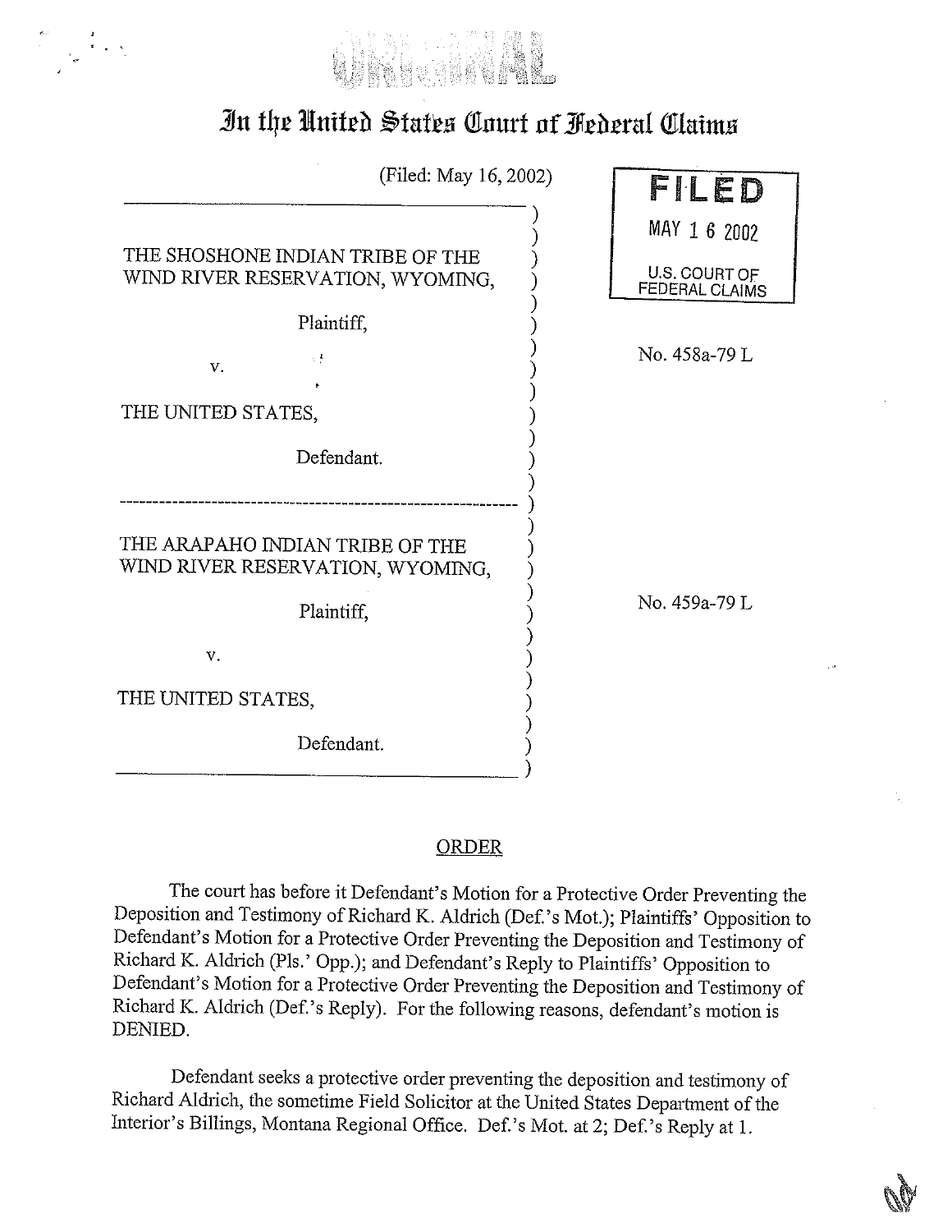# In the United States Court of Federal Claims

(Filed: May 16, 2002)

**FILED**
MAY 16 2002
U.S. COURT OF FEDERAL CLAIMS

THE SHOSHONE INDIAN TRIBE OF THE WIND RIVER RESERVATION, WYOMING,

Plaintiff,

v.

THE UNITED STATES,

Defendant.

No. 458a-79 L

---

THE ARAPAHO INDIAN TRIBE OF THE WIND RIVER RESERVATION, WYOMING,

Plaintiff,

v.

THE UNITED STATES,

Defendant.

No. 459a-79 L

---

## ORDER

The court has before it Defendant's Motion for a Protective Order Preventing the Deposition and Testimony of Richard K. Aldrich (Def.'s Mot.); Plaintiffs' Opposition to Defendant's Motion for a Protective Order Preventing the Deposition and Testimony of Richard K. Aldrich (Pls.' Opp.); and Defendant's Reply to Plaintiffs' Opposition to Defendant's Motion for a Protective Order Preventing the Deposition and Testimony of Richard K. Aldrich (Def.'s Reply). For the following reasons, defendant's motion is DENIED.

Defendant seeks a protective order preventing the deposition and testimony of Richard Aldrich, the sometime Field Solicitor at the United States Department of the Interior's Billings, Montana Regional Office. Def.'s Mot. at 2; Def.'s Reply at 1.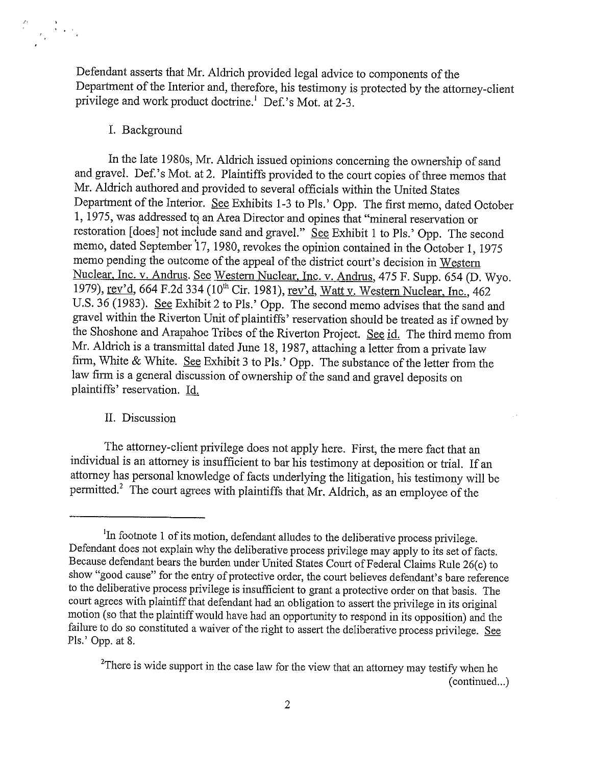Defendant asserts that Mr. Aldrich provided legal advice to components of the Department of the Interior and, therefore, his testimony is protected by the attorney-client privilege and work product doctrine.[1] Def.'s Mot. at 2-3.

## I. Background

In the late 1980s, Mr. Aldrich issued opinions concerning the ownership of sand and gravel. Def.'s Mot. at 2. Plaintiffs provided to the court copies of three memos that Mr. Aldrich authored and provided to several officials within the United States Department of the Interior. See Exhibits 1-3 to Pls.' Opp. The first memo, dated October 1, 1975, was addressed to an Area Director and opines that "mineral reservation or restoration [does] not include sand and gravel." See Exhibit 1 to Pls.' Opp. The second memo, dated September 17, 1980, revokes the opinion contained in the October 1, 1975 memo pending the outcome of the appeal of the district court's decision in Western Nuclear, Inc. v. Andrus. See Western Nuclear, Inc. v. Andrus, 475 F. Supp. 654 (D. Wyo. 1979), rev'd, 664 F.2d 334 (10th Cir. 1981), rev'd, Watt v. Western Nuclear, Inc., 462 U.S. 36 (1983). See Exhibit 2 to Pls.' Opp. The second memo advises that the sand and gravel within the Riverton Unit of plaintiffs' reservation should be treated as if owned by the Shoshone and Arapahoe Tribes of the Riverton Project. See id. The third memo from Mr. Aldrich is a transmittal dated June 18, 1987, attaching a letter from a private law firm, White & White. See Exhibit 3 to Pls.' Opp. The substance of the letter from the law firm is a general discussion of ownership of the sand and gravel deposits on plaintiffs' reservation. Id.

## II. Discussion

The attorney-client privilege does not apply here. First, the mere fact that an individual is an attorney is insufficient to bar his testimony at deposition or trial. If an attorney has personal knowledge of facts underlying the litigation, his testimony will be permitted.[2] The court agrees with plaintiffs that Mr. Aldrich, as an employee of the

---

[1] In footnote 1 of its motion, defendant alludes to the deliberative process privilege. Defendant does not explain why the deliberative process privilege may apply to its set of facts. Because defendant bears the burden under United States Court of Federal Claims Rule 26(c) to show "good cause" for the entry of protective order, the court believes defendant's bare reference to the deliberative process privilege is insufficient to grant a protective order on that basis. The court agrees with plaintiff that defendant had an obligation to assert the privilege in its original motion (so that the plaintiff would have had an opportunity to respond in its opposition) and the failure to do so constituted a waiver of the right to assert the deliberative process privilege. See Pls.' Opp. at 8.

[2] There is wide support in the case law for the view that an attorney may testify when he (continued...)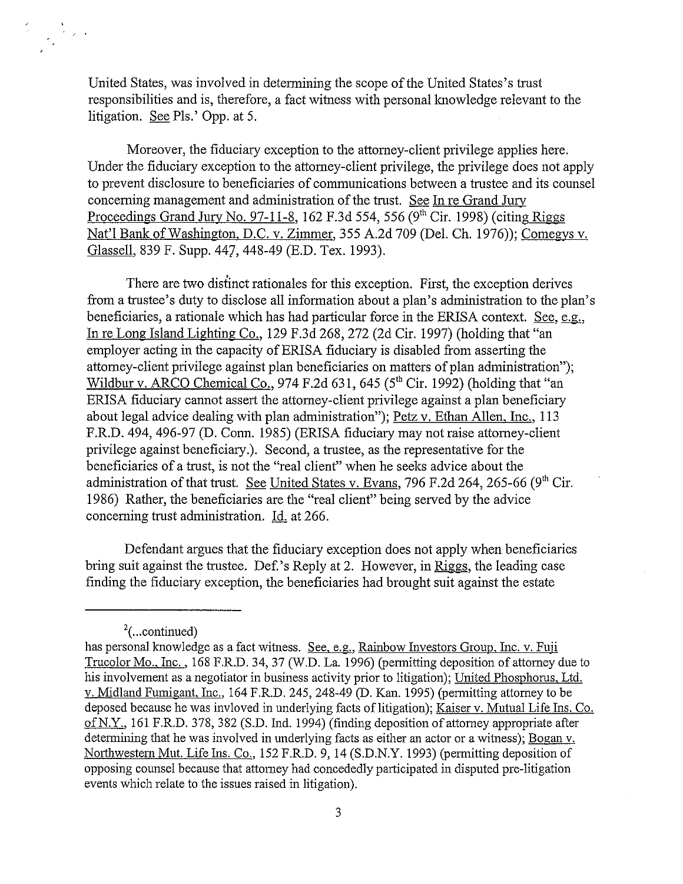United States, was involved in determining the scope of the United States's trust responsibilities and is, therefore, a fact witness with personal knowledge relevant to the litigation. See Pls.' Opp. at 5.

Moreover, the fiduciary exception to the attorney-client privilege applies here. Under the fiduciary exception to the attorney-client privilege, the privilege does not apply to prevent disclosure to beneficiaries of communications between a trustee and its counsel concerning management and administration of the trust. See In re Grand Jury Proceedings Grand Jury No. 97-11-8, 162 F.3d 554, 556 (9th Cir. 1998) (citing Riggs Nat'l Bank of Washington, D.C. v. Zimmer, 355 A.2d 709 (Del. Ch. 1976)); Comegys v. Glassell, 839 F. Supp. 447, 448-49 (E.D. Tex. 1993).

There are two distinct rationales for this exception. First, the exception derives from a trustee's duty to disclose all information about a plan's administration to the plan's beneficiaries, a rationale which has had particular force in the ERISA context. See, e.g., In re Long Island Lighting Co., 129 F.3d 268, 272 (2d Cir. 1997) (holding that "an employer acting in the capacity of ERISA fiduciary is disabled from asserting the attorney-client privilege against plan beneficiaries on matters of plan administration"); Wildbur v. ARCO Chemical Co., 974 F.2d 631, 645 (5th Cir. 1992) (holding that "an ERISA fiduciary cannot assert the attorney-client privilege against a plan beneficiary about legal advice dealing with plan administration"); Petz v. Ethan Allen, Inc., 113 F.R.D. 494, 496-97 (D. Conn. 1985) (ERISA fiduciary may not raise attorney-client privilege against beneficiary.). Second, a trustee, as the representative for the beneficiaries of a trust, is not the "real client" when he seeks advice about the administration of that trust. See United States v. Evans, 796 F.2d 264, 265-66 (9th Cir. 1986) Rather, the beneficiaries are the "real client" being served by the advice concerning trust administration. Id. at 266.

Defendant argues that the fiduciary exception does not apply when beneficiaries bring suit against the trustee. Def.'s Reply at 2. However, in Riggs, the leading case finding the fiduciary exception, the beneficiaries had brought suit against the estate

---

[2](...continued)

has personal knowledge as a fact witness. See, e.g., Rainbow Investors Group, Inc. v. Fuji Trucolor Mo., Inc., 168 F.R.D. 34, 37 (W.D. La. 1996) (permitting deposition of attorney due to his involvement as a negotiator in business activity prior to litigation); United Phosphorus, Ltd. v. Midland Fumigant, Inc., 164 F.R.D. 245, 248-49 (D. Kan. 1995) (permitting attorney to be deposed because he was invloved in underlying facts of litigation); Kaiser v. Mutual Life Ins. Co. of N.Y., 161 F.R.D. 378, 382 (S.D. Ind. 1994) (finding deposition of attorney appropriate after determining that he was involved in underlying facts as either an actor or a witness); Bogan v. Northwestern Mut. Life Ins. Co., 152 F.R.D. 9, 14 (S.D.N.Y. 1993) (permitting deposition of opposing counsel because that attorney had concededly participated in disputed pre-litigation events which relate to the issues raised in litigation).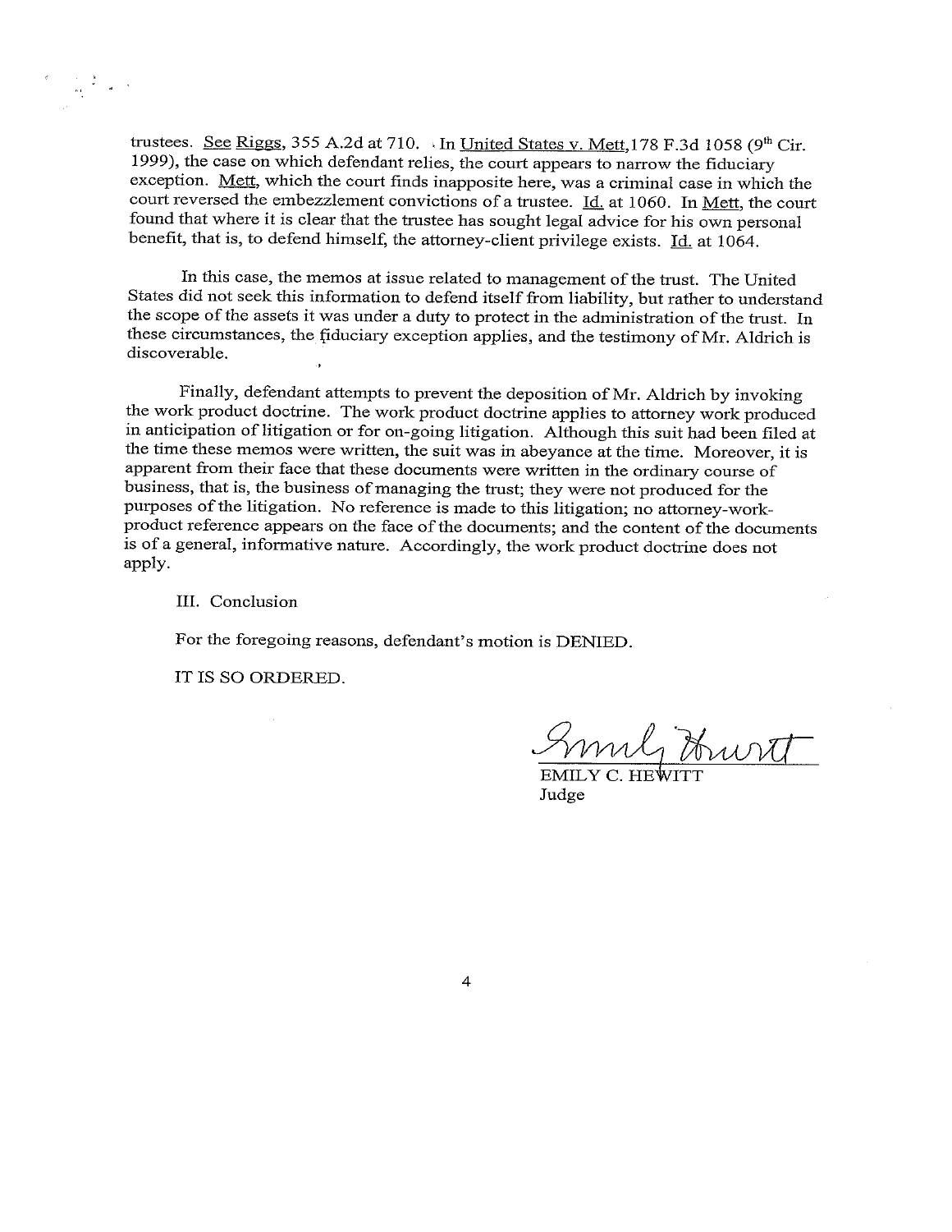trustees. See Riggs, 355 A.2d at 710. In United States v. Mett, 178 F.3d 1058 (9th Cir. 1999), the case on which defendant relies, the court appears to narrow the fiduciary exception. Mett, which the court finds inapposite here, was a criminal case in which the court reversed the embezzlement convictions of a trustee. Id. at 1060. In Mett, the court found that where it is clear that the trustee has sought legal advice for his own personal benefit, that is, to defend himself, the attorney-client privilege exists. Id. at 1064.

In this case, the memos at issue related to management of the trust. The United States did not seek this information to defend itself from liability, but rather to understand the scope of the assets it was under a duty to protect in the administration of the trust. In these circumstances, the fiduciary exception applies, and the testimony of Mr. Aldrich is discoverable.

Finally, defendant attempts to prevent the deposition of Mr. Aldrich by invoking the work product doctrine. The work product doctrine applies to attorney work produced in anticipation of litigation or for on-going litigation. Although this suit had been filed at the time these memos were written, the suit was in abeyance at the time. Moreover, it is apparent from their face that these documents were written in the ordinary course of business, that is, the business of managing the trust; they were not produced for the purposes of the litigation. No reference is made to this litigation; no attorney-work-product reference appears on the face of the documents; and the content of the documents is of a general, informative nature. Accordingly, the work product doctrine does not apply.

III. Conclusion

For the foregoing reasons, defendant's motion is DENIED.

IT IS SO ORDERED.

EMILY C. HEWITT
Judge